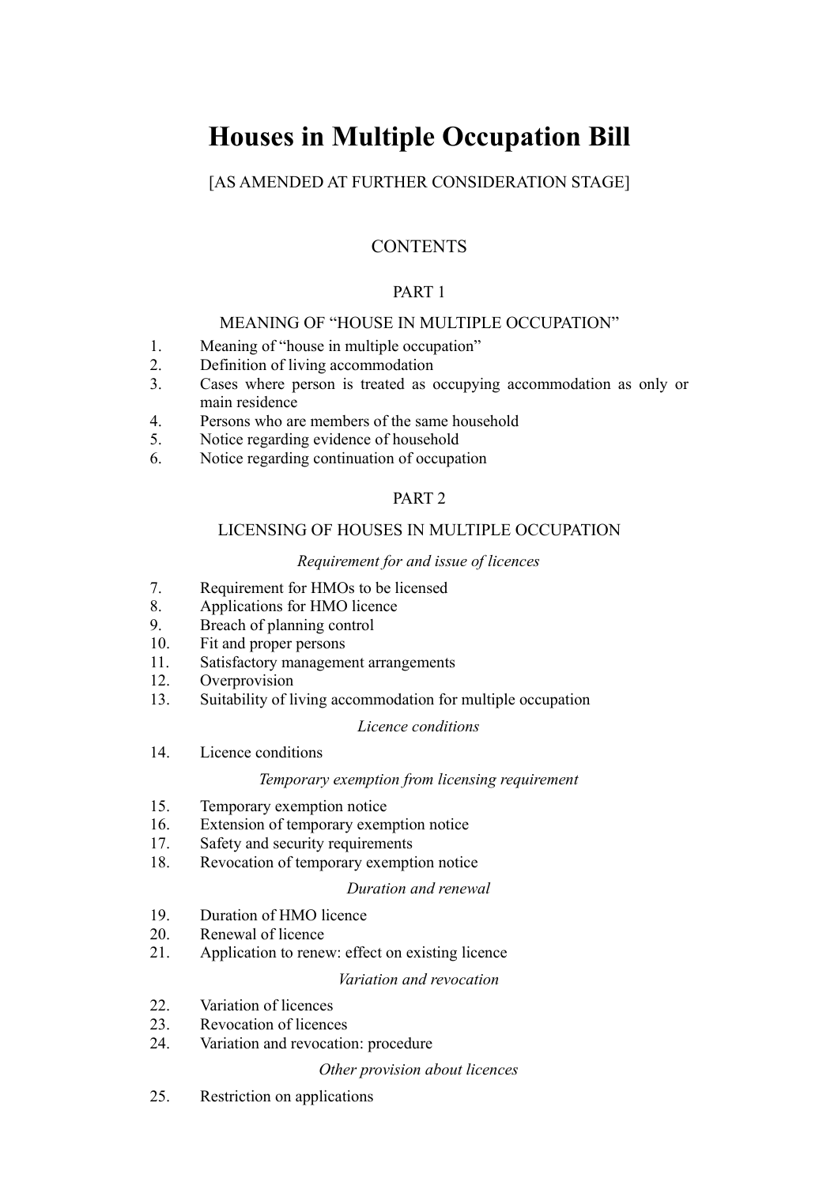# Houses in Multiple Occupation Bill

[AS AMENDED AT FURTHER CONSIDERATION STAGE]

## CONTENTS

### PART 1

### MEANING OF "HOUSE IN MULTIPLE OCCUPATION"

1. Meaning of "house in multiple occupation"
2. Definition of living accommodation
3. Cases where person is treated as occupying accommodation as only or main residence
4. Persons who are members of the same household
5. Notice regarding evidence of household
6. Notice regarding continuation of occupation

### PART 2

### LICENSING OF HOUSES IN MULTIPLE OCCUPATION

*Requirement for and issue of licences*

7. Requirement for HMOs to be licensed
8. Applications for HMO licence
9. Breach of planning control
10. Fit and proper persons
11. Satisfactory management arrangements
12. Overprovision
13. Suitability of living accommodation for multiple occupation

*Licence conditions*

14. Licence conditions

*Temporary exemption from licensing requirement*

15. Temporary exemption notice
16. Extension of temporary exemption notice
17. Safety and security requirements
18. Revocation of temporary exemption notice

*Duration and renewal*

19. Duration of HMO licence
20. Renewal of licence
21. Application to renew: effect on existing licence

*Variation and revocation*

22. Variation of licences
23. Revocation of licences
24. Variation and revocation: procedure

*Other provision about licences*

25. Restriction on applications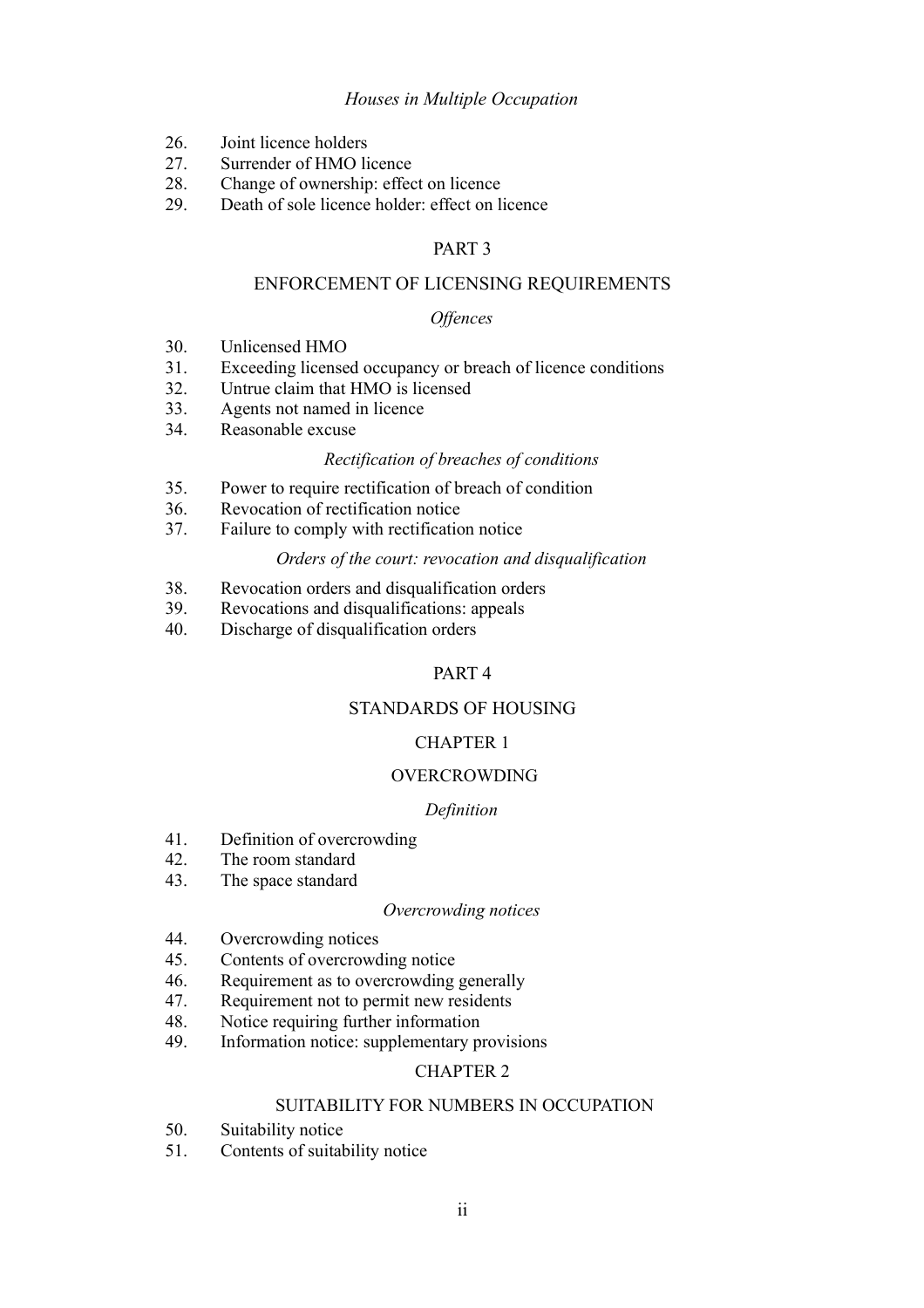*Houses in Multiple Occupation*

26. Joint licence holders
27. Surrender of HMO licence
28. Change of ownership: effect on licence
29. Death of sole licence holder: effect on licence

## PART 3

## ENFORCEMENT OF LICENSING REQUIREMENTS

*Offences*

30. Unlicensed HMO
31. Exceeding licensed occupancy or breach of licence conditions
32. Untrue claim that HMO is licensed
33. Agents not named in licence
34. Reasonable excuse

*Rectification of breaches of conditions*

35. Power to require rectification of breach of condition
36. Revocation of rectification notice
37. Failure to comply with rectification notice

*Orders of the court: revocation and disqualification*

38. Revocation orders and disqualification orders
39. Revocations and disqualifications: appeals
40. Discharge of disqualification orders

## PART 4

## STANDARDS OF HOUSING

### CHAPTER 1

### OVERCROWDING

*Definition*

41. Definition of overcrowding
42. The room standard
43. The space standard

*Overcrowding notices*

44. Overcrowding notices
45. Contents of overcrowding notice
46. Requirement as to overcrowding generally
47. Requirement not to permit new residents
48. Notice requiring further information
49. Information notice: supplementary provisions

### CHAPTER 2

### SUITABILITY FOR NUMBERS IN OCCUPATION

50. Suitability notice
51. Contents of suitability notice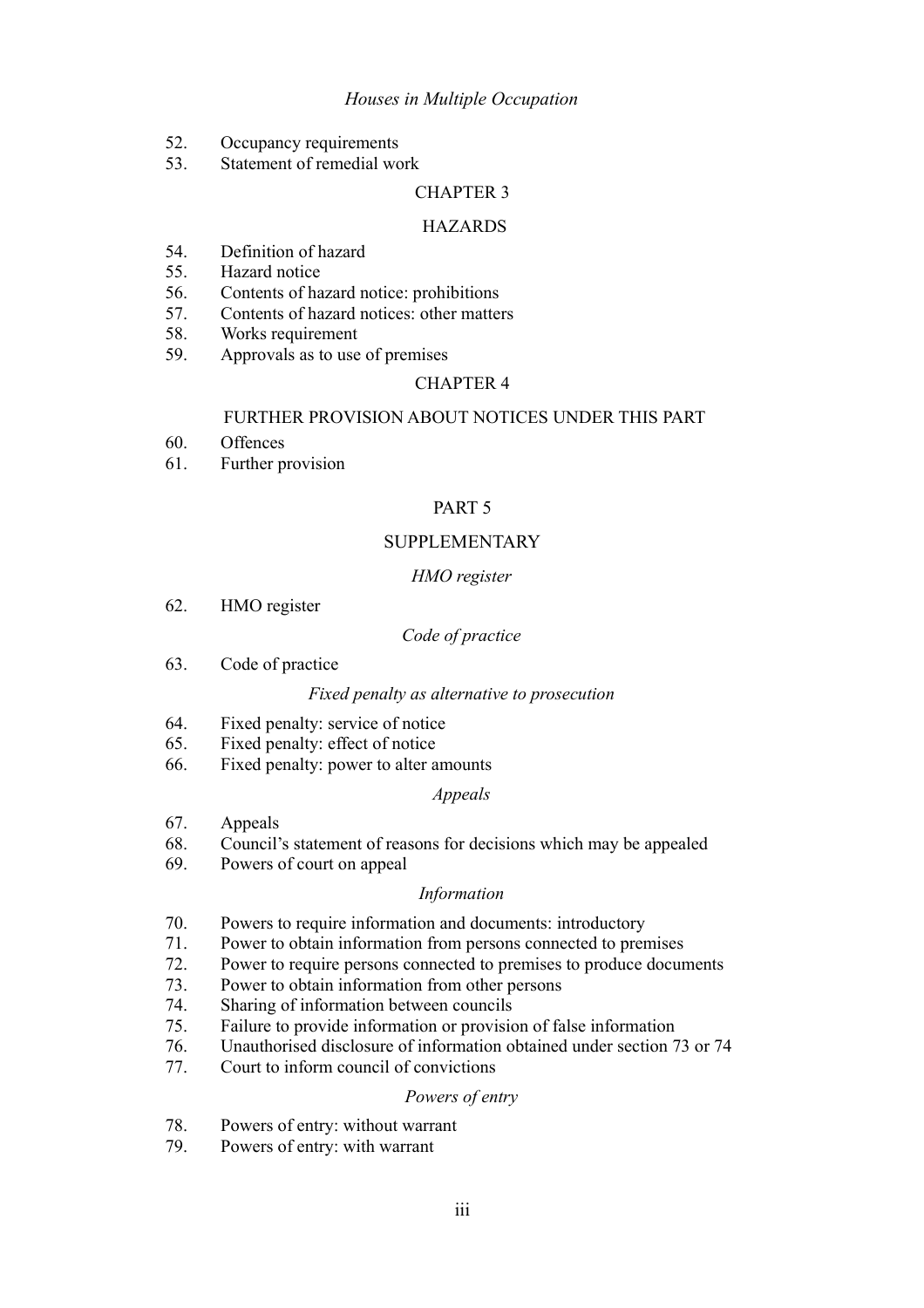*Houses in Multiple Occupation*

52. Occupancy requirements
53. Statement of remedial work

## CHAPTER 3

## HAZARDS

54. Definition of hazard
55. Hazard notice
56. Contents of hazard notice: prohibitions
57. Contents of hazard notices: other matters
58. Works requirement
59. Approvals as to use of premises

## CHAPTER 4

## FURTHER PROVISION ABOUT NOTICES UNDER THIS PART

60. Offences
61. Further provision

# PART 5

## SUPPLEMENTARY

*HMO register*

62. HMO register

*Code of practice*

63. Code of practice

*Fixed penalty as alternative to prosecution*

64. Fixed penalty: service of notice
65. Fixed penalty: effect of notice
66. Fixed penalty: power to alter amounts

*Appeals*

67. Appeals
68. Council's statement of reasons for decisions which may be appealed
69. Powers of court on appeal

*Information*

70. Powers to require information and documents: introductory
71. Power to obtain information from persons connected to premises
72. Power to require persons connected to premises to produce documents
73. Power to obtain information from other persons
74. Sharing of information between councils
75. Failure to provide information or provision of false information
76. Unauthorised disclosure of information obtained under section 73 or 74
77. Court to inform council of convictions

*Powers of entry*

78. Powers of entry: without warrant
79. Powers of entry: with warrant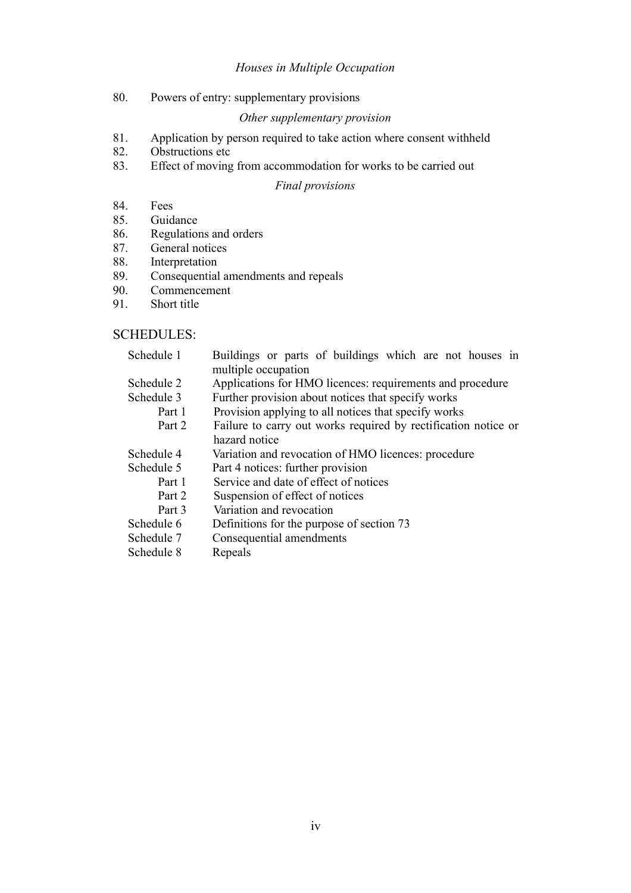*Houses in Multiple Occupation*

80. Powers of entry: supplementary provisions

*Other supplementary provision*

81. Application by person required to take action where consent withheld
82. Obstructions etc
83. Effect of moving from accommodation for works to be carried out

*Final provisions*

84. Fees
85. Guidance
86. Regulations and orders
87. General notices
88. Interpretation
89. Consequential amendments and repeals
90. Commencement
91. Short title

SCHEDULES:

Schedule 1 — Buildings or parts of buildings which are not houses in multiple occupation

Schedule 2 — Applications for HMO licences: requirements and procedure

Schedule 3 — Further provision about notices that specify works
- Part 1 — Provision applying to all notices that specify works
- Part 2 — Failure to carry out works required by rectification notice or hazard notice

Schedule 4 — Variation and revocation of HMO licences: procedure

Schedule 5 — Part 4 notices: further provision
- Part 1 — Service and date of effect of notices
- Part 2 — Suspension of effect of notices
- Part 3 — Variation and revocation

Schedule 6 — Definitions for the purpose of section 73

Schedule 7 — Consequential amendments

Schedule 8 — Repeals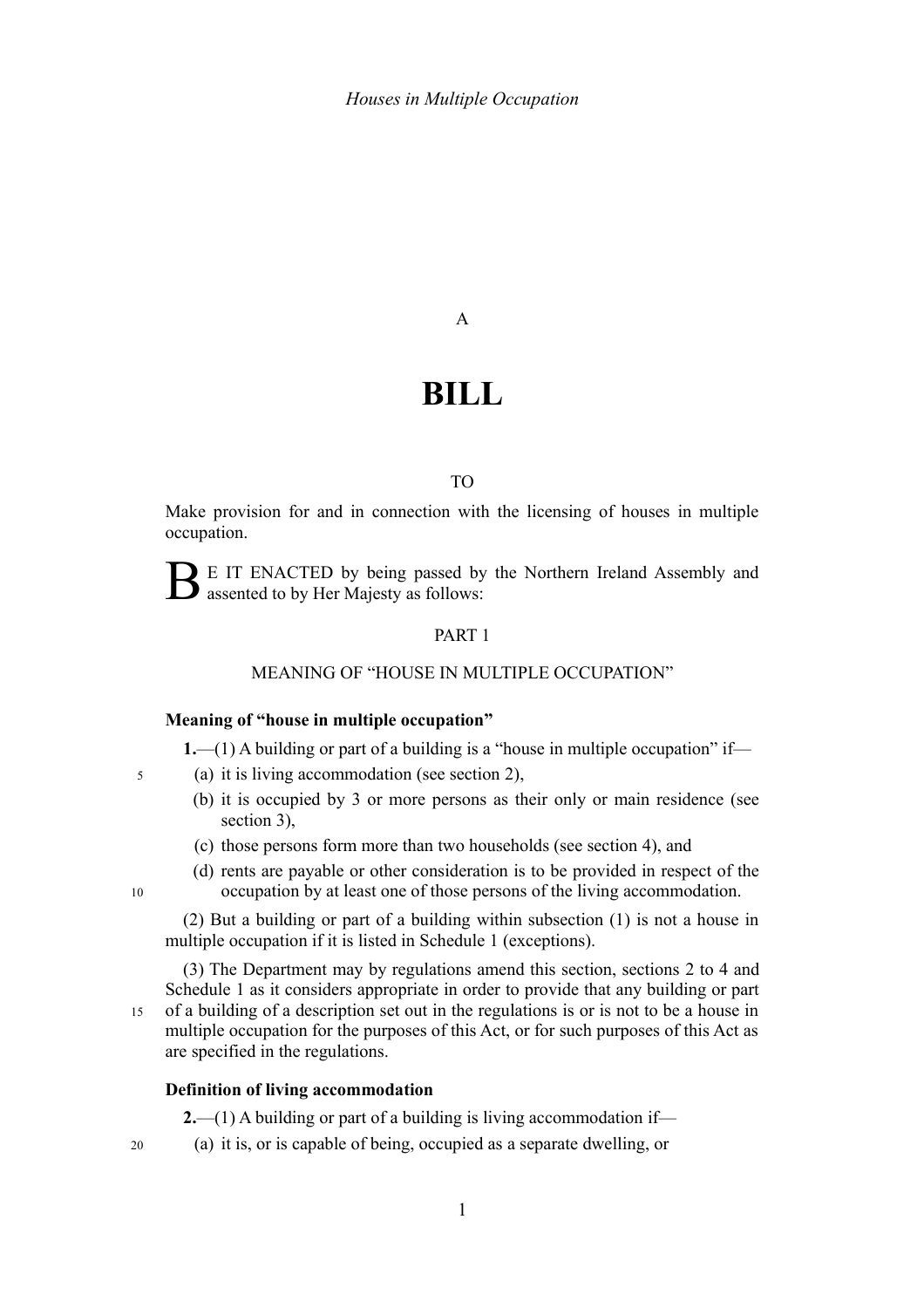A

# BILL

TO

Make provision for and in connection with the licensing of houses in multiple occupation.

BE IT ENACTED by being passed by the Northern Ireland Assembly and assented to by Her Majesty as follows:

## PART 1

### MEANING OF "HOUSE IN MULTIPLE OCCUPATION"

**Meaning of "house in multiple occupation"**

**1.**—(1) A building or part of a building is a "house in multiple occupation" if—

(a) it is living accommodation (see section 2),

(b) it is occupied by 3 or more persons as their only or main residence (see section 3),

(c) those persons form more than two households (see section 4), and

(d) rents are payable or other consideration is to be provided in respect of the occupation by at least one of those persons of the living accommodation.

(2) But a building or part of a building within subsection (1) is not a house in multiple occupation if it is listed in Schedule 1 (exceptions).

(3) The Department may by regulations amend this section, sections 2 to 4 and Schedule 1 as it considers appropriate in order to provide that any building or part of a building of a description set out in the regulations is or is not to be a house in multiple occupation for the purposes of this Act, or for such purposes of this Act as are specified in the regulations.

**Definition of living accommodation**

**2.**—(1) A building or part of a building is living accommodation if—

(a) it is, or is capable of being, occupied as a separate dwelling, or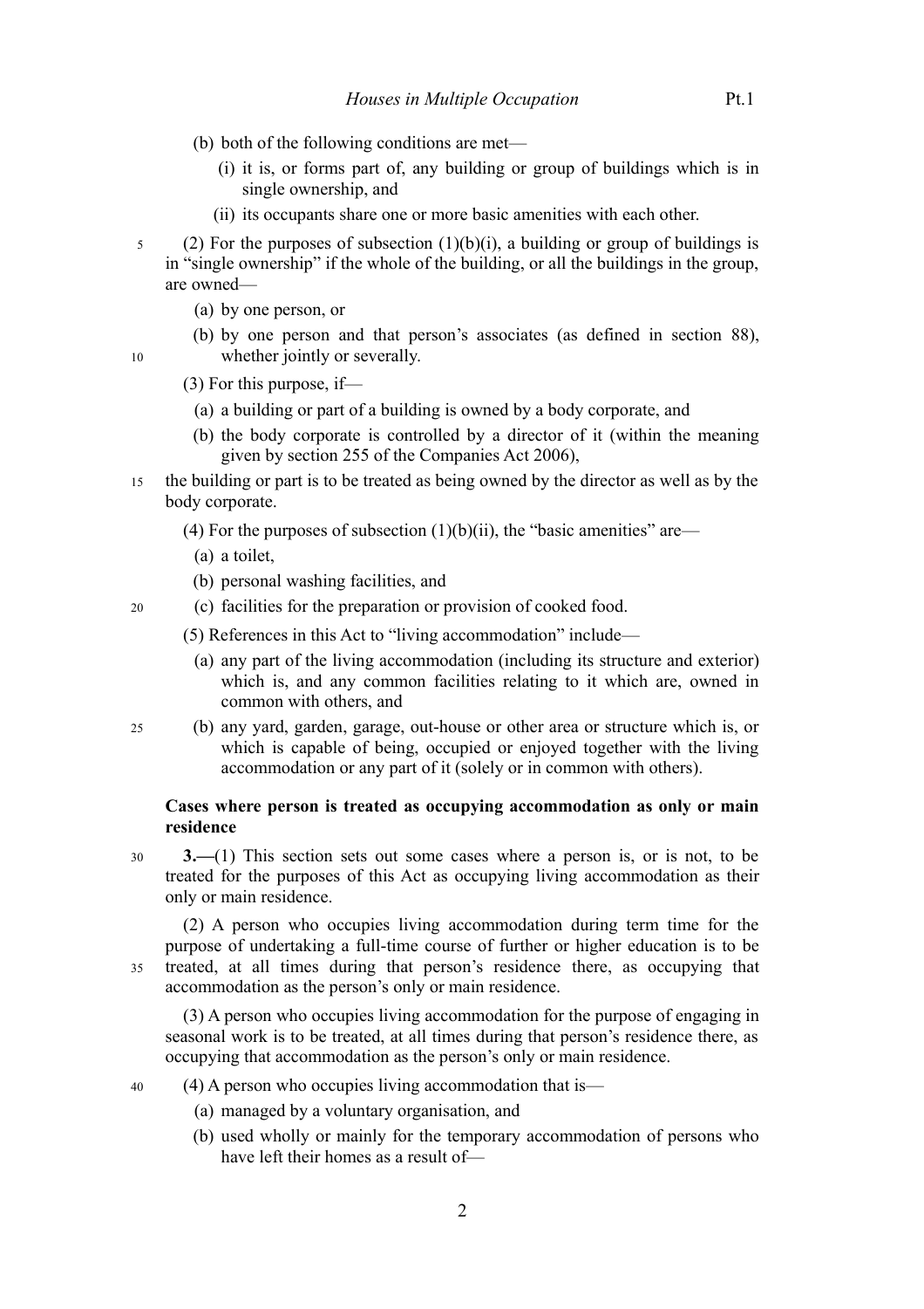(b) both of the following conditions are met—

  (i) it is, or forms part of, any building or group of buildings which is in single ownership, and

  (ii) its occupants share one or more basic amenities with each other.

(2) For the purposes of subsection (1)(b)(i), a building or group of buildings is in "single ownership" if the whole of the building, or all the buildings in the group, are owned—

(a) by one person, or

(b) by one person and that person's associates (as defined in section 88), whether jointly or severally.

(3) For this purpose, if—

(a) a building or part of a building is owned by a body corporate, and

(b) the body corporate is controlled by a director of it (within the meaning given by section 255 of the Companies Act 2006),

the building or part is to be treated as being owned by the director as well as by the body corporate.

(4) For the purposes of subsection (1)(b)(ii), the "basic amenities" are—

(a) a toilet,

(b) personal washing facilities, and

(c) facilities for the preparation or provision of cooked food.

(5) References in this Act to "living accommodation" include—

(a) any part of the living accommodation (including its structure and exterior) which is, and any common facilities relating to it which are, owned in common with others, and

(b) any yard, garden, garage, out-house or other area or structure which is, or which is capable of being, occupied or enjoyed together with the living accommodation or any part of it (solely or in common with others).

**Cases where person is treated as occupying accommodation as only or main residence**

**3.—**(1) This section sets out some cases where a person is, or is not, to be treated for the purposes of this Act as occupying living accommodation as their only or main residence.

(2) A person who occupies living accommodation during term time for the purpose of undertaking a full-time course of further or higher education is to be treated, at all times during that person's residence there, as occupying that accommodation as the person's only or main residence.

(3) A person who occupies living accommodation for the purpose of engaging in seasonal work is to be treated, at all times during that person's residence there, as occupying that accommodation as the person's only or main residence.

(4) A person who occupies living accommodation that is—

(a) managed by a voluntary organisation, and

(b) used wholly or mainly for the temporary accommodation of persons who have left their homes as a result of—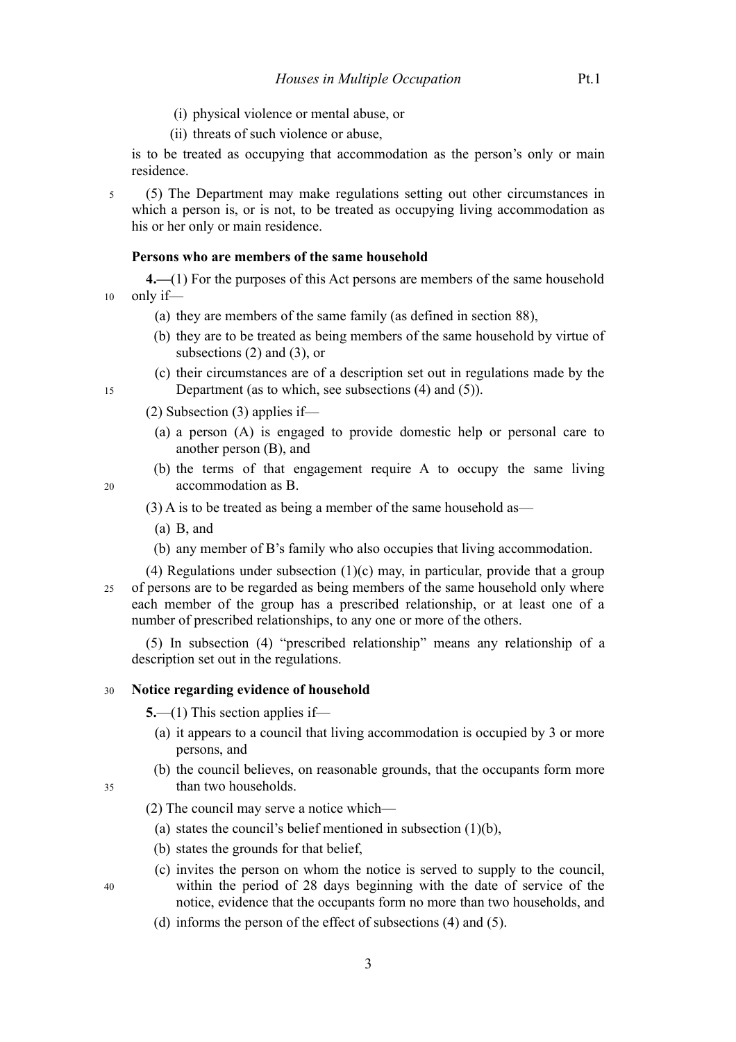(i) physical violence or mental abuse, or

(ii) threats of such violence or abuse,

is to be treated as occupying that accommodation as the person's only or main residence.

(5) The Department may make regulations setting out other circumstances in which a person is, or is not, to be treated as occupying living accommodation as his or her only or main residence.

### Persons who are members of the same household

**4.—**(1) For the purposes of this Act persons are members of the same household only if—

(a) they are members of the same family (as defined in section 88),

(b) they are to be treated as being members of the same household by virtue of subsections (2) and (3), or

(c) their circumstances are of a description set out in regulations made by the Department (as to which, see subsections (4) and (5)).

(2) Subsection (3) applies if—

(a) a person (A) is engaged to provide domestic help or personal care to another person (B), and

(b) the terms of that engagement require A to occupy the same living accommodation as B.

(3) A is to be treated as being a member of the same household as—

(a) B, and

(b) any member of B's family who also occupies that living accommodation.

(4) Regulations under subsection (1)(c) may, in particular, provide that a group of persons are to be regarded as being members of the same household only where each member of the group has a prescribed relationship, or at least one of a number of prescribed relationships, to any one or more of the others.

(5) In subsection (4) "prescribed relationship" means any relationship of a description set out in the regulations.

### Notice regarding evidence of household

**5.**—(1) This section applies if—

(a) it appears to a council that living accommodation is occupied by 3 or more persons, and

(b) the council believes, on reasonable grounds, that the occupants form more than two households.

(2) The council may serve a notice which—

(a) states the council's belief mentioned in subsection (1)(b),

(b) states the grounds for that belief,

(c) invites the person on whom the notice is served to supply to the council, within the period of 28 days beginning with the date of service of the notice, evidence that the occupants form no more than two households, and

(d) informs the person of the effect of subsections (4) and (5).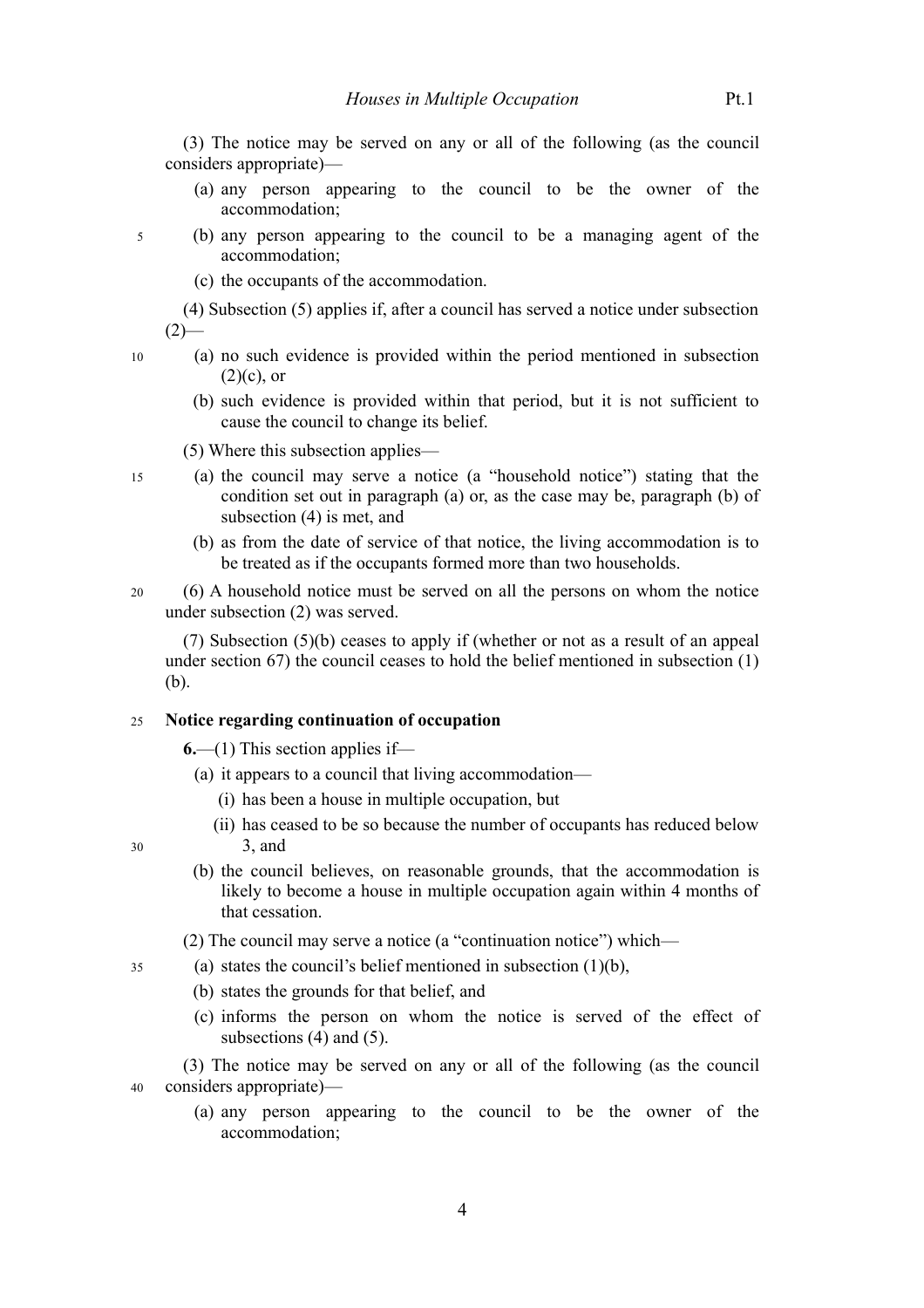(3) The notice may be served on any or all of the following (as the council considers appropriate)—

(a) any person appearing to the council to be the owner of the accommodation;

(b) any person appearing to the council to be a managing agent of the accommodation;

(c) the occupants of the accommodation.

(4) Subsection (5) applies if, after a council has served a notice under subsection (2)—

(a) no such evidence is provided within the period mentioned in subsection (2)(c), or

(b) such evidence is provided within that period, but it is not sufficient to cause the council to change its belief.

(5) Where this subsection applies—

(a) the council may serve a notice (a "household notice") stating that the condition set out in paragraph (a) or, as the case may be, paragraph (b) of subsection (4) is met, and

(b) as from the date of service of that notice, the living accommodation is to be treated as if the occupants formed more than two households.

(6) A household notice must be served on all the persons on whom the notice under subsection (2) was served.

(7) Subsection (5)(b) ceases to apply if (whether or not as a result of an appeal under section 67) the council ceases to hold the belief mentioned in subsection (1)(b).

**Notice regarding continuation of occupation**

**6.**—(1) This section applies if—

(a) it appears to a council that living accommodation—

(i) has been a house in multiple occupation, but

(ii) has ceased to be so because the number of occupants has reduced below 3, and

(b) the council believes, on reasonable grounds, that the accommodation is likely to become a house in multiple occupation again within 4 months of that cessation.

(2) The council may serve a notice (a "continuation notice") which—

(a) states the council's belief mentioned in subsection (1)(b),

(b) states the grounds for that belief, and

(c) informs the person on whom the notice is served of the effect of subsections (4) and (5).

(3) The notice may be served on any or all of the following (as the council considers appropriate)—

(a) any person appearing to the council to be the owner of the accommodation;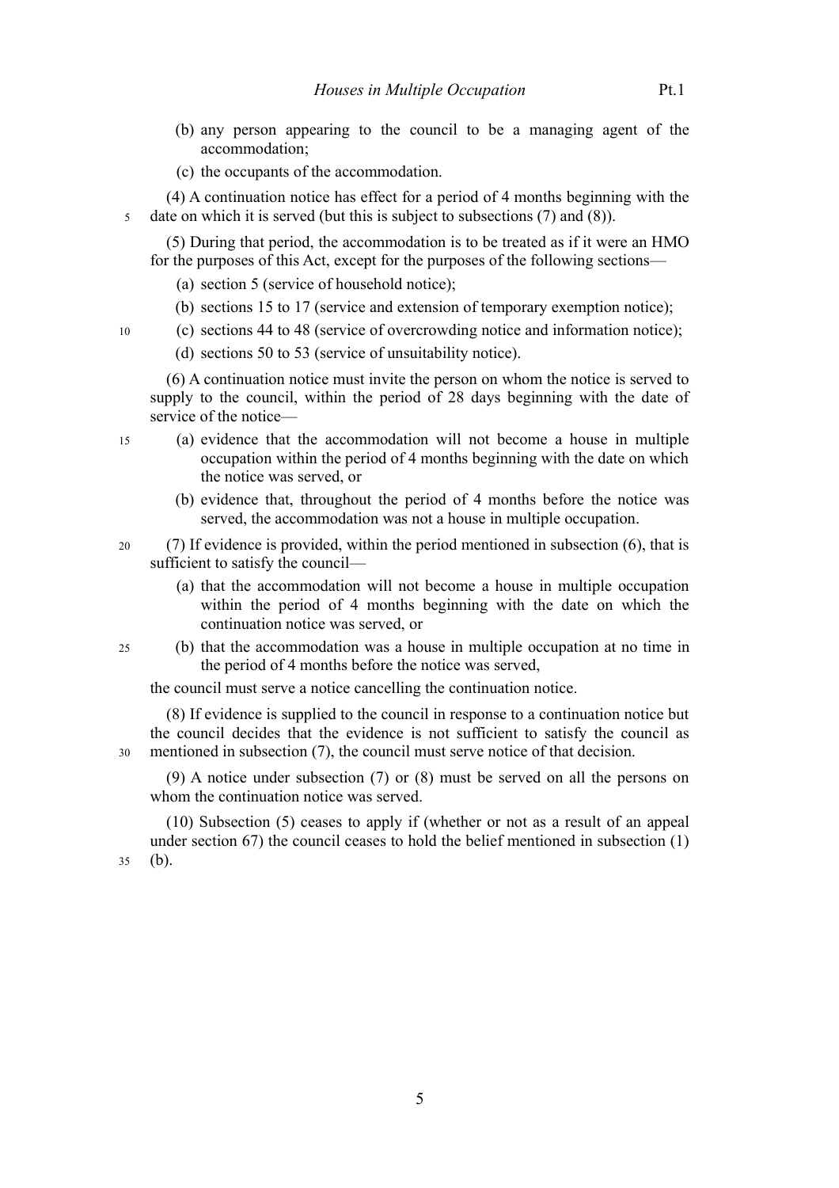(b) any person appearing to the council to be a managing agent of the accommodation;

(c) the occupants of the accommodation.

(4) A continuation notice has effect for a period of 4 months beginning with the date on which it is served (but this is subject to subsections (7) and (8)).

(5) During that period, the accommodation is to be treated as if it were an HMO for the purposes of this Act, except for the purposes of the following sections—

(a) section 5 (service of household notice);

(b) sections 15 to 17 (service and extension of temporary exemption notice);

(c) sections 44 to 48 (service of overcrowding notice and information notice);

(d) sections 50 to 53 (service of unsuitability notice).

(6) A continuation notice must invite the person on whom the notice is served to supply to the council, within the period of 28 days beginning with the date of service of the notice—

(a) evidence that the accommodation will not become a house in multiple occupation within the period of 4 months beginning with the date on which the notice was served, or

(b) evidence that, throughout the period of 4 months before the notice was served, the accommodation was not a house in multiple occupation.

(7) If evidence is provided, within the period mentioned in subsection (6), that is sufficient to satisfy the council—

(a) that the accommodation will not become a house in multiple occupation within the period of 4 months beginning with the date on which the continuation notice was served, or

(b) that the accommodation was a house in multiple occupation at no time in the period of 4 months before the notice was served,

the council must serve a notice cancelling the continuation notice.

(8) If evidence is supplied to the council in response to a continuation notice but the council decides that the evidence is not sufficient to satisfy the council as mentioned in subsection (7), the council must serve notice of that decision.

(9) A notice under subsection (7) or (8) must be served on all the persons on whom the continuation notice was served.

(10) Subsection (5) ceases to apply if (whether or not as a result of an appeal under section 67) the council ceases to hold the belief mentioned in subsection (1)(b).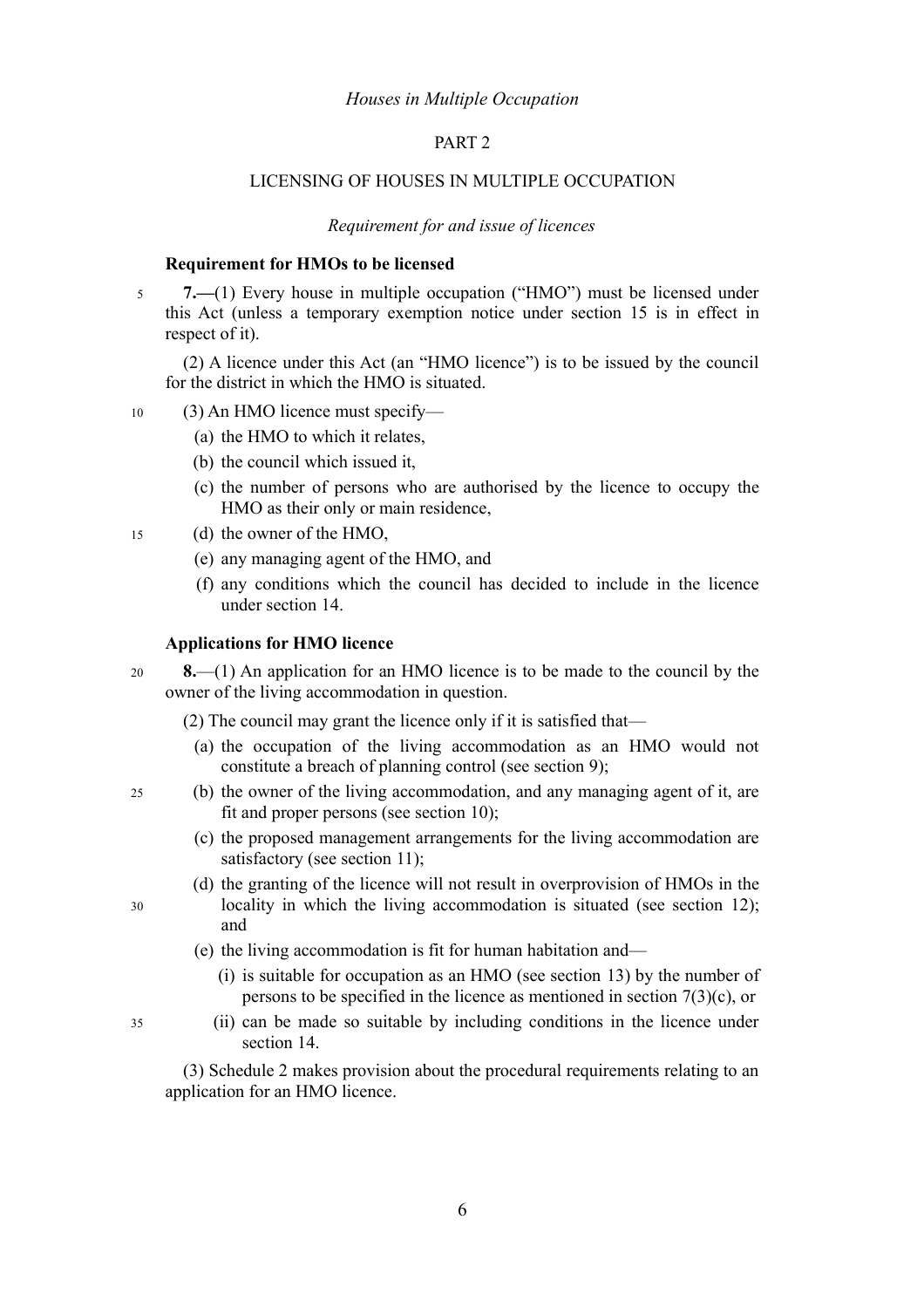## PART 2

## LICENSING OF HOUSES IN MULTIPLE OCCUPATION

*Requirement for and issue of licences*

### Requirement for HMOs to be licensed

**7.**—(1) Every house in multiple occupation ("HMO") must be licensed under this Act (unless a temporary exemption notice under section 15 is in effect in respect of it).

(2) A licence under this Act (an "HMO licence") is to be issued by the council for the district in which the HMO is situated.

(3) An HMO licence must specify—

- (a) the HMO to which it relates,
- (b) the council which issued it,
- (c) the number of persons who are authorised by the licence to occupy the HMO as their only or main residence,
- (d) the owner of the HMO,
- (e) any managing agent of the HMO, and
- (f) any conditions which the council has decided to include in the licence under section 14.

### Applications for HMO licence

**8.**—(1) An application for an HMO licence is to be made to the council by the owner of the living accommodation in question.

(2) The council may grant the licence only if it is satisfied that—

- (a) the occupation of the living accommodation as an HMO would not constitute a breach of planning control (see section 9);
- (b) the owner of the living accommodation, and any managing agent of it, are fit and proper persons (see section 10);
- (c) the proposed management arrangements for the living accommodation are satisfactory (see section 11);
- (d) the granting of the licence will not result in overprovision of HMOs in the locality in which the living accommodation is situated (see section 12); and
- (e) the living accommodation is fit for human habitation and—
  - (i) is suitable for occupation as an HMO (see section 13) by the number of persons to be specified in the licence as mentioned in section 7(3)(c), or
  - (ii) can be made so suitable by including conditions in the licence under section 14.

(3) Schedule 2 makes provision about the procedural requirements relating to an application for an HMO licence.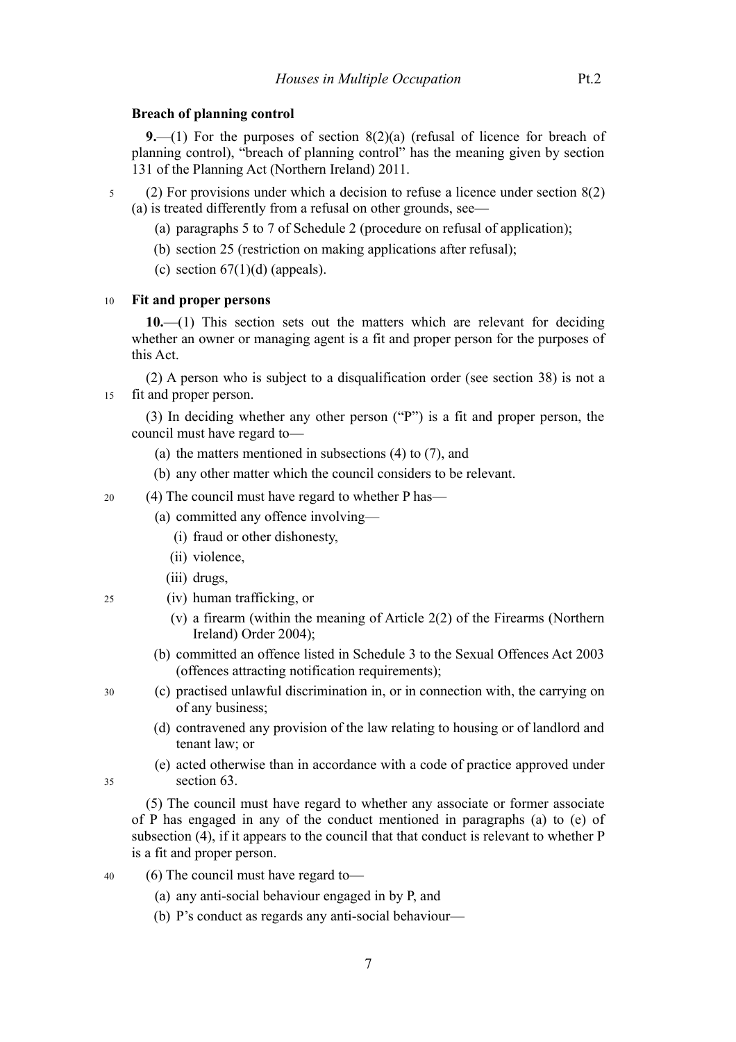**Breach of planning control**

**9.**—(1) For the purposes of section 8(2)(a) (refusal of licence for breach of planning control), "breach of planning control" has the meaning given by section 131 of the Planning Act (Northern Ireland) 2011.

(2) For provisions under which a decision to refuse a licence under section 8(2)(a) is treated differently from a refusal on other grounds, see—

(a) paragraphs 5 to 7 of Schedule 2 (procedure on refusal of application);

(b) section 25 (restriction on making applications after refusal);

(c) section 67(1)(d) (appeals).

**Fit and proper persons**

**10.**—(1) This section sets out the matters which are relevant for deciding whether an owner or managing agent is a fit and proper person for the purposes of this Act.

(2) A person who is subject to a disqualification order (see section 38) is not a fit and proper person.

(3) In deciding whether any other person ("P") is a fit and proper person, the council must have regard to—

(a) the matters mentioned in subsections (4) to (7), and

(b) any other matter which the council considers to be relevant.

(4) The council must have regard to whether P has—

(a) committed any offence involving—

(i) fraud or other dishonesty,

(ii) violence,

(iii) drugs,

(iv) human trafficking, or

(v) a firearm (within the meaning of Article 2(2) of the Firearms (Northern Ireland) Order 2004);

(b) committed an offence listed in Schedule 3 to the Sexual Offences Act 2003 (offences attracting notification requirements);

(c) practised unlawful discrimination in, or in connection with, the carrying on of any business;

(d) contravened any provision of the law relating to housing or of landlord and tenant law; or

(e) acted otherwise than in accordance with a code of practice approved under section 63.

(5) The council must have regard to whether any associate or former associate of P has engaged in any of the conduct mentioned in paragraphs (a) to (e) of subsection (4), if it appears to the council that that conduct is relevant to whether P is a fit and proper person.

(6) The council must have regard to—

(a) any anti-social behaviour engaged in by P, and

(b) P's conduct as regards any anti-social behaviour—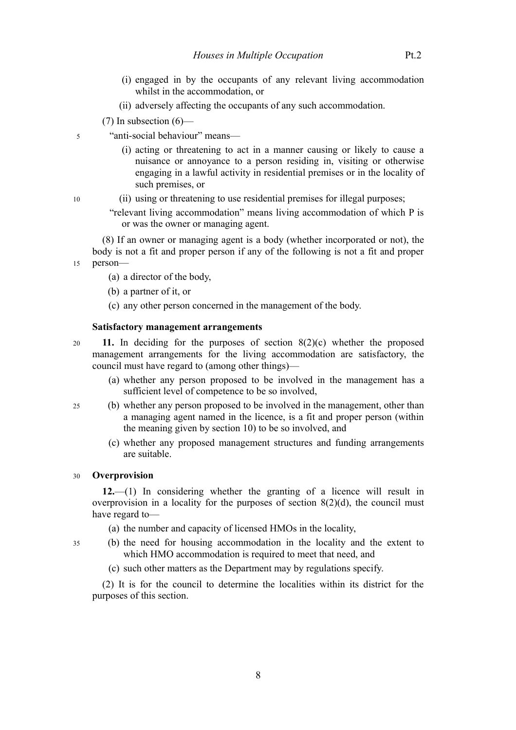(i) engaged in by the occupants of any relevant living accommodation whilst in the accommodation, or

(ii) adversely affecting the occupants of any such accommodation.

(7) In subsection (6)—

"anti-social behaviour" means—

(i) acting or threatening to act in a manner causing or likely to cause a nuisance or annoyance to a person residing in, visiting or otherwise engaging in a lawful activity in residential premises or in the locality of such premises, or

(ii) using or threatening to use residential premises for illegal purposes;

"relevant living accommodation" means living accommodation of which P is or was the owner or managing agent.

(8) If an owner or managing agent is a body (whether incorporated or not), the body is not a fit and proper person if any of the following is not a fit and proper person—

(a) a director of the body,

(b) a partner of it, or

(c) any other person concerned in the management of the body.

**Satisfactory management arrangements**

**11.** In deciding for the purposes of section 8(2)(c) whether the proposed management arrangements for the living accommodation are satisfactory, the council must have regard to (among other things)—

(a) whether any person proposed to be involved in the management has a sufficient level of competence to be so involved,

(b) whether any person proposed to be involved in the management, other than a managing agent named in the licence, is a fit and proper person (within the meaning given by section 10) to be so involved, and

(c) whether any proposed management structures and funding arrangements are suitable.

**Overprovision**

**12.**—(1) In considering whether the granting of a licence will result in overprovision in a locality for the purposes of section 8(2)(d), the council must have regard to—

(a) the number and capacity of licensed HMOs in the locality,

(b) the need for housing accommodation in the locality and the extent to which HMO accommodation is required to meet that need, and

(c) such other matters as the Department may by regulations specify.

(2) It is for the council to determine the localities within its district for the purposes of this section.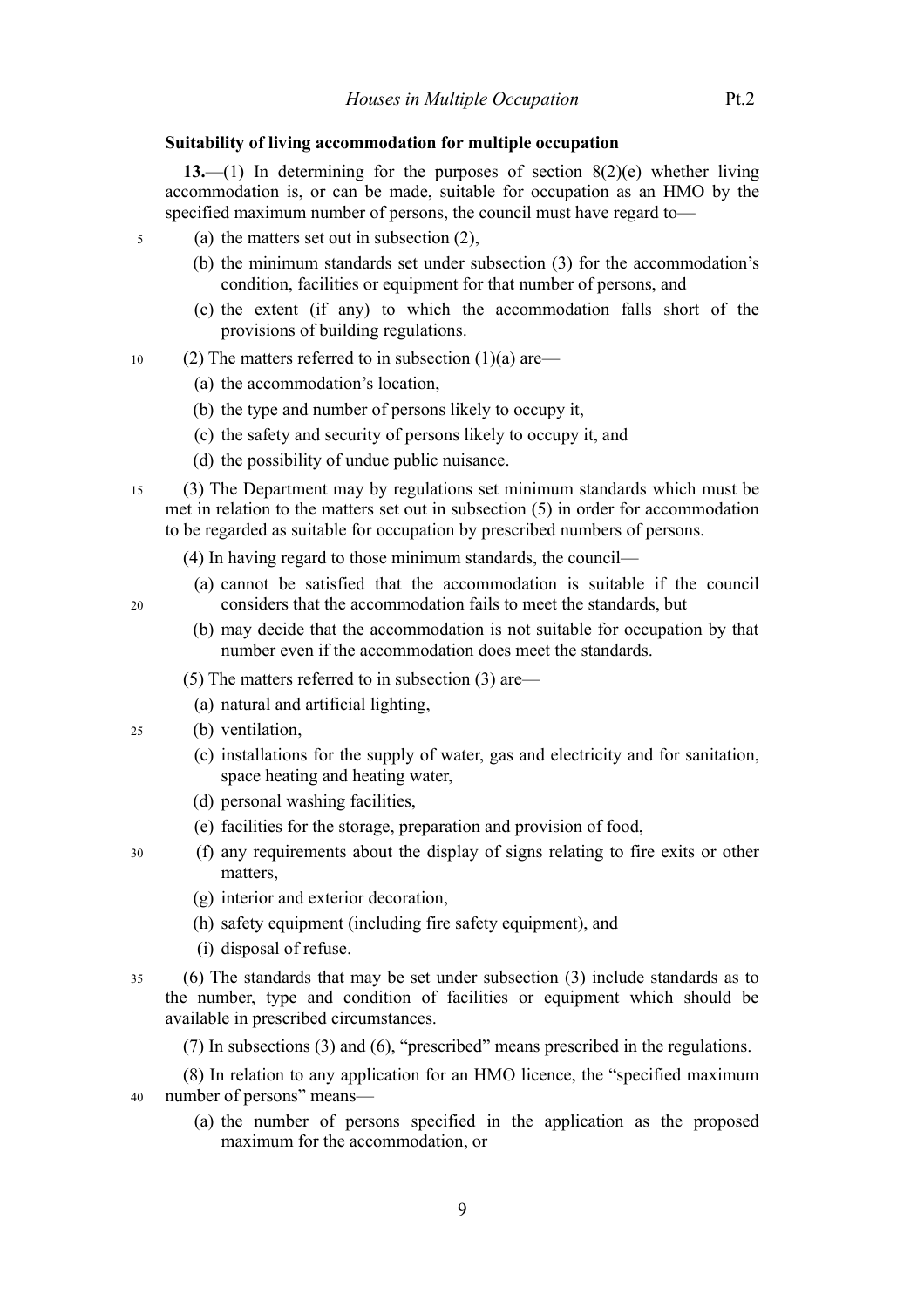### Suitability of living accommodation for multiple occupation

**13.**—(1) In determining for the purposes of section 8(2)(e) whether living accommodation is, or can be made, suitable for occupation as an HMO by the specified maximum number of persons, the council must have regard to—

(a) the matters set out in subsection (2),

(b) the minimum standards set under subsection (3) for the accommodation's condition, facilities or equipment for that number of persons, and

(c) the extent (if any) to which the accommodation falls short of the provisions of building regulations.

(2) The matters referred to in subsection (1)(a) are—

(a) the accommodation's location,

(b) the type and number of persons likely to occupy it,

(c) the safety and security of persons likely to occupy it, and

(d) the possibility of undue public nuisance.

(3) The Department may by regulations set minimum standards which must be met in relation to the matters set out in subsection (5) in order for accommodation to be regarded as suitable for occupation by prescribed numbers of persons.

(4) In having regard to those minimum standards, the council—

(a) cannot be satisfied that the accommodation is suitable if the council considers that the accommodation fails to meet the standards, but

(b) may decide that the accommodation is not suitable for occupation by that number even if the accommodation does meet the standards.

(5) The matters referred to in subsection (3) are—

(a) natural and artificial lighting,

(b) ventilation,

(c) installations for the supply of water, gas and electricity and for sanitation, space heating and heating water,

(d) personal washing facilities,

(e) facilities for the storage, preparation and provision of food,

(f) any requirements about the display of signs relating to fire exits or other matters,

(g) interior and exterior decoration,

(h) safety equipment (including fire safety equipment), and

(i) disposal of refuse.

(6) The standards that may be set under subsection (3) include standards as to the number, type and condition of facilities or equipment which should be available in prescribed circumstances.

(7) In subsections (3) and (6), "prescribed" means prescribed in the regulations.

(8) In relation to any application for an HMO licence, the "specified maximum number of persons" means—

(a) the number of persons specified in the application as the proposed maximum for the accommodation, or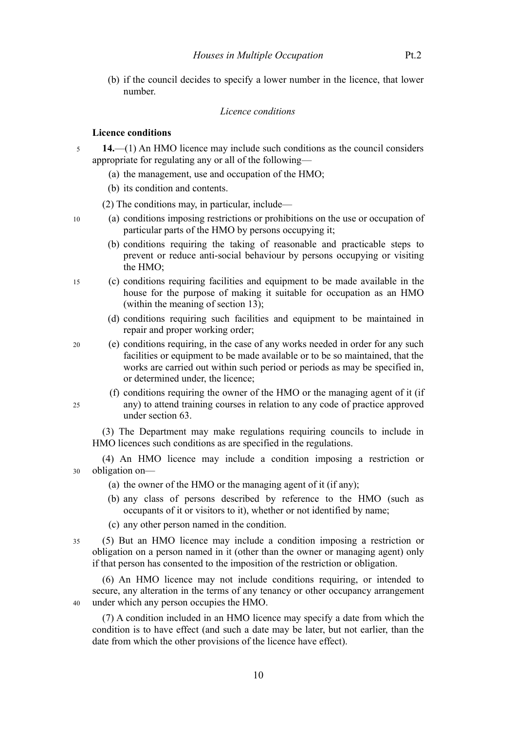(b) if the council decides to specify a lower number in the licence, that lower number.

*Licence conditions*

**Licence conditions**

**14.**—(1) An HMO licence may include such conditions as the council considers appropriate for regulating any or all of the following—

(a) the management, use and occupation of the HMO;

(b) its condition and contents.

(2) The conditions may, in particular, include—

(a) conditions imposing restrictions or prohibitions on the use or occupation of particular parts of the HMO by persons occupying it;

(b) conditions requiring the taking of reasonable and practicable steps to prevent or reduce anti-social behaviour by persons occupying or visiting the HMO;

(c) conditions requiring facilities and equipment to be made available in the house for the purpose of making it suitable for occupation as an HMO (within the meaning of section 13);

(d) conditions requiring such facilities and equipment to be maintained in repair and proper working order;

(e) conditions requiring, in the case of any works needed in order for any such facilities or equipment to be made available or to be so maintained, that the works are carried out within such period or periods as may be specified in, or determined under, the licence;

(f) conditions requiring the owner of the HMO or the managing agent of it (if any) to attend training courses in relation to any code of practice approved under section 63.

(3) The Department may make regulations requiring councils to include in HMO licences such conditions as are specified in the regulations.

(4) An HMO licence may include a condition imposing a restriction or obligation on—

(a) the owner of the HMO or the managing agent of it (if any);

(b) any class of persons described by reference to the HMO (such as occupants of it or visitors to it), whether or not identified by name;

(c) any other person named in the condition.

(5) But an HMO licence may include a condition imposing a restriction or obligation on a person named in it (other than the owner or managing agent) only if that person has consented to the imposition of the restriction or obligation.

(6) An HMO licence may not include conditions requiring, or intended to secure, any alteration in the terms of any tenancy or other occupancy arrangement under which any person occupies the HMO.

(7) A condition included in an HMO licence may specify a date from which the condition is to have effect (and such a date may be later, but not earlier, than the date from which the other provisions of the licence have effect).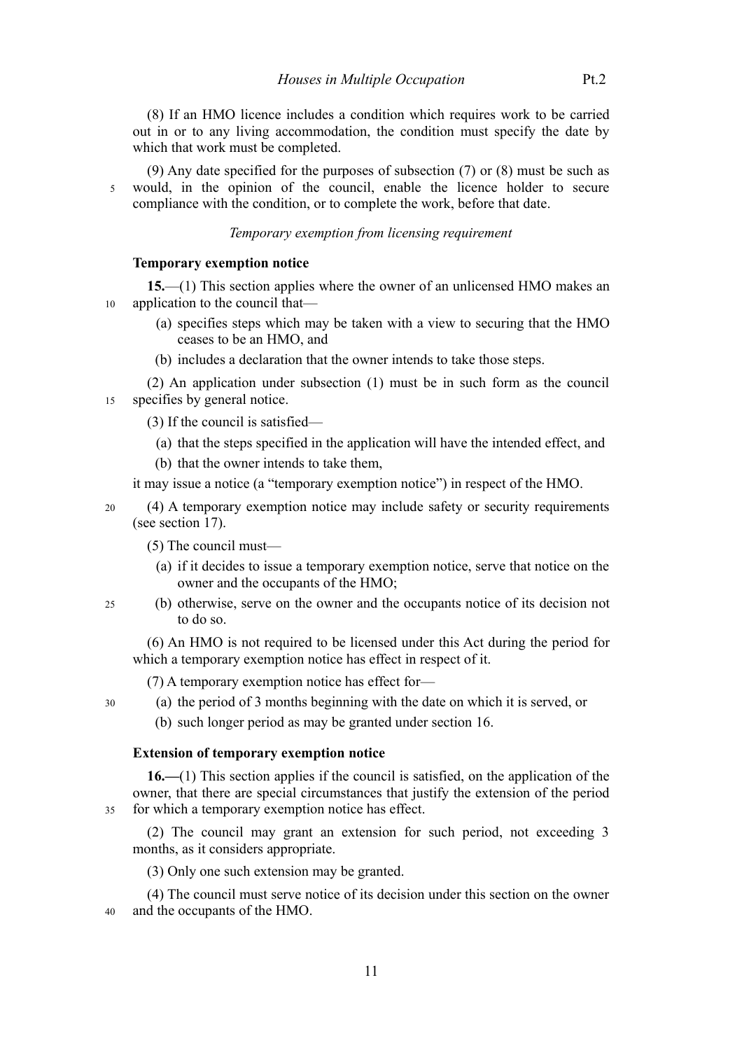(8) If an HMO licence includes a condition which requires work to be carried out in or to any living accommodation, the condition must specify the date by which that work must be completed.

(9) Any date specified for the purposes of subsection (7) or (8) must be such as would, in the opinion of the council, enable the licence holder to secure compliance with the condition, or to complete the work, before that date.

*Temporary exemption from licensing requirement*

**Temporary exemption notice**

**15.**—(1) This section applies where the owner of an unlicensed HMO makes an application to the council that—

- (a) specifies steps which may be taken with a view to securing that the HMO ceases to be an HMO, and
- (b) includes a declaration that the owner intends to take those steps.

(2) An application under subsection (1) must be in such form as the council specifies by general notice.

(3) If the council is satisfied—

- (a) that the steps specified in the application will have the intended effect, and
- (b) that the owner intends to take them,

it may issue a notice (a "temporary exemption notice") in respect of the HMO.

(4) A temporary exemption notice may include safety or security requirements (see section 17).

(5) The council must—

- (a) if it decides to issue a temporary exemption notice, serve that notice on the owner and the occupants of the HMO;
- (b) otherwise, serve on the owner and the occupants notice of its decision not to do so.

(6) An HMO is not required to be licensed under this Act during the period for which a temporary exemption notice has effect in respect of it.

(7) A temporary exemption notice has effect for—

- (a) the period of 3 months beginning with the date on which it is served, or
- (b) such longer period as may be granted under section 16.

**Extension of temporary exemption notice**

**16.—**(1) This section applies if the council is satisfied, on the application of the owner, that there are special circumstances that justify the extension of the period for which a temporary exemption notice has effect.

(2) The council may grant an extension for such period, not exceeding 3 months, as it considers appropriate.

(3) Only one such extension may be granted.

(4) The council must serve notice of its decision under this section on the owner and the occupants of the HMO.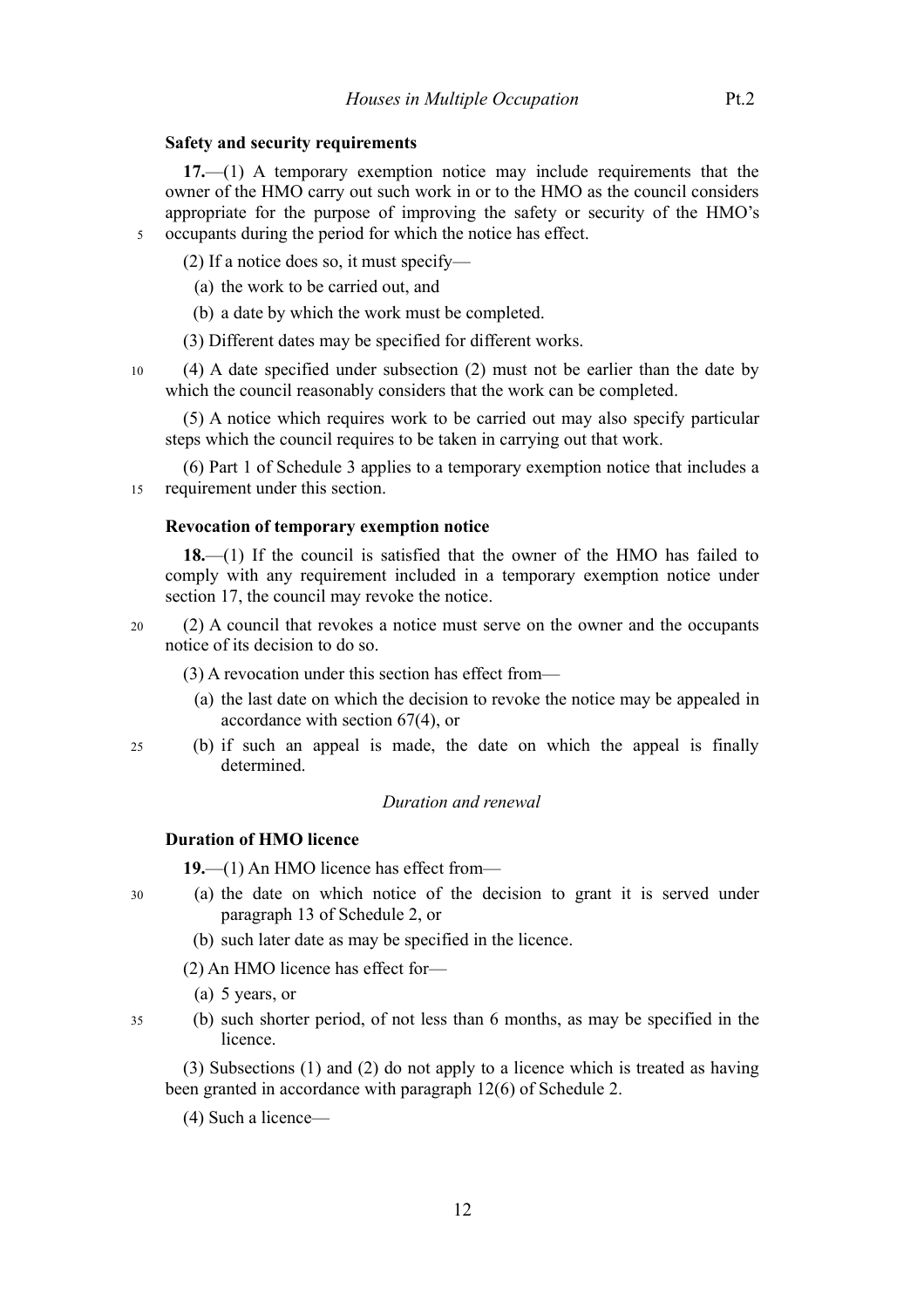### Safety and security requirements

**17.**—(1) A temporary exemption notice may include requirements that the owner of the HMO carry out such work in or to the HMO as the council considers appropriate for the purpose of improving the safety or security of the HMO's occupants during the period for which the notice has effect.

(2) If a notice does so, it must specify—

(a) the work to be carried out, and

(b) a date by which the work must be completed.

(3) Different dates may be specified for different works.

(4) A date specified under subsection (2) must not be earlier than the date by which the council reasonably considers that the work can be completed.

(5) A notice which requires work to be carried out may also specify particular steps which the council requires to be taken in carrying out that work.

(6) Part 1 of Schedule 3 applies to a temporary exemption notice that includes a requirement under this section.

### Revocation of temporary exemption notice

**18.**—(1) If the council is satisfied that the owner of the HMO has failed to comply with any requirement included in a temporary exemption notice under section 17, the council may revoke the notice.

(2) A council that revokes a notice must serve on the owner and the occupants notice of its decision to do so.

(3) A revocation under this section has effect from—

(a) the last date on which the decision to revoke the notice may be appealed in accordance with section 67(4), or

(b) if such an appeal is made, the date on which the appeal is finally determined.

*Duration and renewal*

### Duration of HMO licence

**19.**—(1) An HMO licence has effect from—

(a) the date on which notice of the decision to grant it is served under paragraph 13 of Schedule 2, or

(b) such later date as may be specified in the licence.

(2) An HMO licence has effect for—

(a) 5 years, or

(b) such shorter period, of not less than 6 months, as may be specified in the licence.

(3) Subsections (1) and (2) do not apply to a licence which is treated as having been granted in accordance with paragraph 12(6) of Schedule 2.

(4) Such a licence—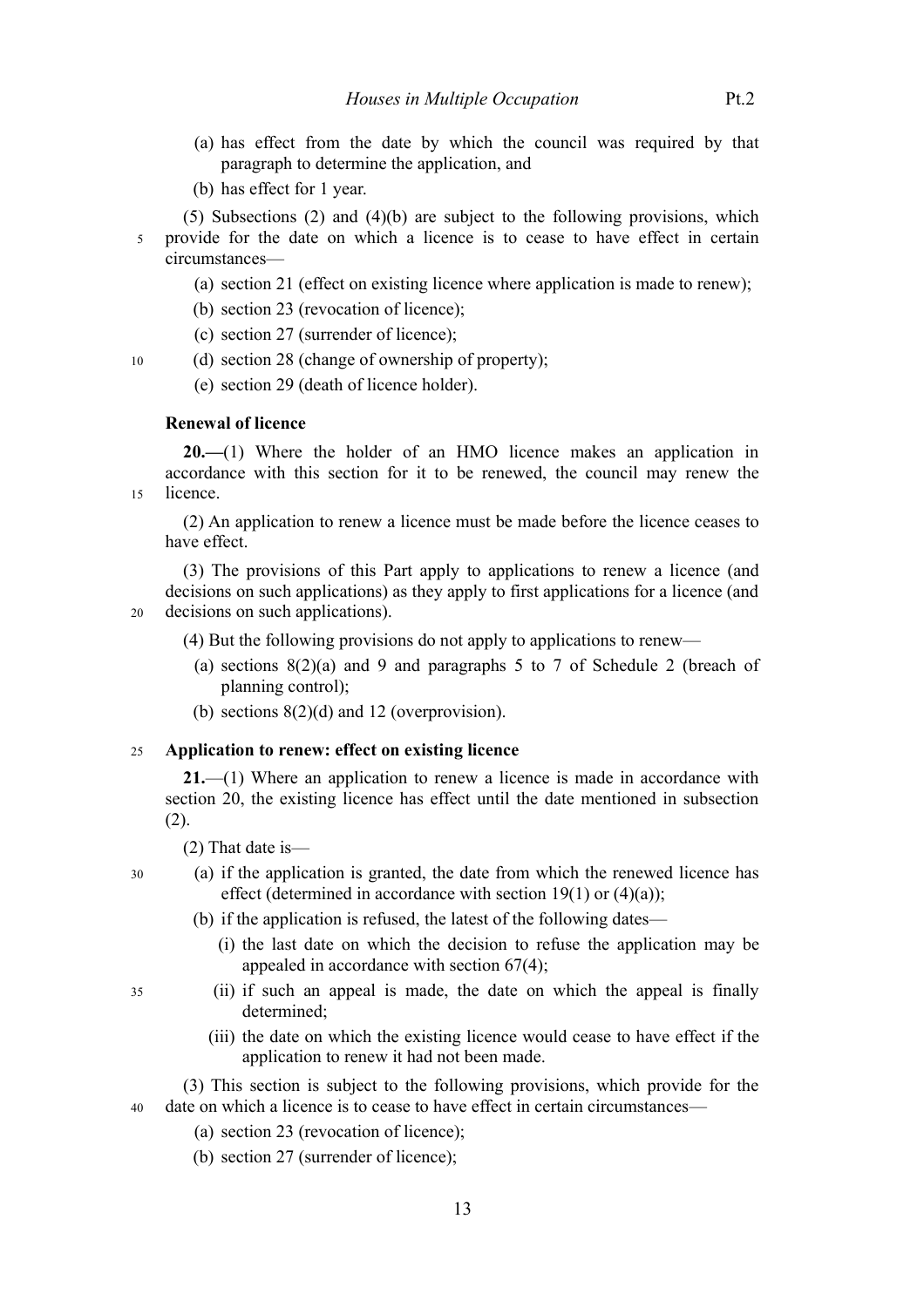(a) has effect from the date by which the council was required by that paragraph to determine the application, and

(b) has effect for 1 year.

(5) Subsections (2) and (4)(b) are subject to the following provisions, which provide for the date on which a licence is to cease to have effect in certain circumstances—

(a) section 21 (effect on existing licence where application is made to renew);

(b) section 23 (revocation of licence);

(c) section 27 (surrender of licence);

(d) section 28 (change of ownership of property);

(e) section 29 (death of licence holder).

**Renewal of licence**

**20.—**(1) Where the holder of an HMO licence makes an application in accordance with this section for it to be renewed, the council may renew the licence.

(2) An application to renew a licence must be made before the licence ceases to have effect.

(3) The provisions of this Part apply to applications to renew a licence (and decisions on such applications) as they apply to first applications for a licence (and decisions on such applications).

(4) But the following provisions do not apply to applications to renew—

(a) sections 8(2)(a) and 9 and paragraphs 5 to 7 of Schedule 2 (breach of planning control);

(b) sections 8(2)(d) and 12 (overprovision).

**Application to renew: effect on existing licence**

**21.**—(1) Where an application to renew a licence is made in accordance with section 20, the existing licence has effect until the date mentioned in subsection (2).

(2) That date is—

(a) if the application is granted, the date from which the renewed licence has effect (determined in accordance with section 19(1) or (4)(a));

(b) if the application is refused, the latest of the following dates—

(i) the last date on which the decision to refuse the application may be appealed in accordance with section 67(4);

(ii) if such an appeal is made, the date on which the appeal is finally determined;

(iii) the date on which the existing licence would cease to have effect if the application to renew it had not been made.

(3) This section is subject to the following provisions, which provide for the date on which a licence is to cease to have effect in certain circumstances—

(a) section 23 (revocation of licence);

(b) section 27 (surrender of licence);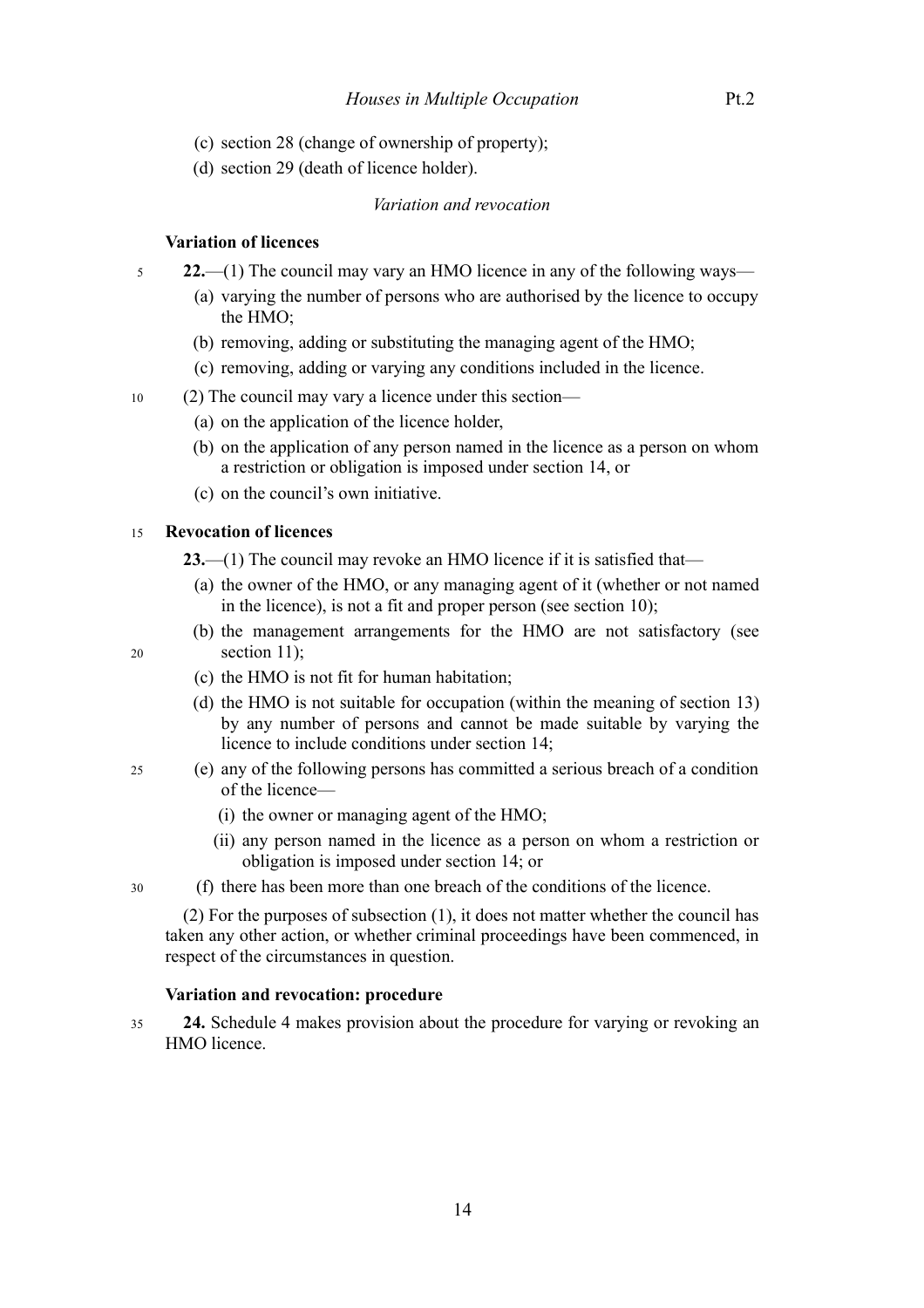(c) section 28 (change of ownership of property);

(d) section 29 (death of licence holder).

*Variation and revocation*

**Variation of licences**

**22.**—(1) The council may vary an HMO licence in any of the following ways—

(a) varying the number of persons who are authorised by the licence to occupy the HMO;

(b) removing, adding or substituting the managing agent of the HMO;

(c) removing, adding or varying any conditions included in the licence.

(2) The council may vary a licence under this section—

(a) on the application of the licence holder,

(b) on the application of any person named in the licence as a person on whom a restriction or obligation is imposed under section 14, or

(c) on the council's own initiative.

**Revocation of licences**

**23.**—(1) The council may revoke an HMO licence if it is satisfied that—

(a) the owner of the HMO, or any managing agent of it (whether or not named in the licence), is not a fit and proper person (see section 10);

(b) the management arrangements for the HMO are not satisfactory (see section 11);

(c) the HMO is not fit for human habitation;

(d) the HMO is not suitable for occupation (within the meaning of section 13) by any number of persons and cannot be made suitable by varying the licence to include conditions under section 14;

(e) any of the following persons has committed a serious breach of a condition of the licence—

(i) the owner or managing agent of the HMO;

(ii) any person named in the licence as a person on whom a restriction or obligation is imposed under section 14; or

(f) there has been more than one breach of the conditions of the licence.

(2) For the purposes of subsection (1), it does not matter whether the council has taken any other action, or whether criminal proceedings have been commenced, in respect of the circumstances in question.

**Variation and revocation: procedure**

**24.** Schedule 4 makes provision about the procedure for varying or revoking an HMO licence.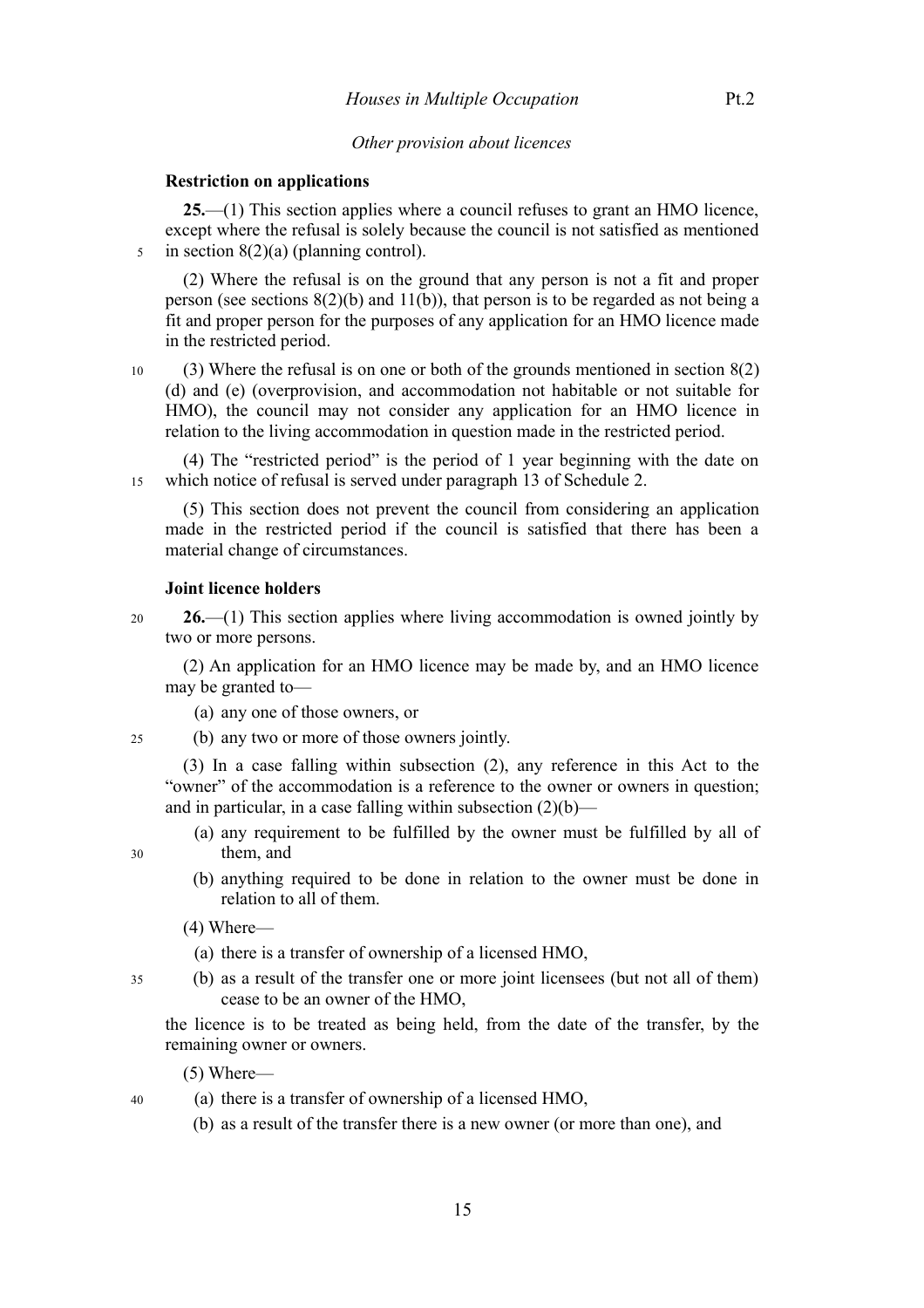*Other provision about licences*

**Restriction on applications**

**25.**—(1) This section applies where a council refuses to grant an HMO licence, except where the refusal is solely because the council is not satisfied as mentioned in section 8(2)(a) (planning control).

(2) Where the refusal is on the ground that any person is not a fit and proper person (see sections 8(2)(b) and 11(b)), that person is to be regarded as not being a fit and proper person for the purposes of any application for an HMO licence made in the restricted period.

(3) Where the refusal is on one or both of the grounds mentioned in section 8(2)(d) and (e) (overprovision, and accommodation not habitable or not suitable for HMO), the council may not consider any application for an HMO licence in relation to the living accommodation in question made in the restricted period.

(4) The "restricted period" is the period of 1 year beginning with the date on which notice of refusal is served under paragraph 13 of Schedule 2.

(5) This section does not prevent the council from considering an application made in the restricted period if the council is satisfied that there has been a material change of circumstances.

**Joint licence holders**

**26.**—(1) This section applies where living accommodation is owned jointly by two or more persons.

(2) An application for an HMO licence may be made by, and an HMO licence may be granted to—

(a) any one of those owners, or

(b) any two or more of those owners jointly.

(3) In a case falling within subsection (2), any reference in this Act to the "owner" of the accommodation is a reference to the owner or owners in question; and in particular, in a case falling within subsection (2)(b)—

(a) any requirement to be fulfilled by the owner must be fulfilled by all of them, and

(b) anything required to be done in relation to the owner must be done in relation to all of them.

(4) Where—

(a) there is a transfer of ownership of a licensed HMO,

(b) as a result of the transfer one or more joint licensees (but not all of them) cease to be an owner of the HMO,

the licence is to be treated as being held, from the date of the transfer, by the remaining owner or owners.

(5) Where—

(a) there is a transfer of ownership of a licensed HMO,

(b) as a result of the transfer there is a new owner (or more than one), and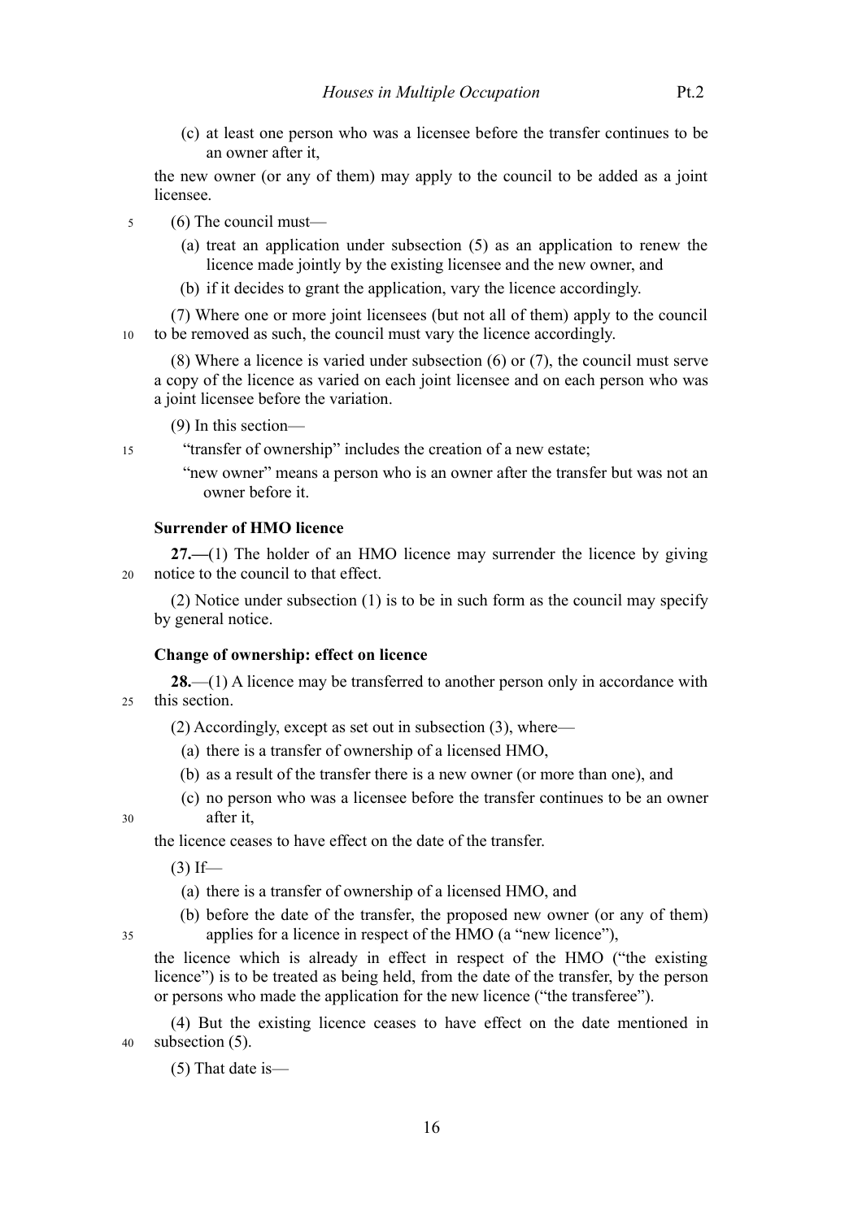(c) at least one person who was a licensee before the transfer continues to be an owner after it,

the new owner (or any of them) may apply to the council to be added as a joint licensee.

(6) The council must—

(a) treat an application under subsection (5) as an application to renew the licence made jointly by the existing licensee and the new owner, and

(b) if it decides to grant the application, vary the licence accordingly.

(7) Where one or more joint licensees (but not all of them) apply to the council to be removed as such, the council must vary the licence accordingly.

(8) Where a licence is varied under subsection (6) or (7), the council must serve a copy of the licence as varied on each joint licensee and on each person who was a joint licensee before the variation.

(9) In this section—

"transfer of ownership" includes the creation of a new estate;

"new owner" means a person who is an owner after the transfer but was not an owner before it.

**Surrender of HMO licence**

**27.—**(1) The holder of an HMO licence may surrender the licence by giving notice to the council to that effect.

(2) Notice under subsection (1) is to be in such form as the council may specify by general notice.

**Change of ownership: effect on licence**

**28.**—(1) A licence may be transferred to another person only in accordance with this section.

(2) Accordingly, except as set out in subsection (3), where—

(a) there is a transfer of ownership of a licensed HMO,

(b) as a result of the transfer there is a new owner (or more than one), and

(c) no person who was a licensee before the transfer continues to be an owner after it,

the licence ceases to have effect on the date of the transfer.

(3) If—

(a) there is a transfer of ownership of a licensed HMO, and

(b) before the date of the transfer, the proposed new owner (or any of them) applies for a licence in respect of the HMO (a "new licence"),

the licence which is already in effect in respect of the HMO ("the existing licence") is to be treated as being held, from the date of the transfer, by the person or persons who made the application for the new licence ("the transferee").

(4) But the existing licence ceases to have effect on the date mentioned in subsection (5).

(5) That date is—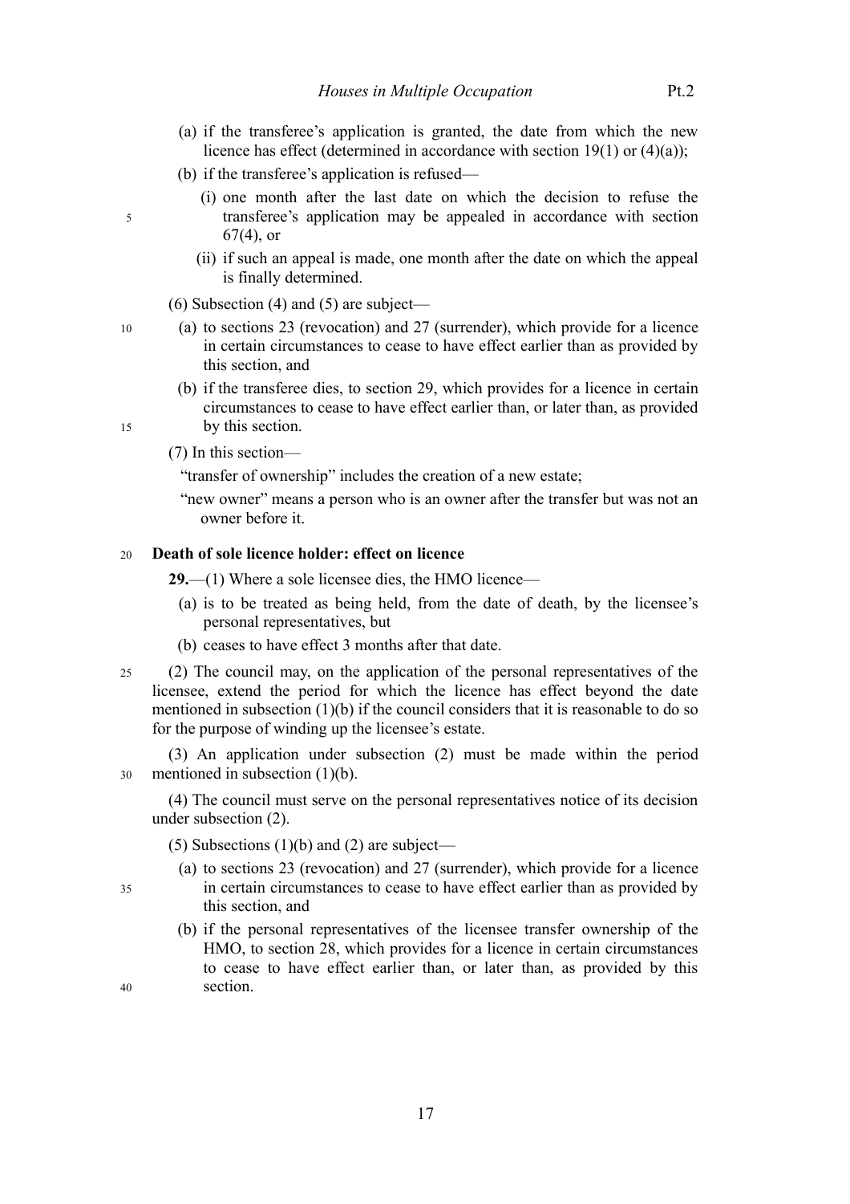(a) if the transferee's application is granted, the date from which the new licence has effect (determined in accordance with section 19(1) or (4)(a));

(b) if the transferee's application is refused—

(i) one month after the last date on which the decision to refuse the transferee's application may be appealed in accordance with section 67(4), or

(ii) if such an appeal is made, one month after the date on which the appeal is finally determined.

(6) Subsection (4) and (5) are subject—

(a) to sections 23 (revocation) and 27 (surrender), which provide for a licence in certain circumstances to cease to have effect earlier than as provided by this section, and

(b) if the transferee dies, to section 29, which provides for a licence in certain circumstances to cease to have effect earlier than, or later than, as provided by this section.

(7) In this section—

"transfer of ownership" includes the creation of a new estate;

"new owner" means a person who is an owner after the transfer but was not an owner before it.

**Death of sole licence holder: effect on licence**

**29.**—(1) Where a sole licensee dies, the HMO licence—

(a) is to be treated as being held, from the date of death, by the licensee's personal representatives, but

(b) ceases to have effect 3 months after that date.

(2) The council may, on the application of the personal representatives of the licensee, extend the period for which the licence has effect beyond the date mentioned in subsection (1)(b) if the council considers that it is reasonable to do so for the purpose of winding up the licensee's estate.

(3) An application under subsection (2) must be made within the period mentioned in subsection (1)(b).

(4) The council must serve on the personal representatives notice of its decision under subsection (2).

(5) Subsections (1)(b) and (2) are subject—

(a) to sections 23 (revocation) and 27 (surrender), which provide for a licence in certain circumstances to cease to have effect earlier than as provided by this section, and

(b) if the personal representatives of the licensee transfer ownership of the HMO, to section 28, which provides for a licence in certain circumstances to cease to have effect earlier than, or later than, as provided by this section.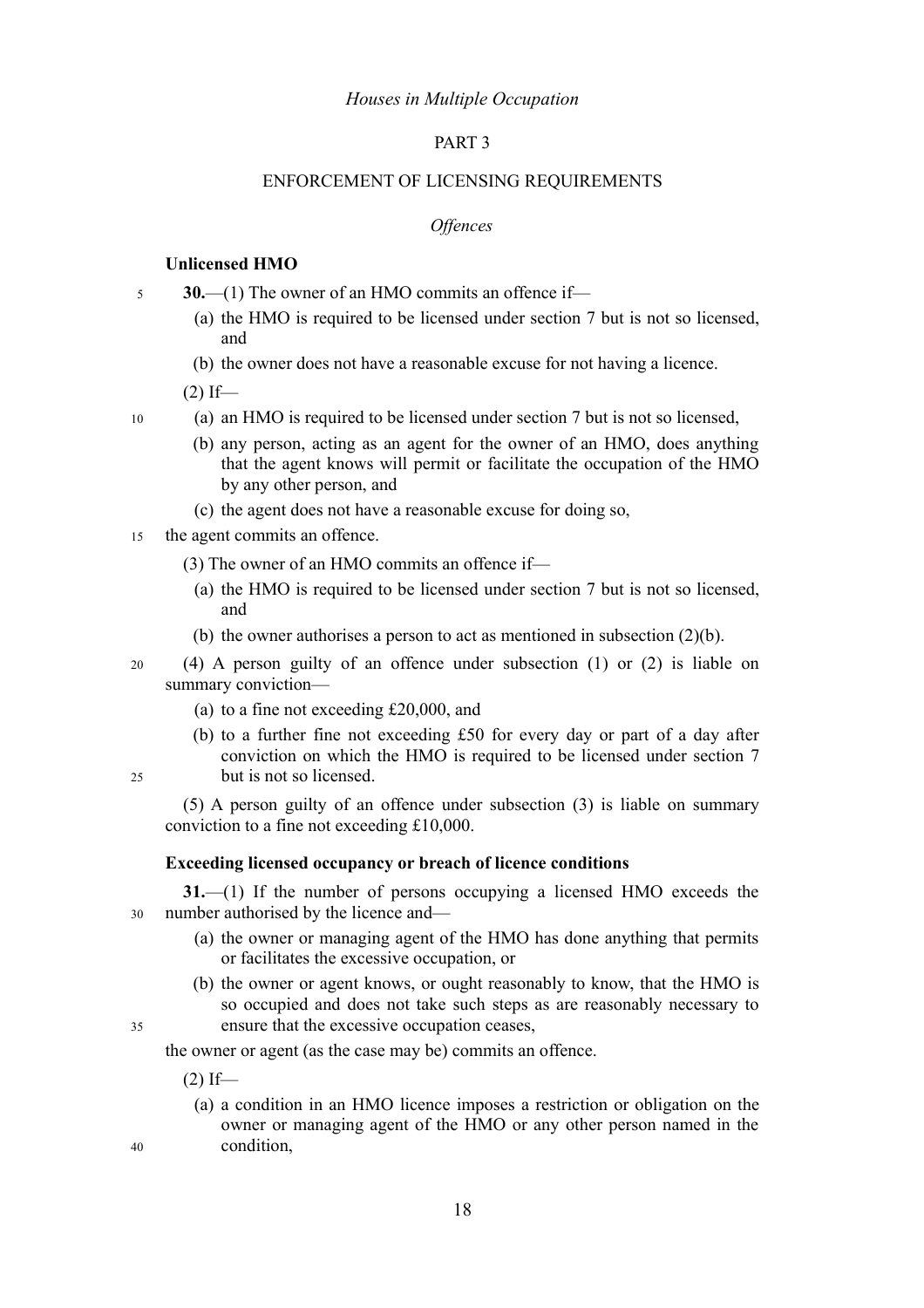*Houses in Multiple Occupation*

PART 3

ENFORCEMENT OF LICENSING REQUIREMENTS

*Offences*

**Unlicensed HMO**

**30.**—(1) The owner of an HMO commits an offence if—

(a) the HMO is required to be licensed under section 7 but is not so licensed, and

(b) the owner does not have a reasonable excuse for not having a licence.

(2) If—

(a) an HMO is required to be licensed under section 7 but is not so licensed,

(b) any person, acting as an agent for the owner of an HMO, does anything that the agent knows will permit or facilitate the occupation of the HMO by any other person, and

(c) the agent does not have a reasonable excuse for doing so,

the agent commits an offence.

(3) The owner of an HMO commits an offence if—

(a) the HMO is required to be licensed under section 7 but is not so licensed, and

(b) the owner authorises a person to act as mentioned in subsection (2)(b).

(4) A person guilty of an offence under subsection (1) or (2) is liable on summary conviction—

(a) to a fine not exceeding £20,000, and

(b) to a further fine not exceeding £50 for every day or part of a day after conviction on which the HMO is required to be licensed under section 7 but is not so licensed.

(5) A person guilty of an offence under subsection (3) is liable on summary conviction to a fine not exceeding £10,000.

**Exceeding licensed occupancy or breach of licence conditions**

**31.**—(1) If the number of persons occupying a licensed HMO exceeds the number authorised by the licence and—

(a) the owner or managing agent of the HMO has done anything that permits or facilitates the excessive occupation, or

(b) the owner or agent knows, or ought reasonably to know, that the HMO is so occupied and does not take such steps as are reasonably necessary to ensure that the excessive occupation ceases,

the owner or agent (as the case may be) commits an offence.

(2) If—

(a) a condition in an HMO licence imposes a restriction or obligation on the owner or managing agent of the HMO or any other person named in the condition,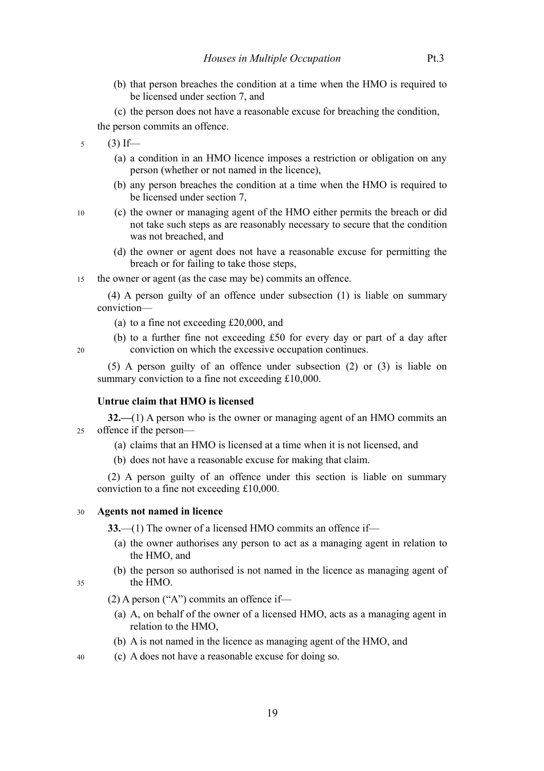(b) that person breaches the condition at a time when the HMO is required to be licensed under section 7, and

(c) the person does not have a reasonable excuse for breaching the condition,

the person commits an offence.

(3) If—

(a) a condition in an HMO licence imposes a restriction or obligation on any person (whether or not named in the licence),

(b) any person breaches the condition at a time when the HMO is required to be licensed under section 7,

(c) the owner or managing agent of the HMO either permits the breach or did not take such steps as are reasonably necessary to secure that the condition was not breached, and

(d) the owner or agent does not have a reasonable excuse for permitting the breach or for failing to take those steps,

the owner or agent (as the case may be) commits an offence.

(4) A person guilty of an offence under subsection (1) is liable on summary conviction—

(a) to a fine not exceeding £20,000, and

(b) to a further fine not exceeding £50 for every day or part of a day after conviction on which the excessive occupation continues.

(5) A person guilty of an offence under subsection (2) or (3) is liable on summary conviction to a fine not exceeding £10,000.

**Untrue claim that HMO is licensed**

**32.—**(1) A person who is the owner or managing agent of an HMO commits an offence if the person—

(a) claims that an HMO is licensed at a time when it is not licensed, and

(b) does not have a reasonable excuse for making that claim.

(2) A person guilty of an offence under this section is liable on summary conviction to a fine not exceeding £10,000.

**Agents not named in licence**

**33.**—(1) The owner of a licensed HMO commits an offence if—

(a) the owner authorises any person to act as a managing agent in relation to the HMO, and

(b) the person so authorised is not named in the licence as managing agent of the HMO.

(2) A person ("A") commits an offence if—

(a) A, on behalf of the owner of a licensed HMO, acts as a managing agent in relation to the HMO,

(b) A is not named in the licence as managing agent of the HMO, and

(c) A does not have a reasonable excuse for doing so.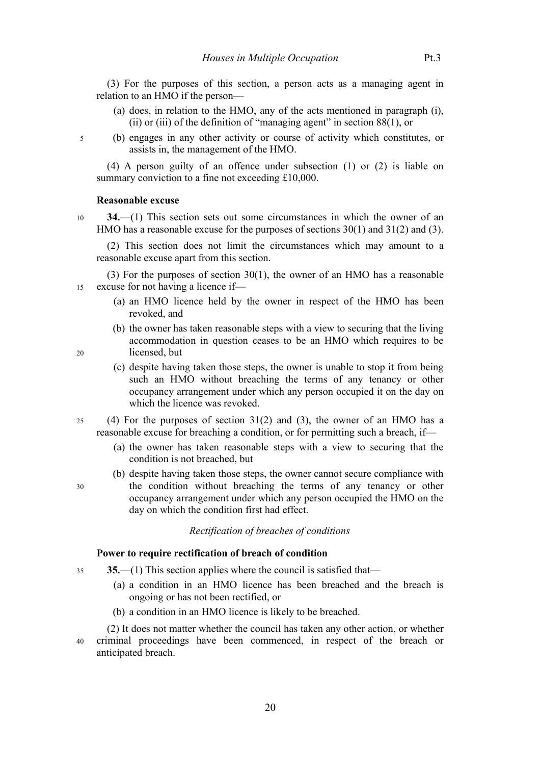(3) For the purposes of this section, a person acts as a managing agent in relation to an HMO if the person—

(a) does, in relation to the HMO, any of the acts mentioned in paragraph (i), (ii) or (iii) of the definition of "managing agent" in section 88(1), or

(b) engages in any other activity or course of activity which constitutes, or assists in, the management of the HMO.

(4) A person guilty of an offence under subsection (1) or (2) is liable on summary conviction to a fine not exceeding £10,000.

### Reasonable excuse

**34.**—(1) This section sets out some circumstances in which the owner of an HMO has a reasonable excuse for the purposes of sections 30(1) and 31(2) and (3).

(2) This section does not limit the circumstances which may amount to a reasonable excuse apart from this section.

(3) For the purposes of section 30(1), the owner of an HMO has a reasonable excuse for not having a licence if—

(a) an HMO licence held by the owner in respect of the HMO has been revoked, and

(b) the owner has taken reasonable steps with a view to securing that the living accommodation in question ceases to be an HMO which requires to be licensed, but

(c) despite having taken those steps, the owner is unable to stop it from being such an HMO without breaching the terms of any tenancy or other occupancy arrangement under which any person occupied it on the day on which the licence was revoked.

(4) For the purposes of section 31(2) and (3), the owner of an HMO has a reasonable excuse for breaching a condition, or for permitting such a breach, if—

(a) the owner has taken reasonable steps with a view to securing that the condition is not breached, but

(b) despite having taken those steps, the owner cannot secure compliance with the condition without breaching the terms of any tenancy or other occupancy arrangement under which any person occupied the HMO on the day on which the condition first had effect.

*Rectification of breaches of conditions*

### Power to require rectification of breach of condition

**35.**—(1) This section applies where the council is satisfied that—

(a) a condition in an HMO licence has been breached and the breach is ongoing or has not been rectified, or

(b) a condition in an HMO licence is likely to be breached.

(2) It does not matter whether the council has taken any other action, or whether criminal proceedings have been commenced, in respect of the breach or anticipated breach.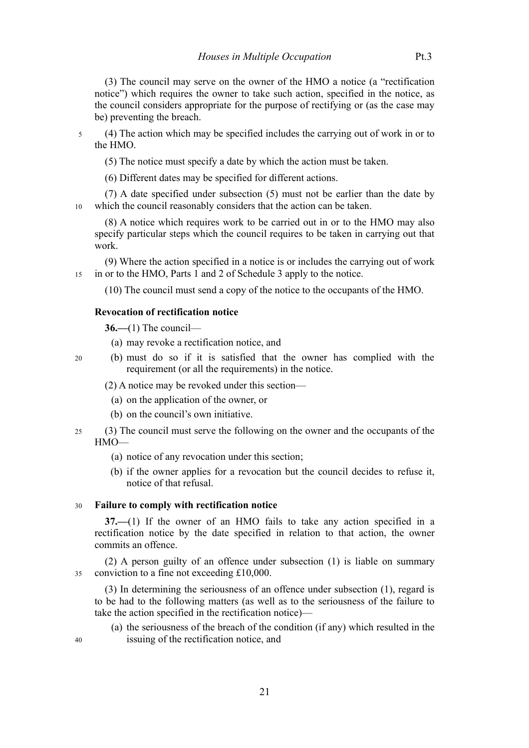(3) The council may serve on the owner of the HMO a notice (a "rectification notice") which requires the owner to take such action, specified in the notice, as the council considers appropriate for the purpose of rectifying or (as the case may be) preventing the breach.

(4) The action which may be specified includes the carrying out of work in or to the HMO.

(5) The notice must specify a date by which the action must be taken.

(6) Different dates may be specified for different actions.

(7) A date specified under subsection (5) must not be earlier than the date by which the council reasonably considers that the action can be taken.

(8) A notice which requires work to be carried out in or to the HMO may also specify particular steps which the council requires to be taken in carrying out that work.

(9) Where the action specified in a notice is or includes the carrying out of work in or to the HMO, Parts 1 and 2 of Schedule 3 apply to the notice.

(10) The council must send a copy of the notice to the occupants of the HMO.

**Revocation of rectification notice**

**36.—**(1) The council—

(a) may revoke a rectification notice, and

(b) must do so if it is satisfied that the owner has complied with the requirement (or all the requirements) in the notice.

(2) A notice may be revoked under this section—

(a) on the application of the owner, or

(b) on the council's own initiative.

(3) The council must serve the following on the owner and the occupants of the HMO—

(a) notice of any revocation under this section;

(b) if the owner applies for a revocation but the council decides to refuse it, notice of that refusal.

**Failure to comply with rectification notice**

**37.—**(1) If the owner of an HMO fails to take any action specified in a rectification notice by the date specified in relation to that action, the owner commits an offence.

(2) A person guilty of an offence under subsection (1) is liable on summary conviction to a fine not exceeding £10,000.

(3) In determining the seriousness of an offence under subsection (1), regard is to be had to the following matters (as well as to the seriousness of the failure to take the action specified in the rectification notice)—

(a) the seriousness of the breach of the condition (if any) which resulted in the issuing of the rectification notice, and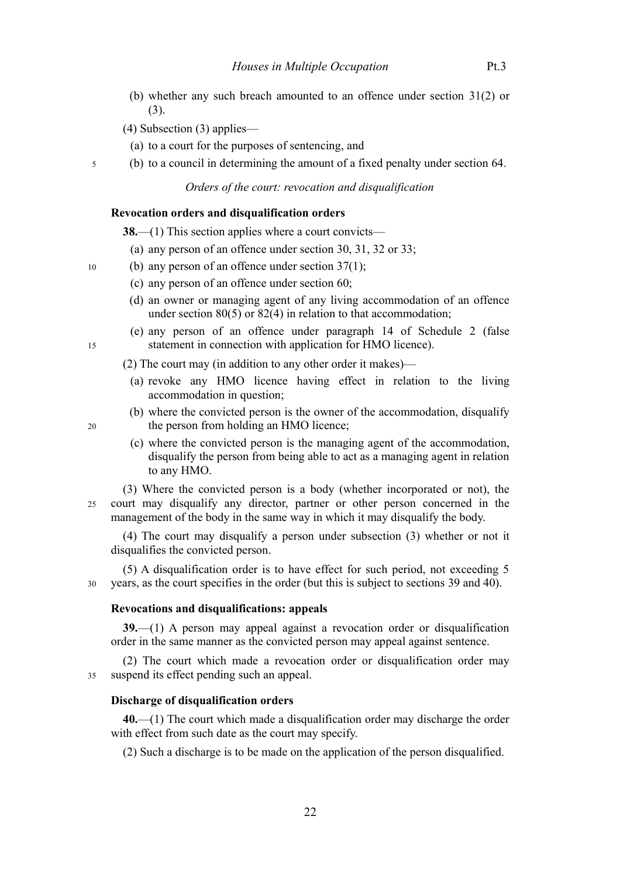(b) whether any such breach amounted to an offence under section 31(2) or (3).

(4) Subsection (3) applies—

(a) to a court for the purposes of sentencing, and

(b) to a council in determining the amount of a fixed penalty under section 64.

*Orders of the court: revocation and disqualification*

**Revocation orders and disqualification orders**

**38.**—(1) This section applies where a court convicts—

(a) any person of an offence under section 30, 31, 32 or 33;

(b) any person of an offence under section 37(1);

(c) any person of an offence under section 60;

(d) an owner or managing agent of any living accommodation of an offence under section 80(5) or 82(4) in relation to that accommodation;

(e) any person of an offence under paragraph 14 of Schedule 2 (false statement in connection with application for HMO licence).

(2) The court may (in addition to any other order it makes)—

(a) revoke any HMO licence having effect in relation to the living accommodation in question;

(b) where the convicted person is the owner of the accommodation, disqualify the person from holding an HMO licence;

(c) where the convicted person is the managing agent of the accommodation, disqualify the person from being able to act as a managing agent in relation to any HMO.

(3) Where the convicted person is a body (whether incorporated or not), the court may disqualify any director, partner or other person concerned in the management of the body in the same way in which it may disqualify the body.

(4) The court may disqualify a person under subsection (3) whether or not it disqualifies the convicted person.

(5) A disqualification order is to have effect for such period, not exceeding 5 years, as the court specifies in the order (but this is subject to sections 39 and 40).

**Revocations and disqualifications: appeals**

**39.**—(1) A person may appeal against a revocation order or disqualification order in the same manner as the convicted person may appeal against sentence.

(2) The court which made a revocation order or disqualification order may suspend its effect pending such an appeal.

**Discharge of disqualification orders**

**40.**—(1) The court which made a disqualification order may discharge the order with effect from such date as the court may specify.

(2) Such a discharge is to be made on the application of the person disqualified.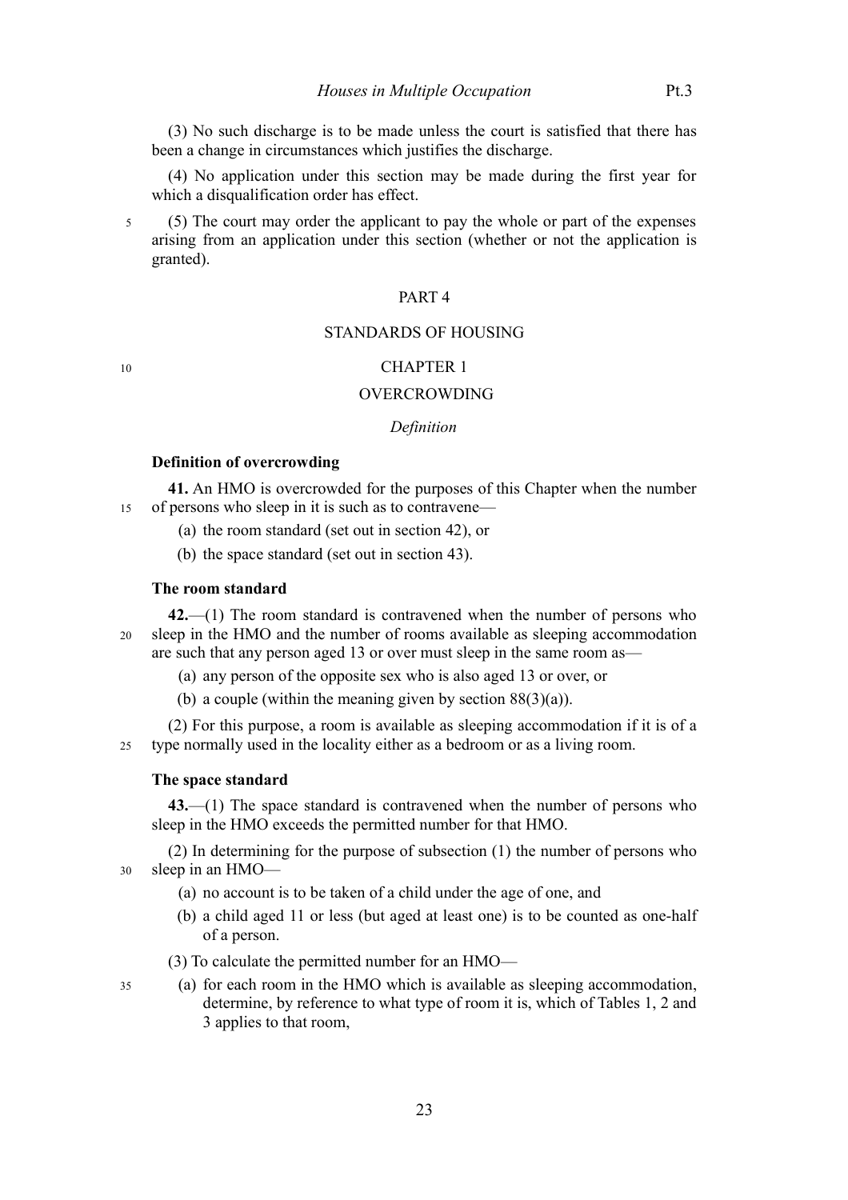(3) No such discharge is to be made unless the court is satisfied that there has been a change in circumstances which justifies the discharge.

(4) No application under this section may be made during the first year for which a disqualification order has effect.

(5) The court may order the applicant to pay the whole or part of the expenses arising from an application under this section (whether or not the application is granted).

# PART 4

# STANDARDS OF HOUSING

## CHAPTER 1

## OVERCROWDING

*Definition*

### Definition of overcrowding

**41.** An HMO is overcrowded for the purposes of this Chapter when the number of persons who sleep in it is such as to contravene—

(a) the room standard (set out in section 42), or

(b) the space standard (set out in section 43).

### The room standard

**42.**—(1) The room standard is contravened when the number of persons who sleep in the HMO and the number of rooms available as sleeping accommodation are such that any person aged 13 or over must sleep in the same room as—

(a) any person of the opposite sex who is also aged 13 or over, or

(b) a couple (within the meaning given by section 88(3)(a)).

(2) For this purpose, a room is available as sleeping accommodation if it is of a type normally used in the locality either as a bedroom or as a living room.

### The space standard

**43.**—(1) The space standard is contravened when the number of persons who sleep in the HMO exceeds the permitted number for that HMO.

(2) In determining for the purpose of subsection (1) the number of persons who sleep in an HMO—

(a) no account is to be taken of a child under the age of one, and

(b) a child aged 11 or less (but aged at least one) is to be counted as one-half of a person.

(3) To calculate the permitted number for an HMO—

(a) for each room in the HMO which is available as sleeping accommodation, determine, by reference to what type of room it is, which of Tables 1, 2 and 3 applies to that room,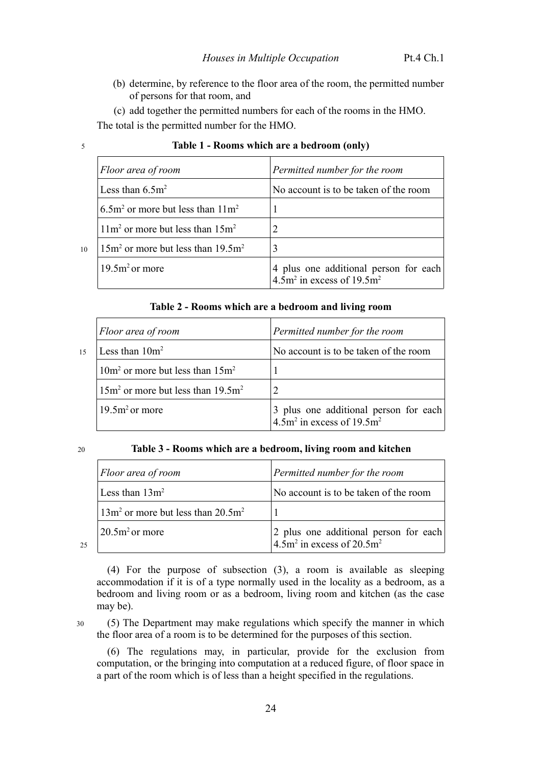(b) determine, by reference to the floor area of the room, the permitted number of persons for that room, and

(c) add together the permitted numbers for each of the rooms in the HMO.

The total is the permitted number for the HMO.

**Table 1 - Rooms which are a bedroom (only)**

| *Floor area of room* | *Permitted number for the room* |
|---|---|
| Less than $6.5m^2$ | No account is to be taken of the room |
| $6.5m^2$ or more but less than $11m^2$ | 1 |
| $11m^2$ or more but less than $15m^2$ | 2 |
| $15m^2$ or more but less than $19.5m^2$ | 3 |
| $19.5m^2$ or more | 4 plus one additional person for each $4.5m^2$ in excess of $19.5m^2$ |

**Table 2 - Rooms which are a bedroom and living room**

| *Floor area of room* | *Permitted number for the room* |
|---|---|
| Less than $10m^2$ | No account is to be taken of the room |
| $10m^2$ or more but less than $15m^2$ | 1 |
| $15m^2$ or more but less than $19.5m^2$ | 2 |
| $19.5m^2$ or more | 3 plus one additional person for each $4.5m^2$ in excess of $19.5m^2$ |

**Table 3 - Rooms which are a bedroom, living room and kitchen**

| *Floor area of room* | *Permitted number for the room* |
|---|---|
| Less than $13m^2$ | No account is to be taken of the room |
| $13m^2$ or more but less than $20.5m^2$ | 1 |
| $20.5m^2$ or more | 2 plus one additional person for each $4.5m^2$ in excess of $20.5m^2$ |

(4) For the purpose of subsection (3), a room is available as sleeping accommodation if it is of a type normally used in the locality as a bedroom, as a bedroom and living room or as a bedroom, living room and kitchen (as the case may be).

(5) The Department may make regulations which specify the manner in which the floor area of a room is to be determined for the purposes of this section.

(6) The regulations may, in particular, provide for the exclusion from computation, or the bringing into computation at a reduced figure, of floor space in a part of the room which is of less than a height specified in the regulations.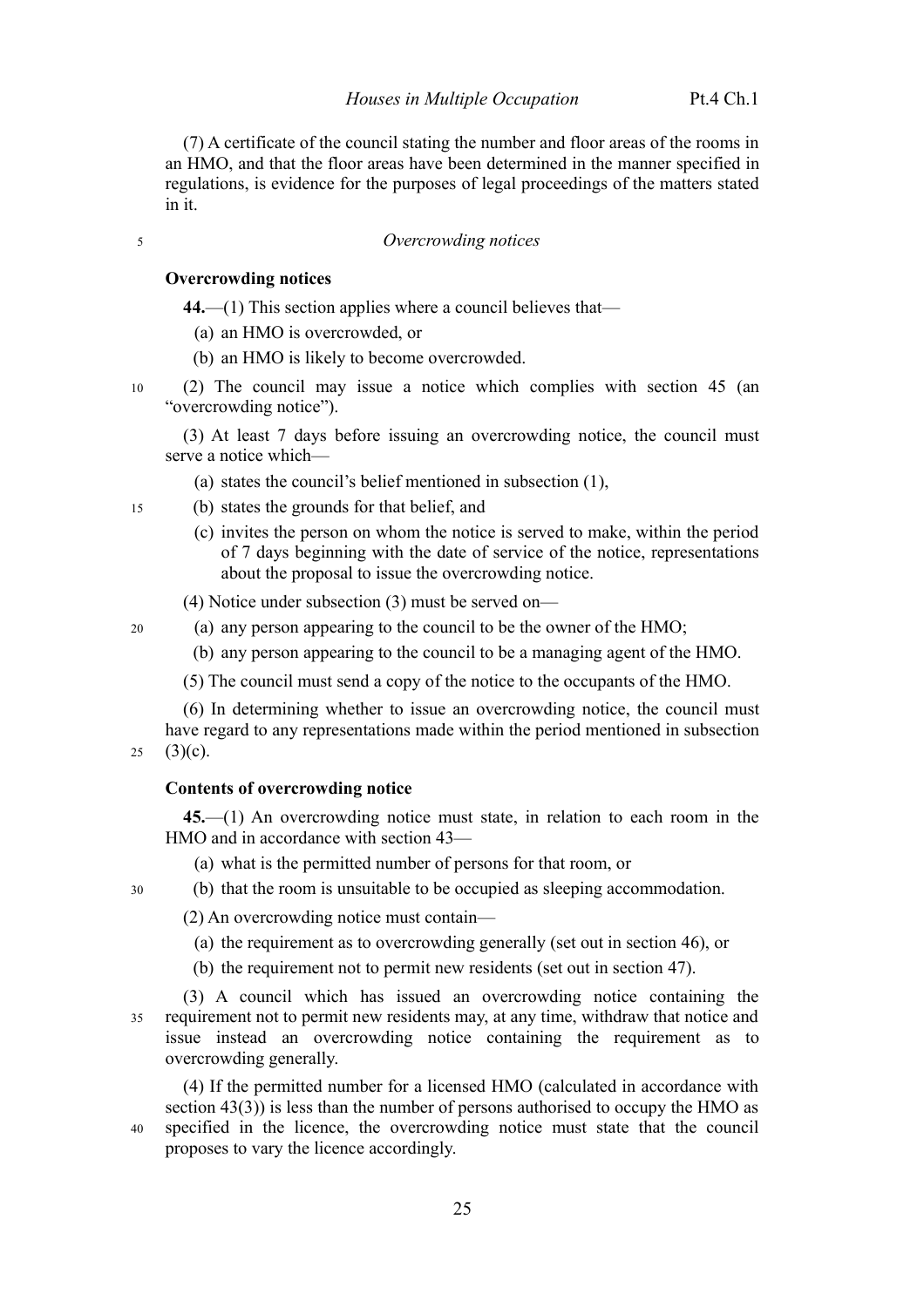(7) A certificate of the council stating the number and floor areas of the rooms in an HMO, and that the floor areas have been determined in the manner specified in regulations, is evidence for the purposes of legal proceedings of the matters stated in it.

*Overcrowding notices*

**Overcrowding notices**

**44.**—(1) This section applies where a council believes that—

(a) an HMO is overcrowded, or

(b) an HMO is likely to become overcrowded.

(2) The council may issue a notice which complies with section 45 (an "overcrowding notice").

(3) At least 7 days before issuing an overcrowding notice, the council must serve a notice which—

(a) states the council's belief mentioned in subsection (1),

(b) states the grounds for that belief, and

(c) invites the person on whom the notice is served to make, within the period of 7 days beginning with the date of service of the notice, representations about the proposal to issue the overcrowding notice.

(4) Notice under subsection (3) must be served on—

(a) any person appearing to the council to be the owner of the HMO;

(b) any person appearing to the council to be a managing agent of the HMO.

(5) The council must send a copy of the notice to the occupants of the HMO.

(6) In determining whether to issue an overcrowding notice, the council must have regard to any representations made within the period mentioned in subsection (3)(c).

**Contents of overcrowding notice**

**45.**—(1) An overcrowding notice must state, in relation to each room in the HMO and in accordance with section 43—

(a) what is the permitted number of persons for that room, or

(b) that the room is unsuitable to be occupied as sleeping accommodation.

(2) An overcrowding notice must contain—

(a) the requirement as to overcrowding generally (set out in section 46), or

(b) the requirement not to permit new residents (set out in section 47).

(3) A council which has issued an overcrowding notice containing the requirement not to permit new residents may, at any time, withdraw that notice and issue instead an overcrowding notice containing the requirement as to overcrowding generally.

(4) If the permitted number for a licensed HMO (calculated in accordance with section 43(3)) is less than the number of persons authorised to occupy the HMO as specified in the licence, the overcrowding notice must state that the council proposes to vary the licence accordingly.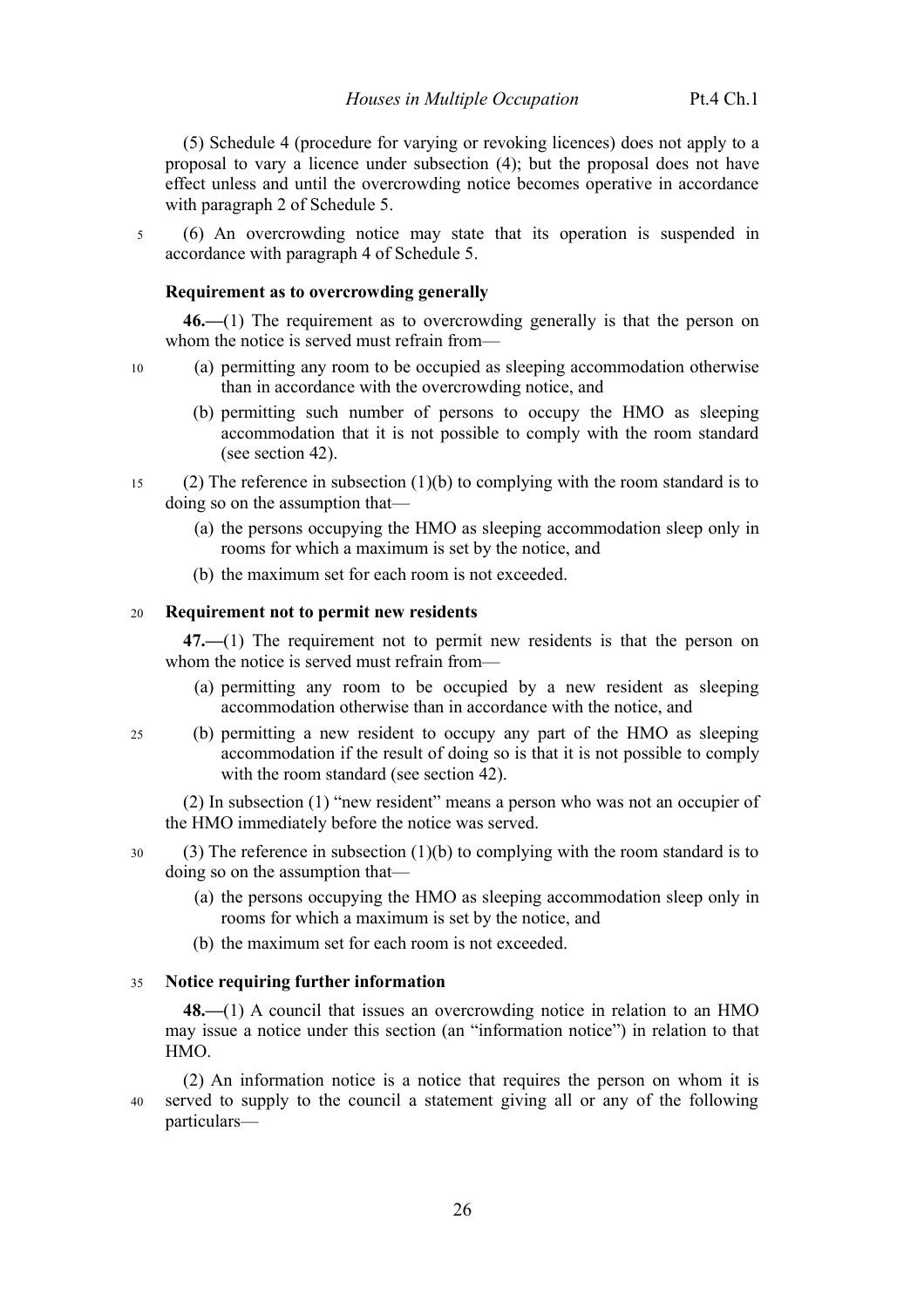(5) Schedule 4 (procedure for varying or revoking licences) does not apply to a proposal to vary a licence under subsection (4); but the proposal does not have effect unless and until the overcrowding notice becomes operative in accordance with paragraph 2 of Schedule 5.

(6) An overcrowding notice may state that its operation is suspended in accordance with paragraph 4 of Schedule 5.

**Requirement as to overcrowding generally**

**46.—**(1) The requirement as to overcrowding generally is that the person on whom the notice is served must refrain from—

(a) permitting any room to be occupied as sleeping accommodation otherwise than in accordance with the overcrowding notice, and

(b) permitting such number of persons to occupy the HMO as sleeping accommodation that it is not possible to comply with the room standard (see section 42).

(2) The reference in subsection (1)(b) to complying with the room standard is to doing so on the assumption that—

(a) the persons occupying the HMO as sleeping accommodation sleep only in rooms for which a maximum is set by the notice, and

(b) the maximum set for each room is not exceeded.

**Requirement not to permit new residents**

**47.—**(1) The requirement not to permit new residents is that the person on whom the notice is served must refrain from—

(a) permitting any room to be occupied by a new resident as sleeping accommodation otherwise than in accordance with the notice, and

(b) permitting a new resident to occupy any part of the HMO as sleeping accommodation if the result of doing so is that it is not possible to comply with the room standard (see section 42).

(2) In subsection (1) "new resident" means a person who was not an occupier of the HMO immediately before the notice was served.

(3) The reference in subsection (1)(b) to complying with the room standard is to doing so on the assumption that—

(a) the persons occupying the HMO as sleeping accommodation sleep only in rooms for which a maximum is set by the notice, and

(b) the maximum set for each room is not exceeded.

**Notice requiring further information**

**48.—**(1) A council that issues an overcrowding notice in relation to an HMO may issue a notice under this section (an "information notice") in relation to that HMO.

(2) An information notice is a notice that requires the person on whom it is served to supply to the council a statement giving all or any of the following particulars—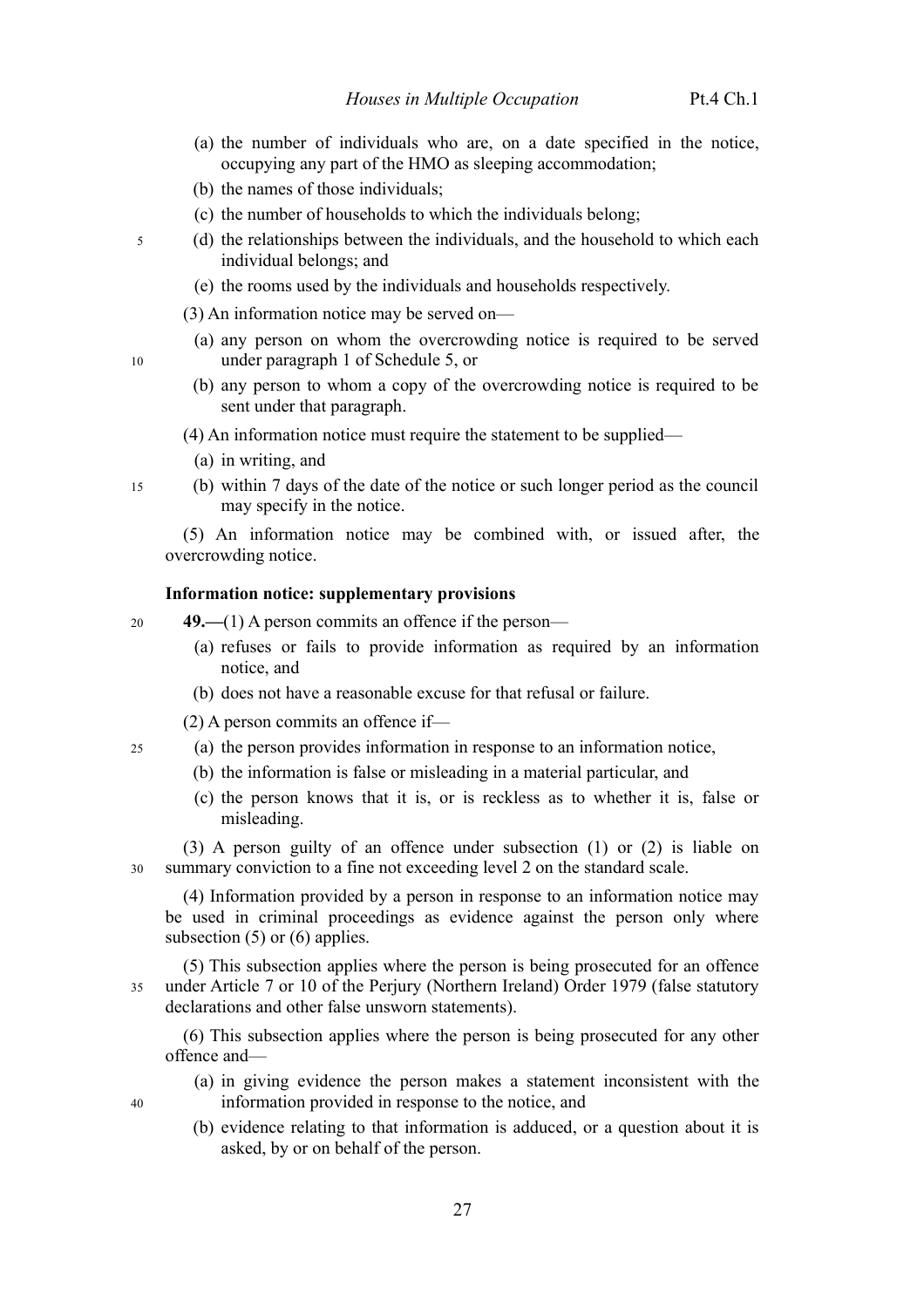(a) the number of individuals who are, on a date specified in the notice, occupying any part of the HMO as sleeping accommodation;

(b) the names of those individuals;

(c) the number of households to which the individuals belong;

(d) the relationships between the individuals, and the household to which each individual belongs; and

(e) the rooms used by the individuals and households respectively.

(3) An information notice may be served on—

(a) any person on whom the overcrowding notice is required to be served under paragraph 1 of Schedule 5, or

(b) any person to whom a copy of the overcrowding notice is required to be sent under that paragraph.

(4) An information notice must require the statement to be supplied—

(a) in writing, and

(b) within 7 days of the date of the notice or such longer period as the council may specify in the notice.

(5) An information notice may be combined with, or issued after, the overcrowding notice.

**Information notice: supplementary provisions**

**49.—**(1) A person commits an offence if the person—

(a) refuses or fails to provide information as required by an information notice, and

(b) does not have a reasonable excuse for that refusal or failure.

(2) A person commits an offence if—

(a) the person provides information in response to an information notice,

(b) the information is false or misleading in a material particular, and

(c) the person knows that it is, or is reckless as to whether it is, false or misleading.

(3) A person guilty of an offence under subsection (1) or (2) is liable on summary conviction to a fine not exceeding level 2 on the standard scale.

(4) Information provided by a person in response to an information notice may be used in criminal proceedings as evidence against the person only where subsection (5) or (6) applies.

(5) This subsection applies where the person is being prosecuted for an offence under Article 7 or 10 of the Perjury (Northern Ireland) Order 1979 (false statutory declarations and other false unsworn statements).

(6) This subsection applies where the person is being prosecuted for any other offence and—

(a) in giving evidence the person makes a statement inconsistent with the information provided in response to the notice, and

(b) evidence relating to that information is adduced, or a question about it is asked, by or on behalf of the person.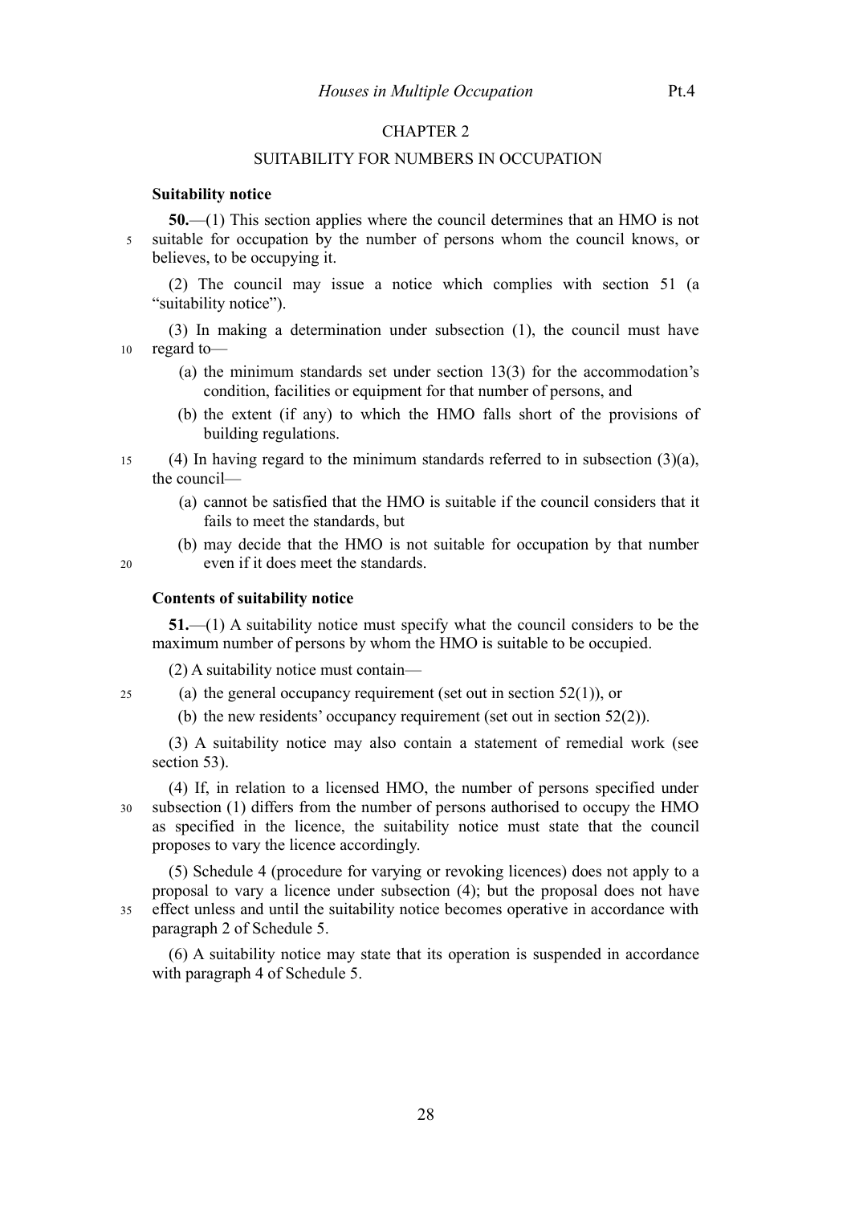## CHAPTER 2

## SUITABILITY FOR NUMBERS IN OCCUPATION

### Suitability notice

**50.**—(1) This section applies where the council determines that an HMO is not suitable for occupation by the number of persons whom the council knows, or believes, to be occupying it.

(2) The council may issue a notice which complies with section 51 (a "suitability notice").

(3) In making a determination under subsection (1), the council must have regard to—

(a) the minimum standards set under section 13(3) for the accommodation's condition, facilities or equipment for that number of persons, and

(b) the extent (if any) to which the HMO falls short of the provisions of building regulations.

(4) In having regard to the minimum standards referred to in subsection (3)(a), the council—

(a) cannot be satisfied that the HMO is suitable if the council considers that it fails to meet the standards, but

(b) may decide that the HMO is not suitable for occupation by that number even if it does meet the standards.

### Contents of suitability notice

**51.**—(1) A suitability notice must specify what the council considers to be the maximum number of persons by whom the HMO is suitable to be occupied.

(2) A suitability notice must contain—

(a) the general occupancy requirement (set out in section 52(1)), or

(b) the new residents' occupancy requirement (set out in section 52(2)).

(3) A suitability notice may also contain a statement of remedial work (see section 53).

(4) If, in relation to a licensed HMO, the number of persons specified under subsection (1) differs from the number of persons authorised to occupy the HMO as specified in the licence, the suitability notice must state that the council proposes to vary the licence accordingly.

(5) Schedule 4 (procedure for varying or revoking licences) does not apply to a proposal to vary a licence under subsection (4); but the proposal does not have effect unless and until the suitability notice becomes operative in accordance with paragraph 2 of Schedule 5.

(6) A suitability notice may state that its operation is suspended in accordance with paragraph 4 of Schedule 5.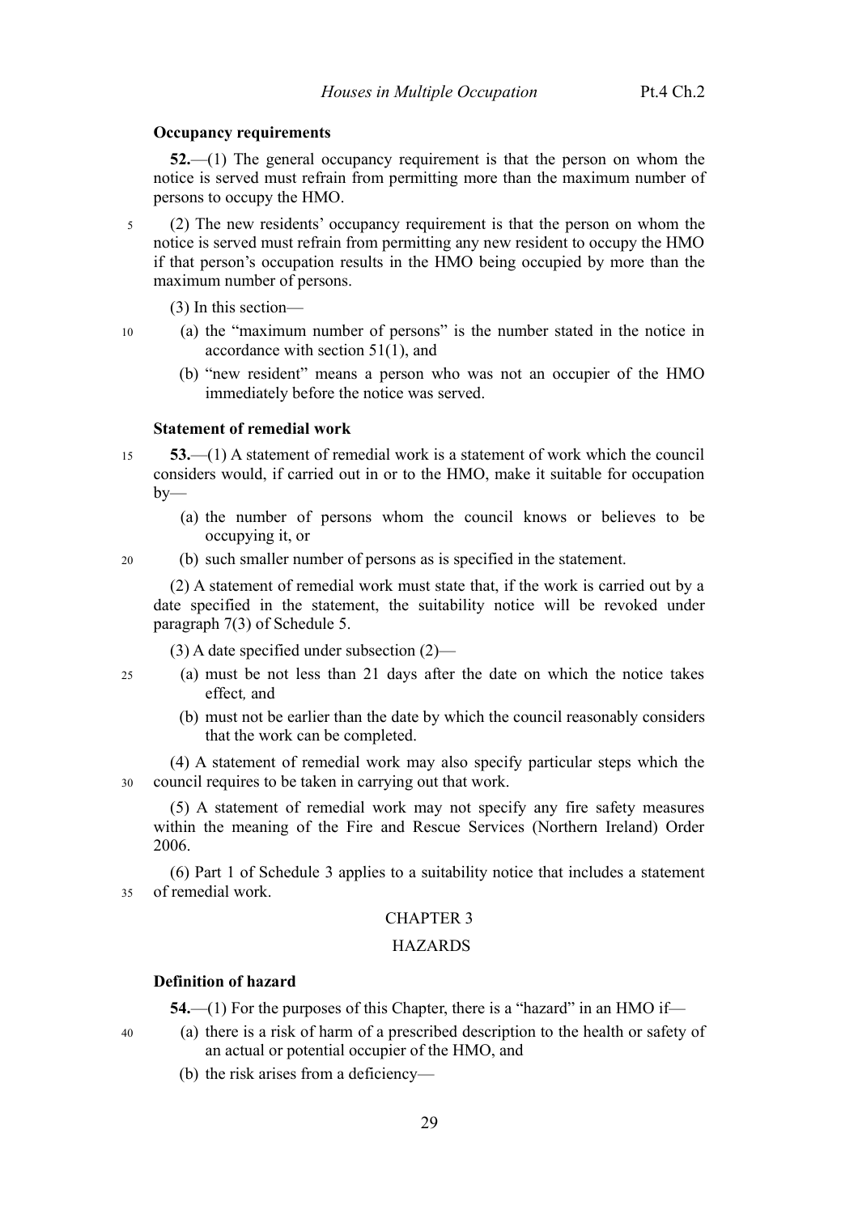### Occupancy requirements

**52.**—(1) The general occupancy requirement is that the person on whom the notice is served must refrain from permitting more than the maximum number of persons to occupy the HMO.

(2) The new residents' occupancy requirement is that the person on whom the notice is served must refrain from permitting any new resident to occupy the HMO if that person's occupation results in the HMO being occupied by more than the maximum number of persons.

(3) In this section—

(a) the "maximum number of persons" is the number stated in the notice in accordance with section 51(1), and

(b) "new resident" means a person who was not an occupier of the HMO immediately before the notice was served.

### Statement of remedial work

**53.**—(1) A statement of remedial work is a statement of work which the council considers would, if carried out in or to the HMO, make it suitable for occupation by—

(a) the number of persons whom the council knows or believes to be occupying it, or

(b) such smaller number of persons as is specified in the statement.

(2) A statement of remedial work must state that, if the work is carried out by a date specified in the statement, the suitability notice will be revoked under paragraph 7(3) of Schedule 5.

(3) A date specified under subsection (2)—

(a) must be not less than 21 days after the date on which the notice takes effect, and

(b) must not be earlier than the date by which the council reasonably considers that the work can be completed.

(4) A statement of remedial work may also specify particular steps which the council requires to be taken in carrying out that work.

(5) A statement of remedial work may not specify any fire safety measures within the meaning of the Fire and Rescue Services (Northern Ireland) Order 2006.

(6) Part 1 of Schedule 3 applies to a suitability notice that includes a statement of remedial work.

## CHAPTER 3

## HAZARDS

### Definition of hazard

**54.**—(1) For the purposes of this Chapter, there is a "hazard" in an HMO if—

(a) there is a risk of harm of a prescribed description to the health or safety of an actual or potential occupier of the HMO, and

(b) the risk arises from a deficiency—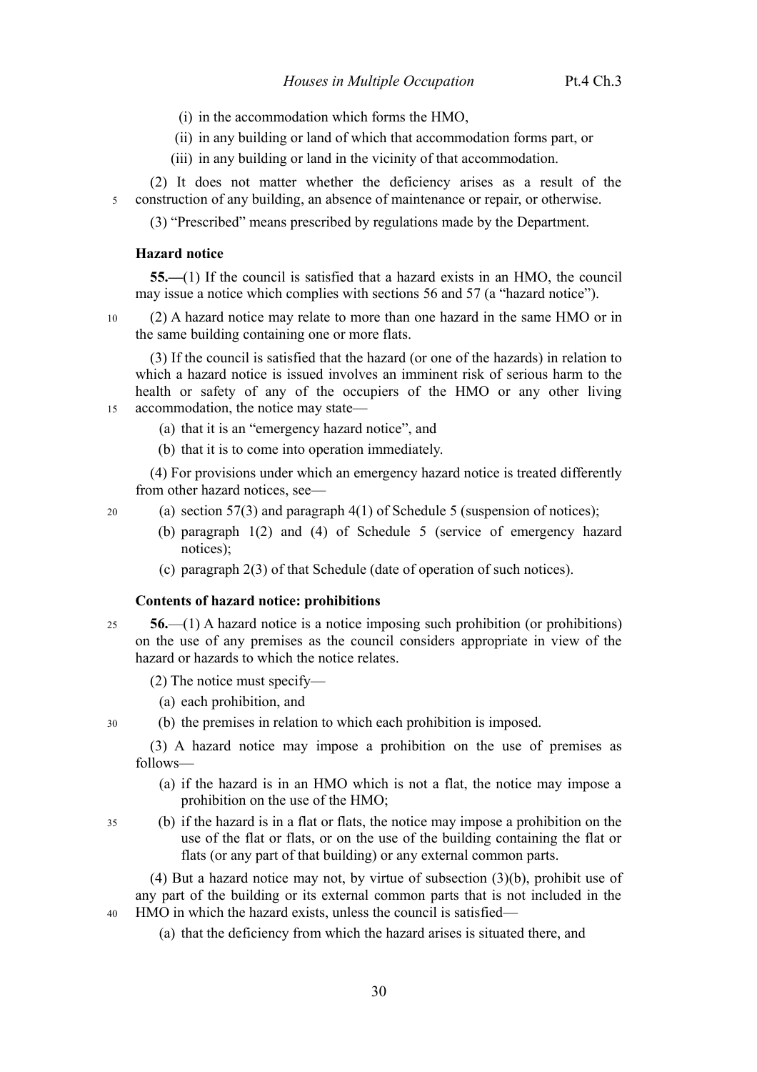(i) in the accommodation which forms the HMO,

(ii) in any building or land of which that accommodation forms part, or

(iii) in any building or land in the vicinity of that accommodation.

(2) It does not matter whether the deficiency arises as a result of the construction of any building, an absence of maintenance or repair, or otherwise.

(3) "Prescribed" means prescribed by regulations made by the Department.

**Hazard notice**

**55.—**(1) If the council is satisfied that a hazard exists in an HMO, the council may issue a notice which complies with sections 56 and 57 (a "hazard notice").

(2) A hazard notice may relate to more than one hazard in the same HMO or in the same building containing one or more flats.

(3) If the council is satisfied that the hazard (or one of the hazards) in relation to which a hazard notice is issued involves an imminent risk of serious harm to the health or safety of any of the occupiers of the HMO or any other living accommodation, the notice may state—

(a) that it is an "emergency hazard notice", and

(b) that it is to come into operation immediately.

(4) For provisions under which an emergency hazard notice is treated differently from other hazard notices, see—

(a) section 57(3) and paragraph 4(1) of Schedule 5 (suspension of notices);

(b) paragraph 1(2) and (4) of Schedule 5 (service of emergency hazard notices);

(c) paragraph 2(3) of that Schedule (date of operation of such notices).

**Contents of hazard notice: prohibitions**

**56.**—(1) A hazard notice is a notice imposing such prohibition (or prohibitions) on the use of any premises as the council considers appropriate in view of the hazard or hazards to which the notice relates.

(2) The notice must specify—

(a) each prohibition, and

(b) the premises in relation to which each prohibition is imposed.

(3) A hazard notice may impose a prohibition on the use of premises as follows—

(a) if the hazard is in an HMO which is not a flat, the notice may impose a prohibition on the use of the HMO;

(b) if the hazard is in a flat or flats, the notice may impose a prohibition on the use of the flat or flats, or on the use of the building containing the flat or flats (or any part of that building) or any external common parts.

(4) But a hazard notice may not, by virtue of subsection (3)(b), prohibit use of any part of the building or its external common parts that is not included in the HMO in which the hazard exists, unless the council is satisfied—

(a) that the deficiency from which the hazard arises is situated there, and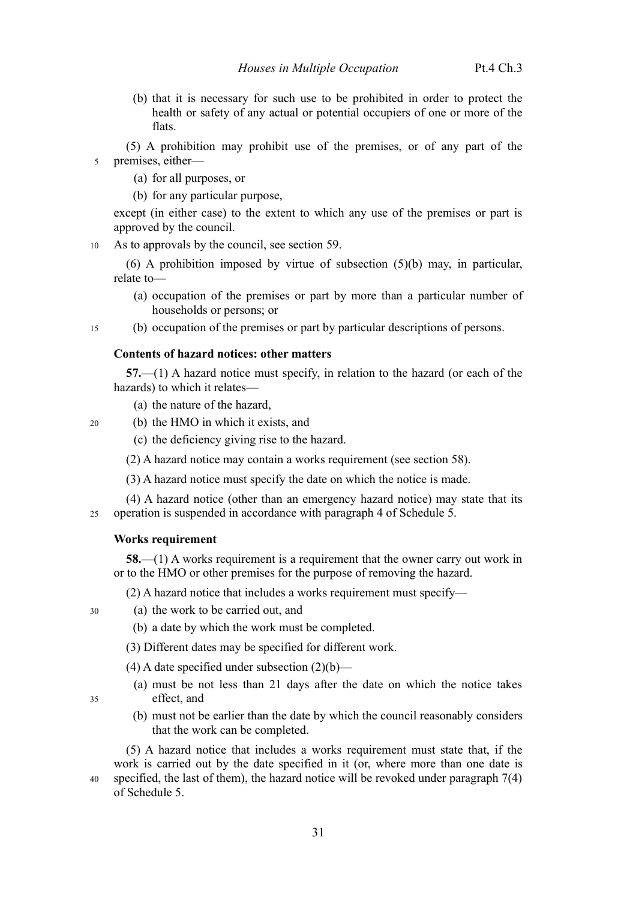(b) that it is necessary for such use to be prohibited in order to protect the health or safety of any actual or potential occupiers of one or more of the flats.

(5) A prohibition may prohibit use of the premises, or of any part of the premises, either—

(a) for all purposes, or

(b) for any particular purpose,

except (in either case) to the extent to which any use of the premises or part is approved by the council.

As to approvals by the council, see section 59.

(6) A prohibition imposed by virtue of subsection (5)(b) may, in particular, relate to—

(a) occupation of the premises or part by more than a particular number of households or persons; or

(b) occupation of the premises or part by particular descriptions of persons.

### Contents of hazard notices: other matters

**57.**—(1) A hazard notice must specify, in relation to the hazard (or each of the hazards) to which it relates—

(a) the nature of the hazard,

(b) the HMO in which it exists, and

(c) the deficiency giving rise to the hazard.

(2) A hazard notice may contain a works requirement (see section 58).

(3) A hazard notice must specify the date on which the notice is made.

(4) A hazard notice (other than an emergency hazard notice) may state that its operation is suspended in accordance with paragraph 4 of Schedule 5.

### Works requirement

**58.**—(1) A works requirement is a requirement that the owner carry out work in or to the HMO or other premises for the purpose of removing the hazard.

(2) A hazard notice that includes a works requirement must specify—

(a) the work to be carried out, and

(b) a date by which the work must be completed.

(3) Different dates may be specified for different work.

(4) A date specified under subsection (2)(b)—

(a) must be not less than 21 days after the date on which the notice takes effect, and

(b) must not be earlier than the date by which the council reasonably considers that the work can be completed.

(5) A hazard notice that includes a works requirement must state that, if the work is carried out by the date specified in it (or, where more than one date is specified, the last of them), the hazard notice will be revoked under paragraph 7(4) of Schedule 5.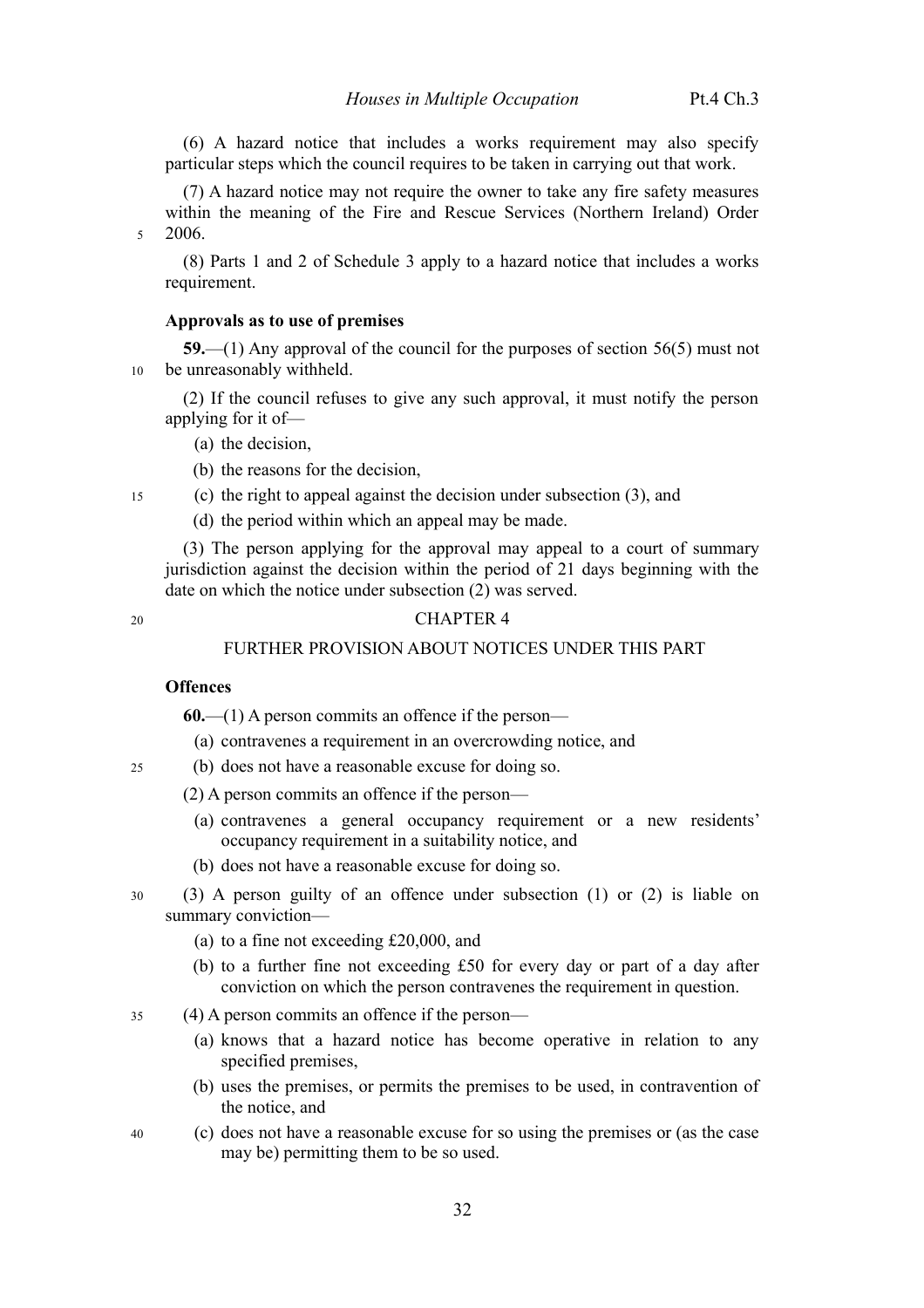(6) A hazard notice that includes a works requirement may also specify particular steps which the council requires to be taken in carrying out that work.

(7) A hazard notice may not require the owner to take any fire safety measures within the meaning of the Fire and Rescue Services (Northern Ireland) Order 2006.

(8) Parts 1 and 2 of Schedule 3 apply to a hazard notice that includes a works requirement.

**Approvals as to use of premises**

**59.**—(1) Any approval of the council for the purposes of section 56(5) must not be unreasonably withheld.

(2) If the council refuses to give any such approval, it must notify the person applying for it of—

- (a) the decision,
- (b) the reasons for the decision,
- (c) the right to appeal against the decision under subsection (3), and
- (d) the period within which an appeal may be made.

(3) The person applying for the approval may appeal to a court of summary jurisdiction against the decision within the period of 21 days beginning with the date on which the notice under subsection (2) was served.

## CHAPTER 4

## FURTHER PROVISION ABOUT NOTICES UNDER THIS PART

**Offences**

**60.**—(1) A person commits an offence if the person—

- (a) contravenes a requirement in an overcrowding notice, and
- (b) does not have a reasonable excuse for doing so.

(2) A person commits an offence if the person—

- (a) contravenes a general occupancy requirement or a new residents' occupancy requirement in a suitability notice, and
- (b) does not have a reasonable excuse for doing so.

(3) A person guilty of an offence under subsection (1) or (2) is liable on summary conviction—

- (a) to a fine not exceeding £20,000, and
- (b) to a further fine not exceeding £50 for every day or part of a day after conviction on which the person contravenes the requirement in question.

(4) A person commits an offence if the person—

- (a) knows that a hazard notice has become operative in relation to any specified premises,
- (b) uses the premises, or permits the premises to be used, in contravention of the notice, and
- (c) does not have a reasonable excuse for so using the premises or (as the case may be) permitting them to be so used.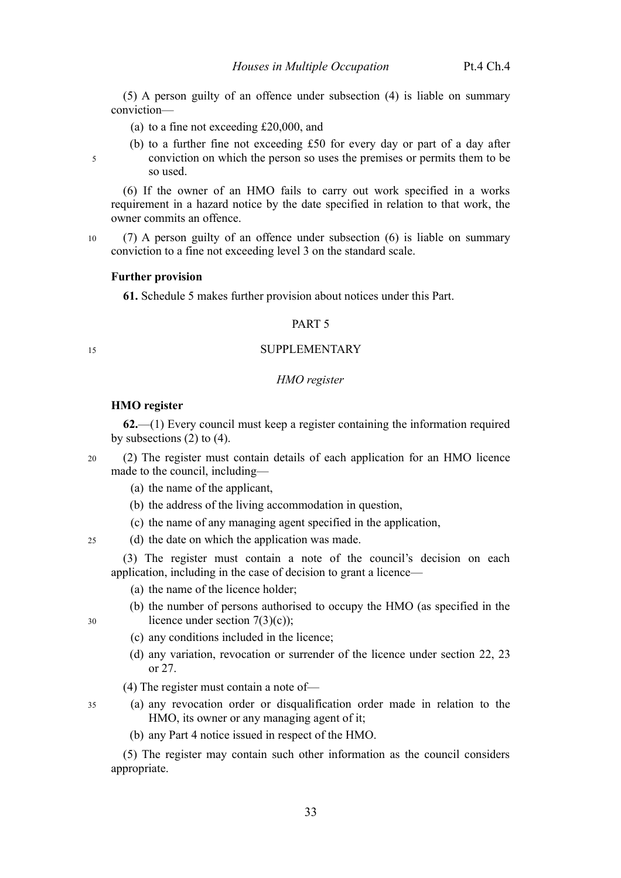(5) A person guilty of an offence under subsection (4) is liable on summary conviction—

(a) to a fine not exceeding £20,000, and

(b) to a further fine not exceeding £50 for every day or part of a day after conviction on which the person so uses the premises or permits them to be so used.

(6) If the owner of an HMO fails to carry out work specified in a works requirement in a hazard notice by the date specified in relation to that work, the owner commits an offence.

(7) A person guilty of an offence under subsection (6) is liable on summary conviction to a fine not exceeding level 3 on the standard scale.

**Further provision**

**61.** Schedule 5 makes further provision about notices under this Part.

## PART 5

## SUPPLEMENTARY

### *HMO register*

**HMO register**

**62.**—(1) Every council must keep a register containing the information required by subsections (2) to (4).

(2) The register must contain details of each application for an HMO licence made to the council, including—

(a) the name of the applicant,

(b) the address of the living accommodation in question,

(c) the name of any managing agent specified in the application,

(d) the date on which the application was made.

(3) The register must contain a note of the council's decision on each application, including in the case of decision to grant a licence—

(a) the name of the licence holder;

(b) the number of persons authorised to occupy the HMO (as specified in the licence under section 7(3)(c));

(c) any conditions included in the licence;

(d) any variation, revocation or surrender of the licence under section 22, 23 or 27.

(4) The register must contain a note of—

(a) any revocation order or disqualification order made in relation to the HMO, its owner or any managing agent of it;

(b) any Part 4 notice issued in respect of the HMO.

(5) The register may contain such other information as the council considers appropriate.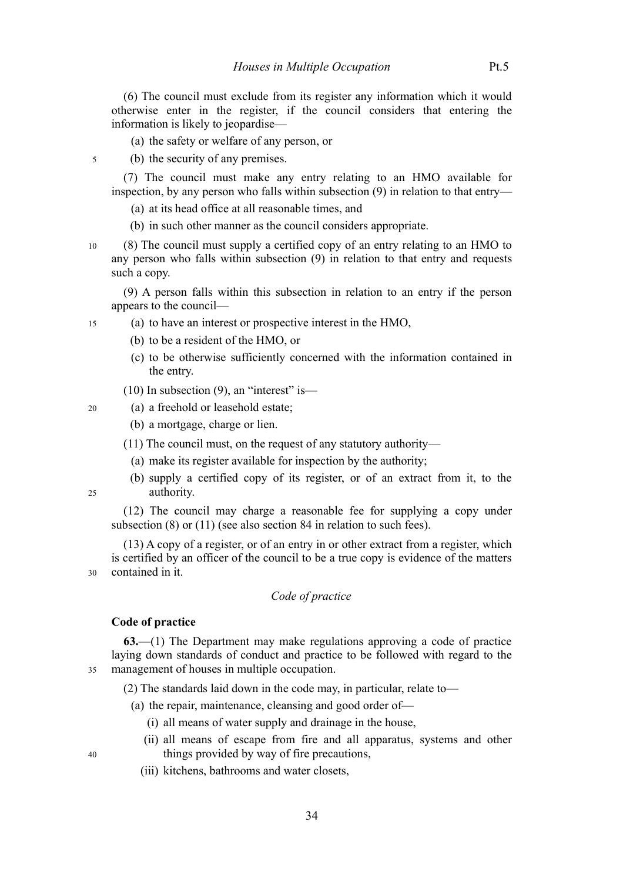(6) The council must exclude from its register any information which it would otherwise enter in the register, if the council considers that entering the information is likely to jeopardise—

(a) the safety or welfare of any person, or

(b) the security of any premises.

(7) The council must make any entry relating to an HMO available for inspection, by any person who falls within subsection (9) in relation to that entry—

(a) at its head office at all reasonable times, and

(b) in such other manner as the council considers appropriate.

(8) The council must supply a certified copy of an entry relating to an HMO to any person who falls within subsection (9) in relation to that entry and requests such a copy.

(9) A person falls within this subsection in relation to an entry if the person appears to the council—

(a) to have an interest or prospective interest in the HMO,

(b) to be a resident of the HMO, or

(c) to be otherwise sufficiently concerned with the information contained in the entry.

(10) In subsection (9), an "interest" is—

(a) a freehold or leasehold estate;

(b) a mortgage, charge or lien.

(11) The council must, on the request of any statutory authority—

(a) make its register available for inspection by the authority;

(b) supply a certified copy of its register, or of an extract from it, to the authority.

(12) The council may charge a reasonable fee for supplying a copy under subsection (8) or (11) (see also section 84 in relation to such fees).

(13) A copy of a register, or of an entry in or other extract from a register, which is certified by an officer of the council to be a true copy is evidence of the matters contained in it.

*Code of practice*

**Code of practice**

**63.**—(1) The Department may make regulations approving a code of practice laying down standards of conduct and practice to be followed with regard to the management of houses in multiple occupation.

(2) The standards laid down in the code may, in particular, relate to—

(a) the repair, maintenance, cleansing and good order of—

(i) all means of water supply and drainage in the house,

(ii) all means of escape from fire and all apparatus, systems and other things provided by way of fire precautions,

(iii) kitchens, bathrooms and water closets,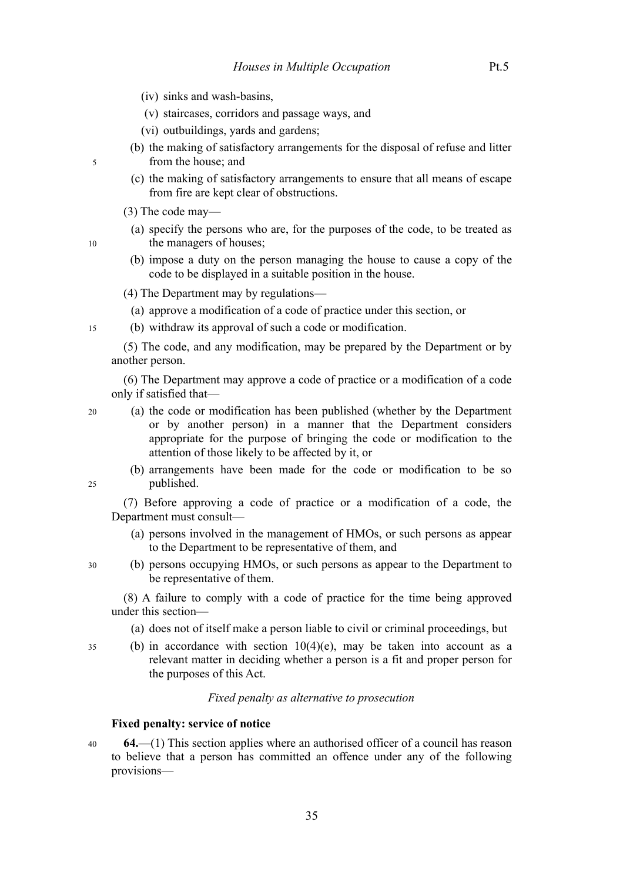(iv) sinks and wash-basins,

(v) staircases, corridors and passage ways, and

(vi) outbuildings, yards and gardens;

(b) the making of satisfactory arrangements for the disposal of refuse and litter from the house; and

(c) the making of satisfactory arrangements to ensure that all means of escape from fire are kept clear of obstructions.

(3) The code may—

(a) specify the persons who are, for the purposes of the code, to be treated as the managers of houses;

(b) impose a duty on the person managing the house to cause a copy of the code to be displayed in a suitable position in the house.

(4) The Department may by regulations—

(a) approve a modification of a code of practice under this section, or

(b) withdraw its approval of such a code or modification.

(5) The code, and any modification, may be prepared by the Department or by another person.

(6) The Department may approve a code of practice or a modification of a code only if satisfied that—

(a) the code or modification has been published (whether by the Department or by another person) in a manner that the Department considers appropriate for the purpose of bringing the code or modification to the attention of those likely to be affected by it, or

(b) arrangements have been made for the code or modification to be so published.

(7) Before approving a code of practice or a modification of a code, the Department must consult—

(a) persons involved in the management of HMOs, or such persons as appear to the Department to be representative of them, and

(b) persons occupying HMOs, or such persons as appear to the Department to be representative of them.

(8) A failure to comply with a code of practice for the time being approved under this section—

(a) does not of itself make a person liable to civil or criminal proceedings, but

(b) in accordance with section 10(4)(e), may be taken into account as a relevant matter in deciding whether a person is a fit and proper person for the purposes of this Act.

*Fixed penalty as alternative to prosecution*

**Fixed penalty: service of notice**

**64.**—(1) This section applies where an authorised officer of a council has reason to believe that a person has committed an offence under any of the following provisions—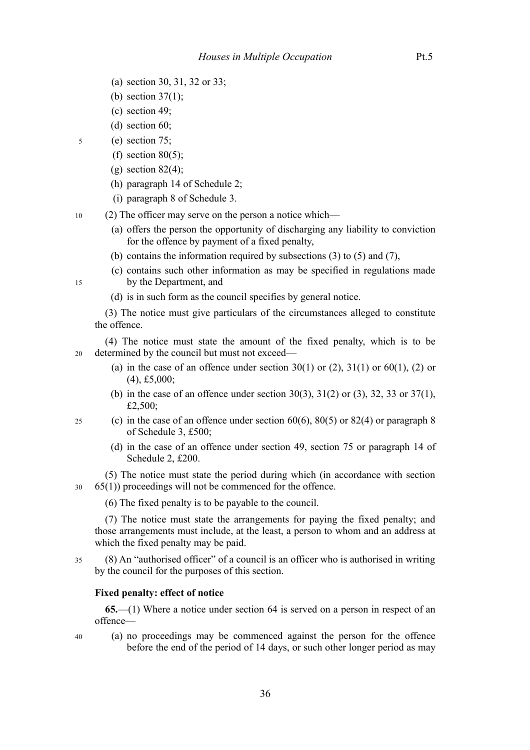(a) section 30, 31, 32 or 33;

(b) section 37(1);

(c) section 49;

(d) section 60;

(e) section 75;

(f) section 80(5);

(g) section 82(4);

(h) paragraph 14 of Schedule 2;

(i) paragraph 8 of Schedule 3.

(2) The officer may serve on the person a notice which—

(a) offers the person the opportunity of discharging any liability to conviction for the offence by payment of a fixed penalty,

(b) contains the information required by subsections (3) to (5) and (7),

(c) contains such other information as may be specified in regulations made by the Department, and

(d) is in such form as the council specifies by general notice.

(3) The notice must give particulars of the circumstances alleged to constitute the offence.

(4) The notice must state the amount of the fixed penalty, which is to be determined by the council but must not exceed—

(a) in the case of an offence under section 30(1) or (2), 31(1) or 60(1), (2) or (4), £5,000;

(b) in the case of an offence under section 30(3), 31(2) or (3), 32, 33 or 37(1), £2,500;

(c) in the case of an offence under section 60(6), 80(5) or 82(4) or paragraph 8 of Schedule 3, £500;

(d) in the case of an offence under section 49, section 75 or paragraph 14 of Schedule 2, £200.

(5) The notice must state the period during which (in accordance with section 65(1)) proceedings will not be commenced for the offence.

(6) The fixed penalty is to be payable to the council.

(7) The notice must state the arrangements for paying the fixed penalty; and those arrangements must include, at the least, a person to whom and an address at which the fixed penalty may be paid.

(8) An "authorised officer" of a council is an officer who is authorised in writing by the council for the purposes of this section.

**Fixed penalty: effect of notice**

**65.**—(1) Where a notice under section 64 is served on a person in respect of an offence—

(a) no proceedings may be commenced against the person for the offence before the end of the period of 14 days, or such other longer period as may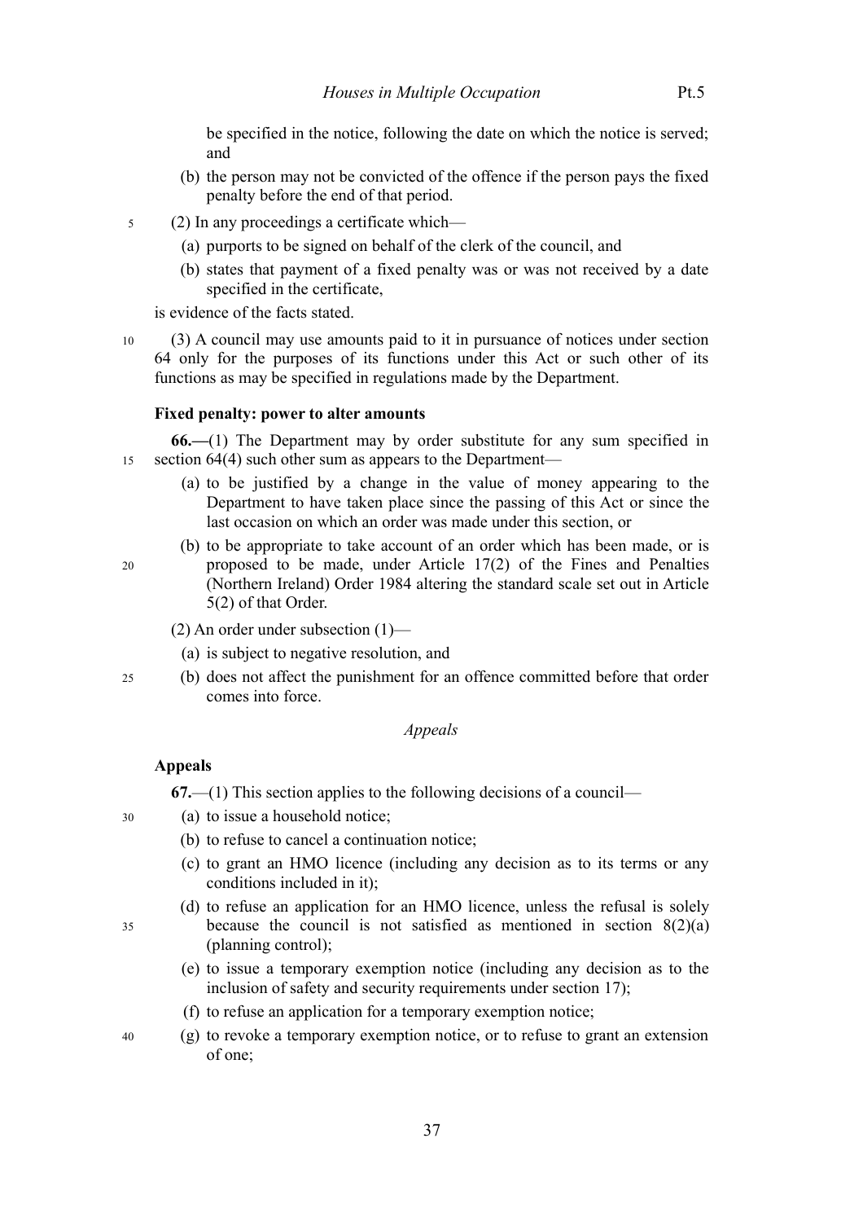be specified in the notice, following the date on which the notice is served; and

(b) the person may not be convicted of the offence if the person pays the fixed penalty before the end of that period.

(2) In any proceedings a certificate which—

(a) purports to be signed on behalf of the clerk of the council, and

(b) states that payment of a fixed penalty was or was not received by a date specified in the certificate,

is evidence of the facts stated.

(3) A council may use amounts paid to it in pursuance of notices under section 64 only for the purposes of its functions under this Act or such other of its functions as may be specified in regulations made by the Department.

**Fixed penalty: power to alter amounts**

**66.**—(1) The Department may by order substitute for any sum specified in section 64(4) such other sum as appears to the Department—

(a) to be justified by a change in the value of money appearing to the Department to have taken place since the passing of this Act or since the last occasion on which an order was made under this section, or

(b) to be appropriate to take account of an order which has been made, or is proposed to be made, under Article 17(2) of the Fines and Penalties (Northern Ireland) Order 1984 altering the standard scale set out in Article 5(2) of that Order.

(2) An order under subsection (1)—

(a) is subject to negative resolution, and

(b) does not affect the punishment for an offence committed before that order comes into force.

*Appeals*

**Appeals**

**67.**—(1) This section applies to the following decisions of a council—

(a) to issue a household notice;

(b) to refuse to cancel a continuation notice;

(c) to grant an HMO licence (including any decision as to its terms or any conditions included in it);

(d) to refuse an application for an HMO licence, unless the refusal is solely because the council is not satisfied as mentioned in section 8(2)(a) (planning control);

(e) to issue a temporary exemption notice (including any decision as to the inclusion of safety and security requirements under section 17);

(f) to refuse an application for a temporary exemption notice;

(g) to revoke a temporary exemption notice, or to refuse to grant an extension of one;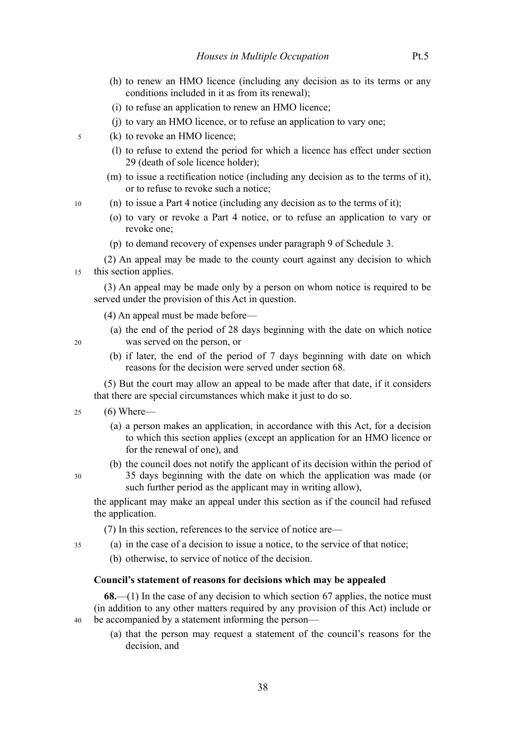(h) to renew an HMO licence (including any decision as to its terms or any conditions included in it as from its renewal);

(i) to refuse an application to renew an HMO licence;

(j) to vary an HMO licence, or to refuse an application to vary one;

(k) to revoke an HMO licence;

(l) to refuse to extend the period for which a licence has effect under section 29 (death of sole licence holder);

(m) to issue a rectification notice (including any decision as to the terms of it), or to refuse to revoke such a notice;

(n) to issue a Part 4 notice (including any decision as to the terms of it);

(o) to vary or revoke a Part 4 notice, or to refuse an application to vary or revoke one;

(p) to demand recovery of expenses under paragraph 9 of Schedule 3.

(2) An appeal may be made to the county court against any decision to which this section applies.

(3) An appeal may be made only by a person on whom notice is required to be served under the provision of this Act in question.

(4) An appeal must be made before—

(a) the end of the period of 28 days beginning with the date on which notice was served on the person, or

(b) if later, the end of the period of 7 days beginning with date on which reasons for the decision were served under section 68.

(5) But the court may allow an appeal to be made after that date, if it considers that there are special circumstances which make it just to do so.

(6) Where—

(a) a person makes an application, in accordance with this Act, for a decision to which this section applies (except an application for an HMO licence or for the renewal of one), and

(b) the council does not notify the applicant of its decision within the period of 35 days beginning with the date on which the application was made (or such further period as the applicant may in writing allow),

the applicant may make an appeal under this section as if the council had refused the application.

(7) In this section, references to the service of notice are—

(a) in the case of a decision to issue a notice, to the service of that notice;

(b) otherwise, to service of notice of the decision.

**Council's statement of reasons for decisions which may be appealed**

**68.**—(1) In the case of any decision to which section 67 applies, the notice must (in addition to any other matters required by any provision of this Act) include or be accompanied by a statement informing the person—

(a) that the person may request a statement of the council's reasons for the decision, and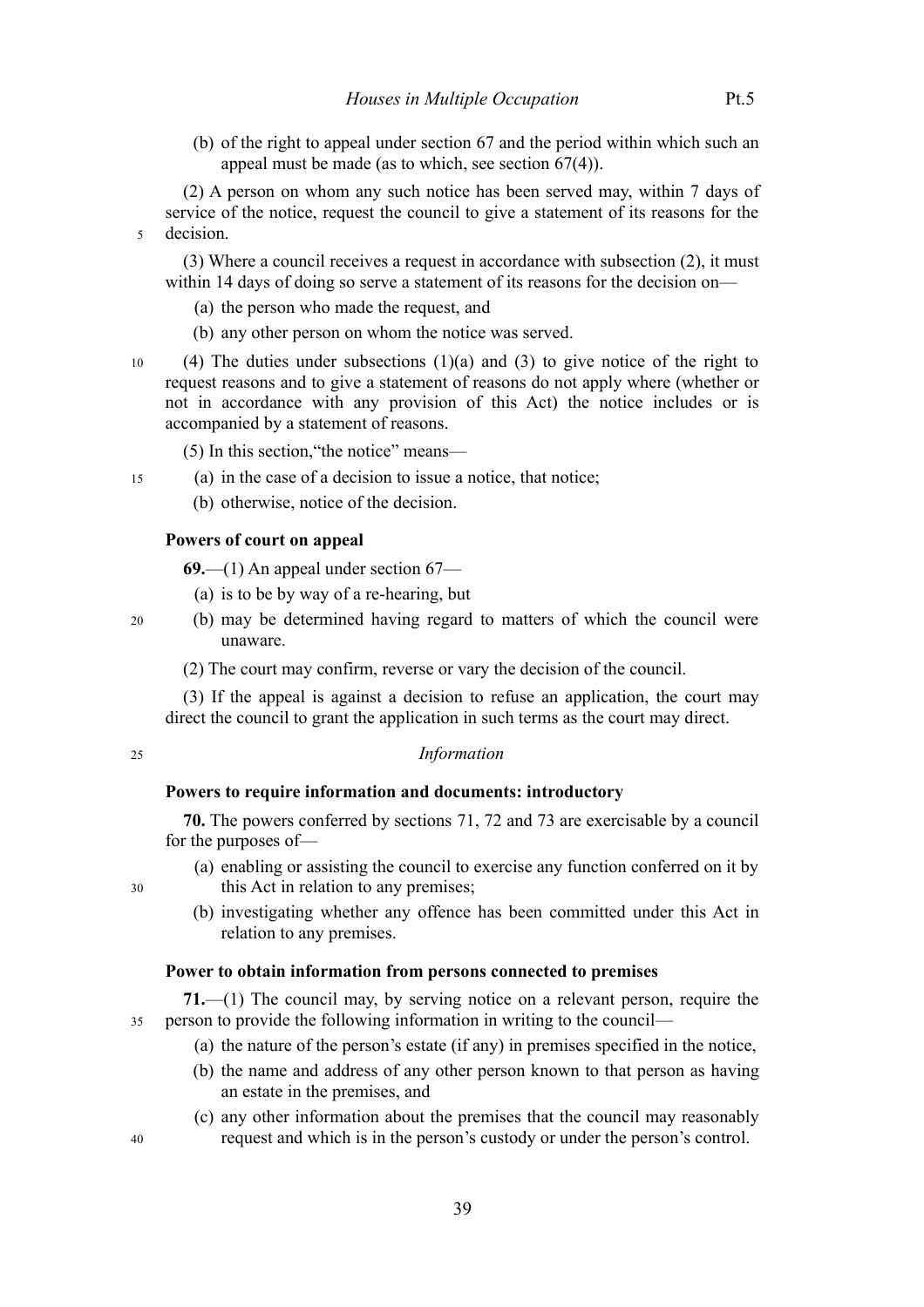(b) of the right to appeal under section 67 and the period within which such an appeal must be made (as to which, see section 67(4)).

(2) A person on whom any such notice has been served may, within 7 days of service of the notice, request the council to give a statement of its reasons for the decision.

(3) Where a council receives a request in accordance with subsection (2), it must within 14 days of doing so serve a statement of its reasons for the decision on—

(a) the person who made the request, and

(b) any other person on whom the notice was served.

(4) The duties under subsections (1)(a) and (3) to give notice of the right to request reasons and to give a statement of reasons do not apply where (whether or not in accordance with any provision of this Act) the notice includes or is accompanied by a statement of reasons.

(5) In this section,"the notice" means—

(a) in the case of a decision to issue a notice, that notice;

(b) otherwise, notice of the decision.

**Powers of court on appeal**

**69.**—(1) An appeal under section 67—

(a) is to be by way of a re-hearing, but

(b) may be determined having regard to matters of which the council were unaware.

(2) The court may confirm, reverse or vary the decision of the council.

(3) If the appeal is against a decision to refuse an application, the court may direct the council to grant the application in such terms as the court may direct.

*Information*

**Powers to require information and documents: introductory**

**70.** The powers conferred by sections 71, 72 and 73 are exercisable by a council for the purposes of—

(a) enabling or assisting the council to exercise any function conferred on it by this Act in relation to any premises;

(b) investigating whether any offence has been committed under this Act in relation to any premises.

**Power to obtain information from persons connected to premises**

**71.**—(1) The council may, by serving notice on a relevant person, require the person to provide the following information in writing to the council—

(a) the nature of the person's estate (if any) in premises specified in the notice,

(b) the name and address of any other person known to that person as having an estate in the premises, and

(c) any other information about the premises that the council may reasonably request and which is in the person's custody or under the person's control.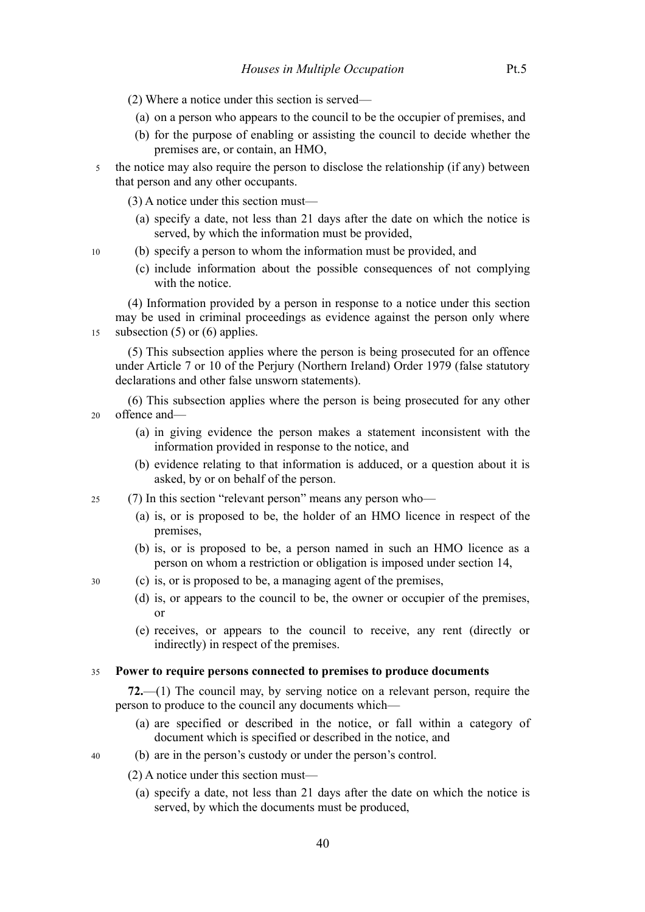(2) Where a notice under this section is served—

(a) on a person who appears to the council to be the occupier of premises, and

(b) for the purpose of enabling or assisting the council to decide whether the premises are, or contain, an HMO,

the notice may also require the person to disclose the relationship (if any) between that person and any other occupants.

(3) A notice under this section must—

(a) specify a date, not less than 21 days after the date on which the notice is served, by which the information must be provided,

(b) specify a person to whom the information must be provided, and

(c) include information about the possible consequences of not complying with the notice.

(4) Information provided by a person in response to a notice under this section may be used in criminal proceedings as evidence against the person only where subsection (5) or (6) applies.

(5) This subsection applies where the person is being prosecuted for an offence under Article 7 or 10 of the Perjury (Northern Ireland) Order 1979 (false statutory declarations and other false unsworn statements).

(6) This subsection applies where the person is being prosecuted for any other offence and—

(a) in giving evidence the person makes a statement inconsistent with the information provided in response to the notice, and

(b) evidence relating to that information is adduced, or a question about it is asked, by or on behalf of the person.

(7) In this section "relevant person" means any person who—

(a) is, or is proposed to be, the holder of an HMO licence in respect of the premises,

(b) is, or is proposed to be, a person named in such an HMO licence as a person on whom a restriction or obligation is imposed under section 14,

(c) is, or is proposed to be, a managing agent of the premises,

(d) is, or appears to the council to be, the owner or occupier of the premises, or

(e) receives, or appears to the council to receive, any rent (directly or indirectly) in respect of the premises.

**Power to require persons connected to premises to produce documents**

**72.**—(1) The council may, by serving notice on a relevant person, require the person to produce to the council any documents which—

(a) are specified or described in the notice, or fall within a category of document which is specified or described in the notice, and

(b) are in the person's custody or under the person's control.

(2) A notice under this section must—

(a) specify a date, not less than 21 days after the date on which the notice is served, by which the documents must be produced,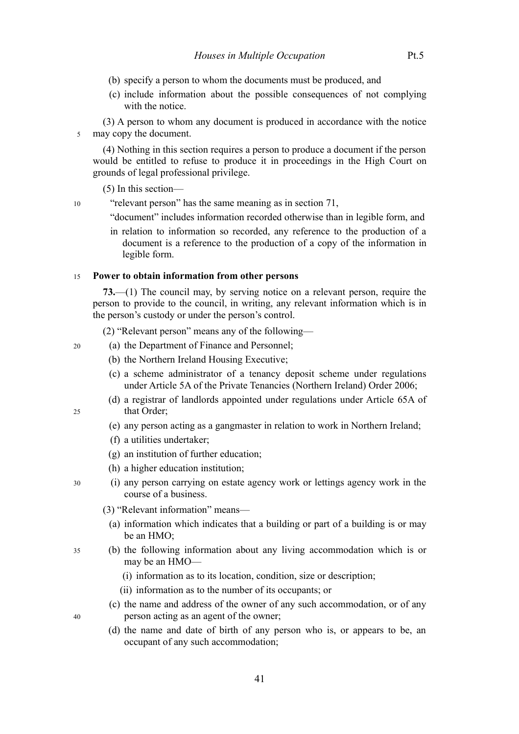(b) specify a person to whom the documents must be produced, and

(c) include information about the possible consequences of not complying with the notice.

(3) A person to whom any document is produced in accordance with the notice may copy the document.

(4) Nothing in this section requires a person to produce a document if the person would be entitled to refuse to produce it in proceedings in the High Court on grounds of legal professional privilege.

(5) In this section—

"relevant person" has the same meaning as in section 71,

"document" includes information recorded otherwise than in legible form, and

in relation to information so recorded, any reference to the production of a document is a reference to the production of a copy of the information in legible form.

**Power to obtain information from other persons**

**73.**—(1) The council may, by serving notice on a relevant person, require the person to provide to the council, in writing, any relevant information which is in the person's custody or under the person's control.

(2) "Relevant person" means any of the following—

(a) the Department of Finance and Personnel;

(b) the Northern Ireland Housing Executive;

(c) a scheme administrator of a tenancy deposit scheme under regulations under Article 5A of the Private Tenancies (Northern Ireland) Order 2006;

(d) a registrar of landlords appointed under regulations under Article 65A of that Order;

(e) any person acting as a gangmaster in relation to work in Northern Ireland;

(f) a utilities undertaker;

(g) an institution of further education;

(h) a higher education institution;

(i) any person carrying on estate agency work or lettings agency work in the course of a business.

(3) "Relevant information" means—

(a) information which indicates that a building or part of a building is or may be an HMO;

(b) the following information about any living accommodation which is or may be an HMO—

(i) information as to its location, condition, size or description;

(ii) information as to the number of its occupants; or

(c) the name and address of the owner of any such accommodation, or of any person acting as an agent of the owner;

(d) the name and date of birth of any person who is, or appears to be, an occupant of any such accommodation;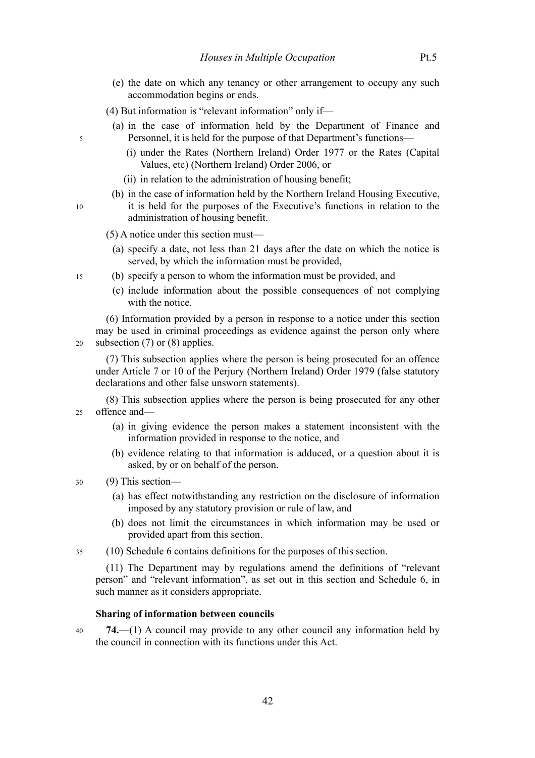(e) the date on which any tenancy or other arrangement to occupy any such accommodation begins or ends.

(4) But information is "relevant information" only if—

(a) in the case of information held by the Department of Finance and Personnel, it is held for the purpose of that Department's functions—

(i) under the Rates (Northern Ireland) Order 1977 or the Rates (Capital Values, etc) (Northern Ireland) Order 2006, or

(ii) in relation to the administration of housing benefit;

(b) in the case of information held by the Northern Ireland Housing Executive, it is held for the purposes of the Executive's functions in relation to the administration of housing benefit.

(5) A notice under this section must—

(a) specify a date, not less than 21 days after the date on which the notice is served, by which the information must be provided,

(b) specify a person to whom the information must be provided, and

(c) include information about the possible consequences of not complying with the notice.

(6) Information provided by a person in response to a notice under this section may be used in criminal proceedings as evidence against the person only where subsection (7) or (8) applies.

(7) This subsection applies where the person is being prosecuted for an offence under Article 7 or 10 of the Perjury (Northern Ireland) Order 1979 (false statutory declarations and other false unsworn statements).

(8) This subsection applies where the person is being prosecuted for any other offence and—

(a) in giving evidence the person makes a statement inconsistent with the information provided in response to the notice, and

(b) evidence relating to that information is adduced, or a question about it is asked, by or on behalf of the person.

(9) This section—

(a) has effect notwithstanding any restriction on the disclosure of information imposed by any statutory provision or rule of law, and

(b) does not limit the circumstances in which information may be used or provided apart from this section.

(10) Schedule 6 contains definitions for the purposes of this section.

(11) The Department may by regulations amend the definitions of "relevant person" and "relevant information", as set out in this section and Schedule 6, in such manner as it considers appropriate.

### Sharing of information between councils

**74.—**(1) A council may provide to any other council any information held by the council in connection with its functions under this Act.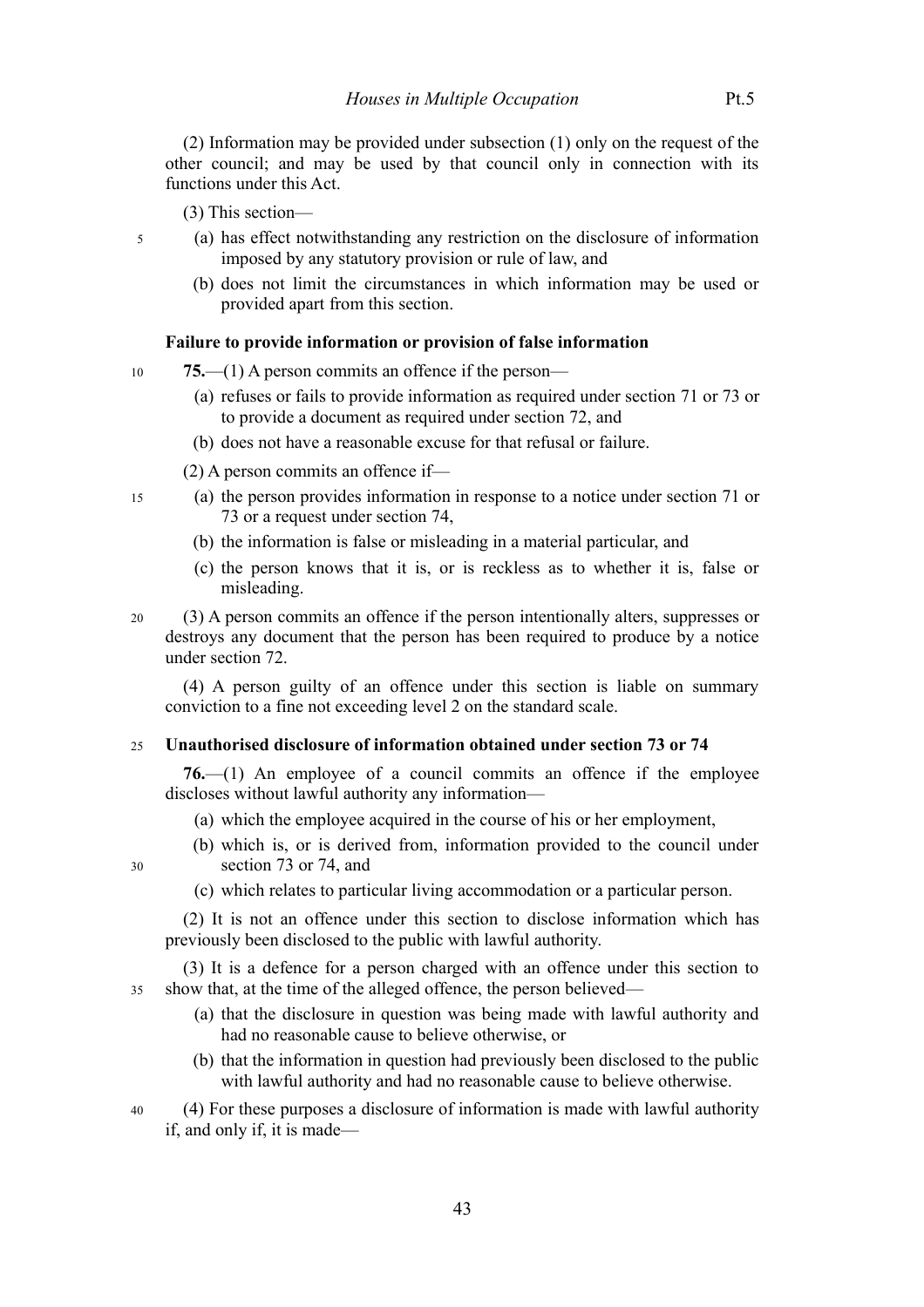(2) Information may be provided under subsection (1) only on the request of the other council; and may be used by that council only in connection with its functions under this Act.

(3) This section—

(a) has effect notwithstanding any restriction on the disclosure of information imposed by any statutory provision or rule of law, and

(b) does not limit the circumstances in which information may be used or provided apart from this section.

### Failure to provide information or provision of false information

**75.**—(1) A person commits an offence if the person—

(a) refuses or fails to provide information as required under section 71 or 73 or to provide a document as required under section 72, and

(b) does not have a reasonable excuse for that refusal or failure.

(2) A person commits an offence if—

(a) the person provides information in response to a notice under section 71 or 73 or a request under section 74,

(b) the information is false or misleading in a material particular, and

(c) the person knows that it is, or is reckless as to whether it is, false or misleading.

(3) A person commits an offence if the person intentionally alters, suppresses or destroys any document that the person has been required to produce by a notice under section 72.

(4) A person guilty of an offence under this section is liable on summary conviction to a fine not exceeding level 2 on the standard scale.

### Unauthorised disclosure of information obtained under section 73 or 74

**76.**—(1) An employee of a council commits an offence if the employee discloses without lawful authority any information—

(a) which the employee acquired in the course of his or her employment,

(b) which is, or is derived from, information provided to the council under section 73 or 74, and

(c) which relates to particular living accommodation or a particular person.

(2) It is not an offence under this section to disclose information which has previously been disclosed to the public with lawful authority.

(3) It is a defence for a person charged with an offence under this section to show that, at the time of the alleged offence, the person believed—

(a) that the disclosure in question was being made with lawful authority and had no reasonable cause to believe otherwise, or

(b) that the information in question had previously been disclosed to the public with lawful authority and had no reasonable cause to believe otherwise.

(4) For these purposes a disclosure of information is made with lawful authority if, and only if, it is made—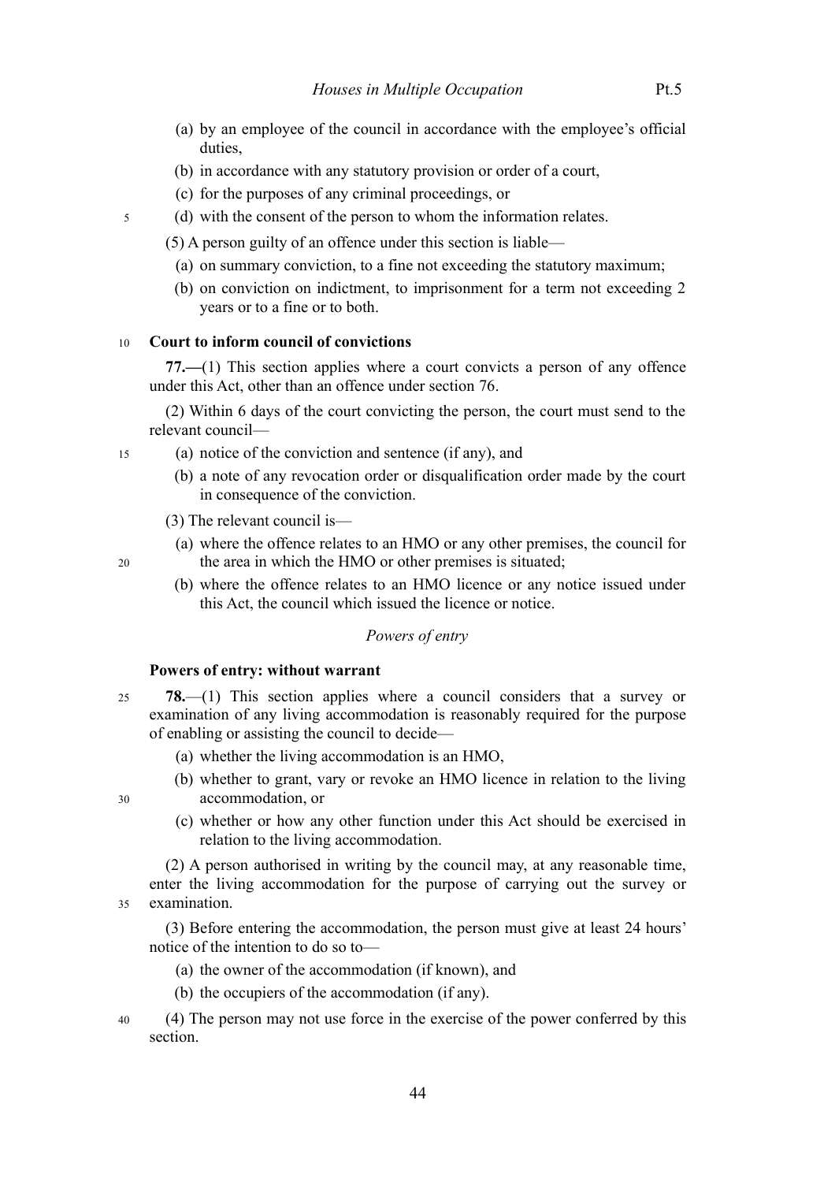(a) by an employee of the council in accordance with the employee's official duties,

(b) in accordance with any statutory provision or order of a court,

(c) for the purposes of any criminal proceedings, or

(d) with the consent of the person to whom the information relates.

(5) A person guilty of an offence under this section is liable—

(a) on summary conviction, to a fine not exceeding the statutory maximum;

(b) on conviction on indictment, to imprisonment for a term not exceeding 2 years or to a fine or to both.

**Court to inform council of convictions**

**77.—**(1) This section applies where a court convicts a person of any offence under this Act, other than an offence under section 76.

(2) Within 6 days of the court convicting the person, the court must send to the relevant council—

(a) notice of the conviction and sentence (if any), and

(b) a note of any revocation order or disqualification order made by the court in consequence of the conviction.

(3) The relevant council is—

(a) where the offence relates to an HMO or any other premises, the council for the area in which the HMO or other premises is situated;

(b) where the offence relates to an HMO licence or any notice issued under this Act, the council which issued the licence or notice.

*Powers of entry*

**Powers of entry: without warrant**

**78.**—(1) This section applies where a council considers that a survey or examination of any living accommodation is reasonably required for the purpose of enabling or assisting the council to decide—

(a) whether the living accommodation is an HMO,

(b) whether to grant, vary or revoke an HMO licence in relation to the living accommodation, or

(c) whether or how any other function under this Act should be exercised in relation to the living accommodation.

(2) A person authorised in writing by the council may, at any reasonable time, enter the living accommodation for the purpose of carrying out the survey or examination.

(3) Before entering the accommodation, the person must give at least 24 hours' notice of the intention to do so to—

(a) the owner of the accommodation (if known), and

(b) the occupiers of the accommodation (if any).

(4) The person may not use force in the exercise of the power conferred by this section.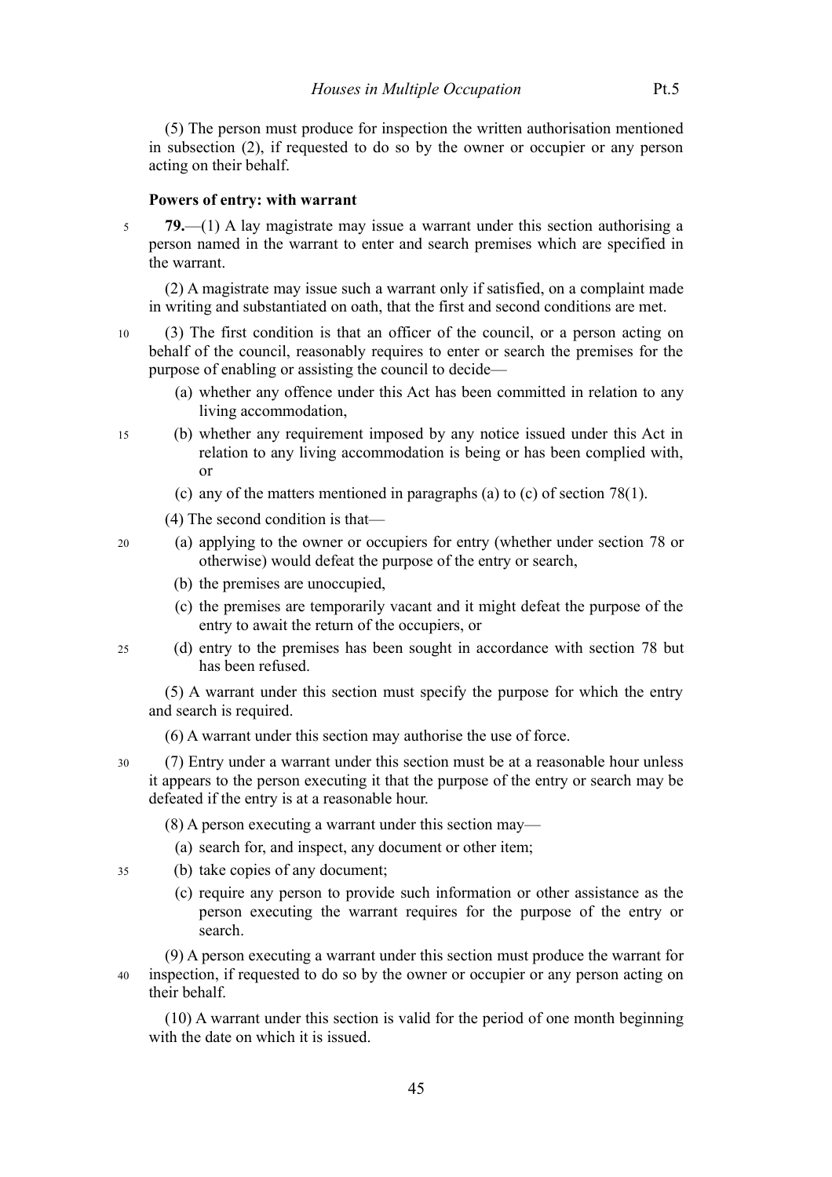(5) The person must produce for inspection the written authorisation mentioned in subsection (2), if requested to do so by the owner or occupier or any person acting on their behalf.

**Powers of entry: with warrant**

**79.**—(1) A lay magistrate may issue a warrant under this section authorising a person named in the warrant to enter and search premises which are specified in the warrant.

(2) A magistrate may issue such a warrant only if satisfied, on a complaint made in writing and substantiated on oath, that the first and second conditions are met.

(3) The first condition is that an officer of the council, or a person acting on behalf of the council, reasonably requires to enter or search the premises for the purpose of enabling or assisting the council to decide—

- (a) whether any offence under this Act has been committed in relation to any living accommodation,
- (b) whether any requirement imposed by any notice issued under this Act in relation to any living accommodation is being or has been complied with, or
- (c) any of the matters mentioned in paragraphs (a) to (c) of section 78(1).

(4) The second condition is that—

- (a) applying to the owner or occupiers for entry (whether under section 78 or otherwise) would defeat the purpose of the entry or search,
- (b) the premises are unoccupied,
- (c) the premises are temporarily vacant and it might defeat the purpose of the entry to await the return of the occupiers, or
- (d) entry to the premises has been sought in accordance with section 78 but has been refused.

(5) A warrant under this section must specify the purpose for which the entry and search is required.

(6) A warrant under this section may authorise the use of force.

(7) Entry under a warrant under this section must be at a reasonable hour unless it appears to the person executing it that the purpose of the entry or search may be defeated if the entry is at a reasonable hour.

(8) A person executing a warrant under this section may—

- (a) search for, and inspect, any document or other item;
- (b) take copies of any document;
- (c) require any person to provide such information or other assistance as the person executing the warrant requires for the purpose of the entry or search.

(9) A person executing a warrant under this section must produce the warrant for inspection, if requested to do so by the owner or occupier or any person acting on their behalf.

(10) A warrant under this section is valid for the period of one month beginning with the date on which it is issued.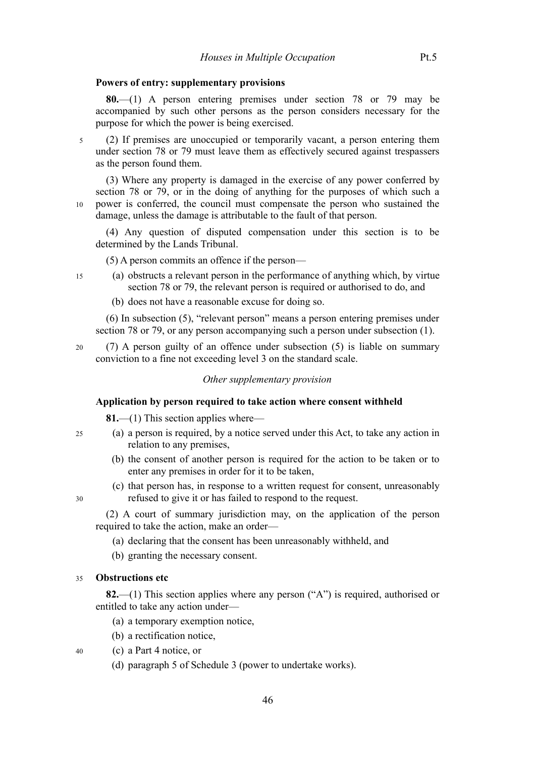### Powers of entry: supplementary provisions

**80.**—(1) A person entering premises under section 78 or 79 may be accompanied by such other persons as the person considers necessary for the purpose for which the power is being exercised.

(2) If premises are unoccupied or temporarily vacant, a person entering them under section 78 or 79 must leave them as effectively secured against trespassers as the person found them.

(3) Where any property is damaged in the exercise of any power conferred by section 78 or 79, or in the doing of anything for the purposes of which such a power is conferred, the council must compensate the person who sustained the damage, unless the damage is attributable to the fault of that person.

(4) Any question of disputed compensation under this section is to be determined by the Lands Tribunal.

(5) A person commits an offence if the person—

(a) obstructs a relevant person in the performance of anything which, by virtue section 78 or 79, the relevant person is required or authorised to do, and

(b) does not have a reasonable excuse for doing so.

(6) In subsection (5), "relevant person" means a person entering premises under section 78 or 79, or any person accompanying such a person under subsection (1).

(7) A person guilty of an offence under subsection (5) is liable on summary conviction to a fine not exceeding level 3 on the standard scale.

*Other supplementary provision*

### Application by person required to take action where consent withheld

**81.**—(1) This section applies where—

(a) a person is required, by a notice served under this Act, to take any action in relation to any premises,

(b) the consent of another person is required for the action to be taken or to enter any premises in order for it to be taken,

(c) that person has, in response to a written request for consent, unreasonably refused to give it or has failed to respond to the request.

(2) A court of summary jurisdiction may, on the application of the person required to take the action, make an order—

(a) declaring that the consent has been unreasonably withheld, and

(b) granting the necessary consent.

### Obstructions etc

**82.**—(1) This section applies where any person ("A") is required, authorised or entitled to take any action under—

(a) a temporary exemption notice,

(b) a rectification notice,

(c) a Part 4 notice, or

(d) paragraph 5 of Schedule 3 (power to undertake works).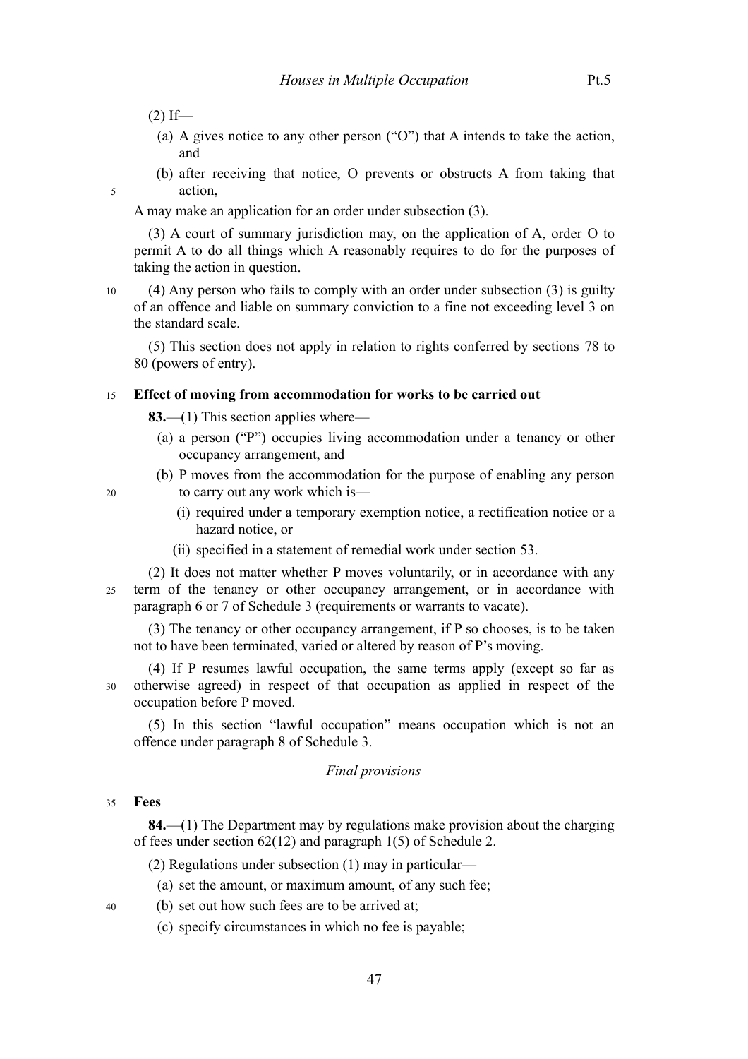(2) If—

(a) A gives notice to any other person ("O") that A intends to take the action, and

(b) after receiving that notice, O prevents or obstructs A from taking that action,

A may make an application for an order under subsection (3).

(3) A court of summary jurisdiction may, on the application of A, order O to permit A to do all things which A reasonably requires to do for the purposes of taking the action in question.

(4) Any person who fails to comply with an order under subsection (3) is guilty of an offence and liable on summary conviction to a fine not exceeding level 3 on the standard scale.

(5) This section does not apply in relation to rights conferred by sections 78 to 80 (powers of entry).

**Effect of moving from accommodation for works to be carried out**

**83.**—(1) This section applies where—

(a) a person ("P") occupies living accommodation under a tenancy or other occupancy arrangement, and

(b) P moves from the accommodation for the purpose of enabling any person to carry out any work which is—

(i) required under a temporary exemption notice, a rectification notice or a hazard notice, or

(ii) specified in a statement of remedial work under section 53.

(2) It does not matter whether P moves voluntarily, or in accordance with any term of the tenancy or other occupancy arrangement, or in accordance with paragraph 6 or 7 of Schedule 3 (requirements or warrants to vacate).

(3) The tenancy or other occupancy arrangement, if P so chooses, is to be taken not to have been terminated, varied or altered by reason of P's moving.

(4) If P resumes lawful occupation, the same terms apply (except so far as otherwise agreed) in respect of that occupation as applied in respect of the occupation before P moved.

(5) In this section "lawful occupation" means occupation which is not an offence under paragraph 8 of Schedule 3.

*Final provisions*

**Fees**

**84.**—(1) The Department may by regulations make provision about the charging of fees under section 62(12) and paragraph 1(5) of Schedule 2.

(2) Regulations under subsection (1) may in particular—

(a) set the amount, or maximum amount, of any such fee;

(b) set out how such fees are to be arrived at;

(c) specify circumstances in which no fee is payable;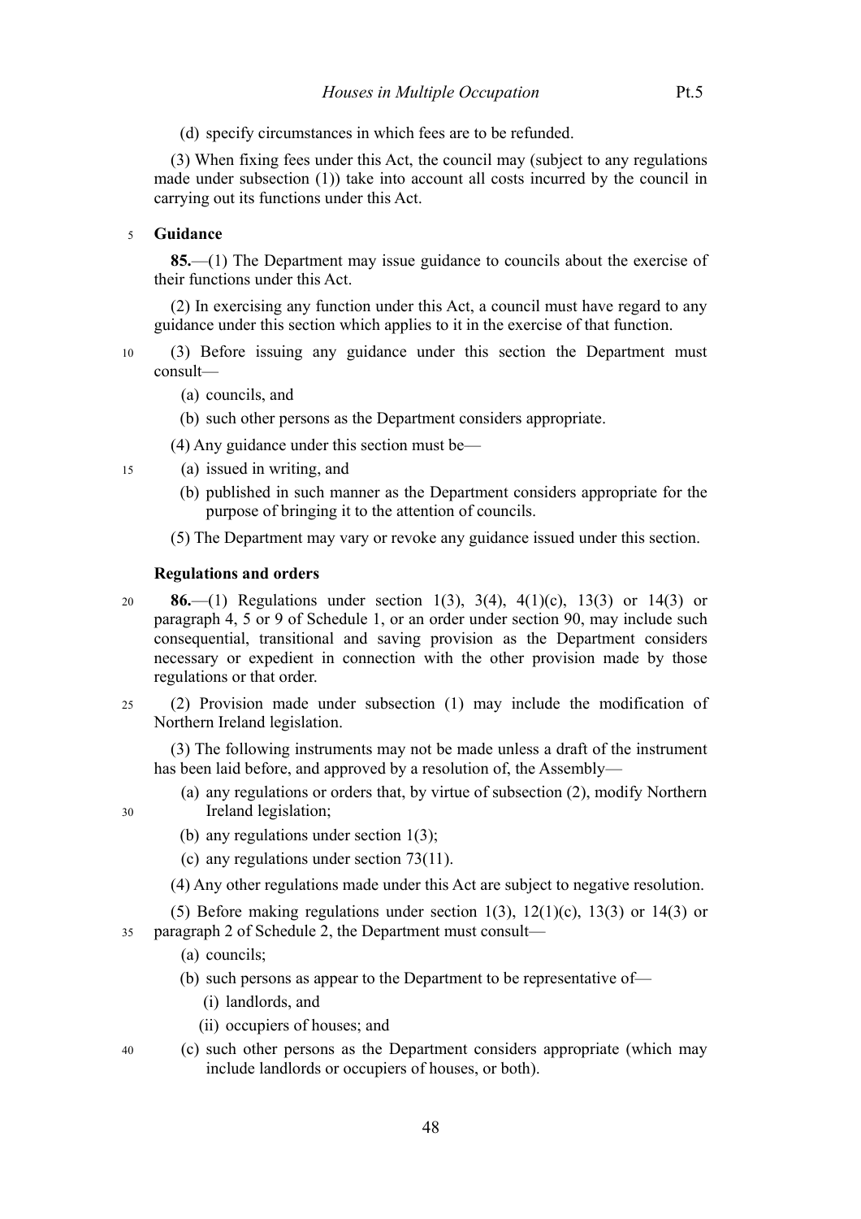(d) specify circumstances in which fees are to be refunded.

(3) When fixing fees under this Act, the council may (subject to any regulations made under subsection (1)) take into account all costs incurred by the council in carrying out its functions under this Act.

**Guidance**

**85.**—(1) The Department may issue guidance to councils about the exercise of their functions under this Act.

(2) In exercising any function under this Act, a council must have regard to any guidance under this section which applies to it in the exercise of that function.

(3) Before issuing any guidance under this section the Department must consult—

(a) councils, and

(b) such other persons as the Department considers appropriate.

(4) Any guidance under this section must be—

(a) issued in writing, and

(b) published in such manner as the Department considers appropriate for the purpose of bringing it to the attention of councils.

(5) The Department may vary or revoke any guidance issued under this section.

**Regulations and orders**

**86.**—(1) Regulations under section 1(3), 3(4), 4(1)(c), 13(3) or 14(3) or paragraph 4, 5 or 9 of Schedule 1, or an order under section 90, may include such consequential, transitional and saving provision as the Department considers necessary or expedient in connection with the other provision made by those regulations or that order.

(2) Provision made under subsection (1) may include the modification of Northern Ireland legislation.

(3) The following instruments may not be made unless a draft of the instrument has been laid before, and approved by a resolution of, the Assembly—

(a) any regulations or orders that, by virtue of subsection (2), modify Northern Ireland legislation;

(b) any regulations under section 1(3);

(c) any regulations under section 73(11).

(4) Any other regulations made under this Act are subject to negative resolution.

(5) Before making regulations under section 1(3), 12(1)(c), 13(3) or 14(3) or paragraph 2 of Schedule 2, the Department must consult—

(a) councils;

(b) such persons as appear to the Department to be representative of—

(i) landlords, and

(ii) occupiers of houses; and

(c) such other persons as the Department considers appropriate (which may include landlords or occupiers of houses, or both).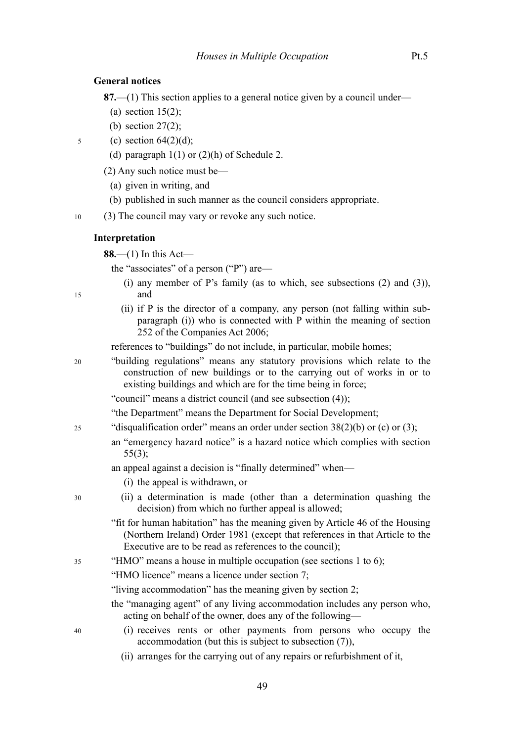**General notices**

**87.**—(1) This section applies to a general notice given by a council under—

(a) section 15(2);

(b) section 27(2);

(c) section 64(2)(d);

(d) paragraph 1(1) or (2)(h) of Schedule 2.

(2) Any such notice must be—

(a) given in writing, and

(b) published in such manner as the council considers appropriate.

(3) The council may vary or revoke any such notice.

**Interpretation**

**88.—**(1) In this Act—

the "associates" of a person ("P") are—

(i) any member of P's family (as to which, see subsections (2) and (3)), and

(ii) if P is the director of a company, any person (not falling within sub-paragraph (i)) who is connected with P within the meaning of section 252 of the Companies Act 2006;

references to "buildings" do not include, in particular, mobile homes;

"building regulations" means any statutory provisions which relate to the construction of new buildings or to the carrying out of works in or to existing buildings and which are for the time being in force;

"council" means a district council (and see subsection (4));

"the Department" means the Department for Social Development;

"disqualification order" means an order under section 38(2)(b) or (c) or (3);

an "emergency hazard notice" is a hazard notice which complies with section 55(3);

an appeal against a decision is "finally determined" when—

(i) the appeal is withdrawn, or

(ii) a determination is made (other than a determination quashing the decision) from which no further appeal is allowed;

"fit for human habitation" has the meaning given by Article 46 of the Housing (Northern Ireland) Order 1981 (except that references in that Article to the Executive are to be read as references to the council);

"HMO" means a house in multiple occupation (see sections 1 to 6);

"HMO licence" means a licence under section 7;

"living accommodation" has the meaning given by section 2;

the "managing agent" of any living accommodation includes any person who, acting on behalf of the owner, does any of the following—

(i) receives rents or other payments from persons who occupy the accommodation (but this is subject to subsection (7)),

(ii) arranges for the carrying out of any repairs or refurbishment of it,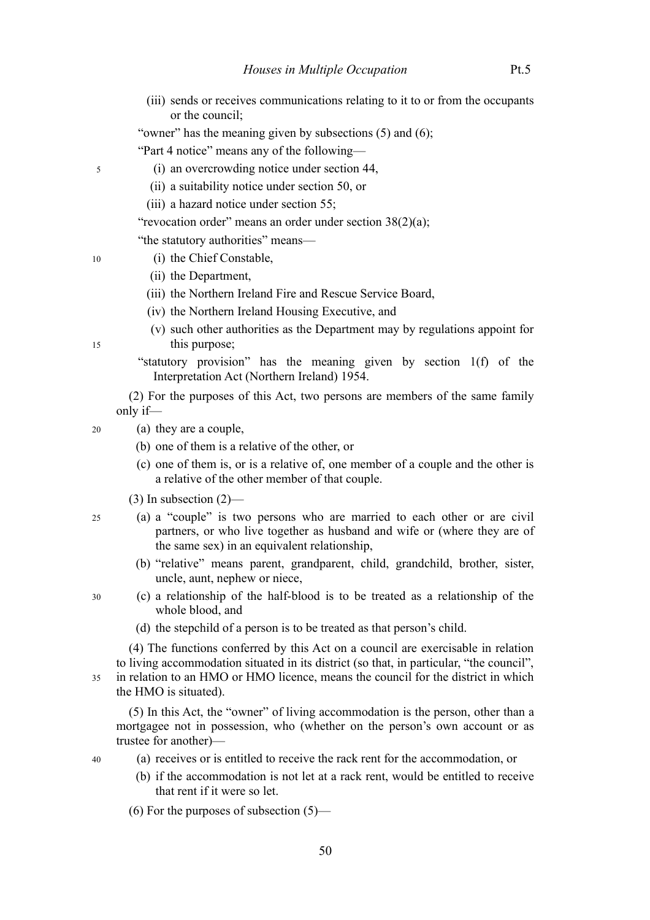(iii) sends or receives communications relating to it to or from the occupants or the council;

"owner" has the meaning given by subsections (5) and (6);

"Part 4 notice" means any of the following—

(i) an overcrowding notice under section 44,

(ii) a suitability notice under section 50, or

(iii) a hazard notice under section 55;

"revocation order" means an order under section 38(2)(a);

"the statutory authorities" means—

(i) the Chief Constable,

(ii) the Department,

(iii) the Northern Ireland Fire and Rescue Service Board,

(iv) the Northern Ireland Housing Executive, and

(v) such other authorities as the Department may by regulations appoint for this purpose;

"statutory provision" has the meaning given by section 1(f) of the Interpretation Act (Northern Ireland) 1954.

(2) For the purposes of this Act, two persons are members of the same family only if—

(a) they are a couple,

(b) one of them is a relative of the other, or

(c) one of them is, or is a relative of, one member of a couple and the other is a relative of the other member of that couple.

(3) In subsection (2)—

(a) a "couple" is two persons who are married to each other or are civil partners, or who live together as husband and wife or (where they are of the same sex) in an equivalent relationship,

(b) "relative" means parent, grandparent, child, grandchild, brother, sister, uncle, aunt, nephew or niece,

(c) a relationship of the half-blood is to be treated as a relationship of the whole blood, and

(d) the stepchild of a person is to be treated as that person's child.

(4) The functions conferred by this Act on a council are exercisable in relation to living accommodation situated in its district (so that, in particular, "the council", in relation to an HMO or HMO licence, means the council for the district in which the HMO is situated).

(5) In this Act, the "owner" of living accommodation is the person, other than a mortgagee not in possession, who (whether on the person's own account or as trustee for another)—

(a) receives or is entitled to receive the rack rent for the accommodation, or

(b) if the accommodation is not let at a rack rent, would be entitled to receive that rent if it were so let.

(6) For the purposes of subsection (5)—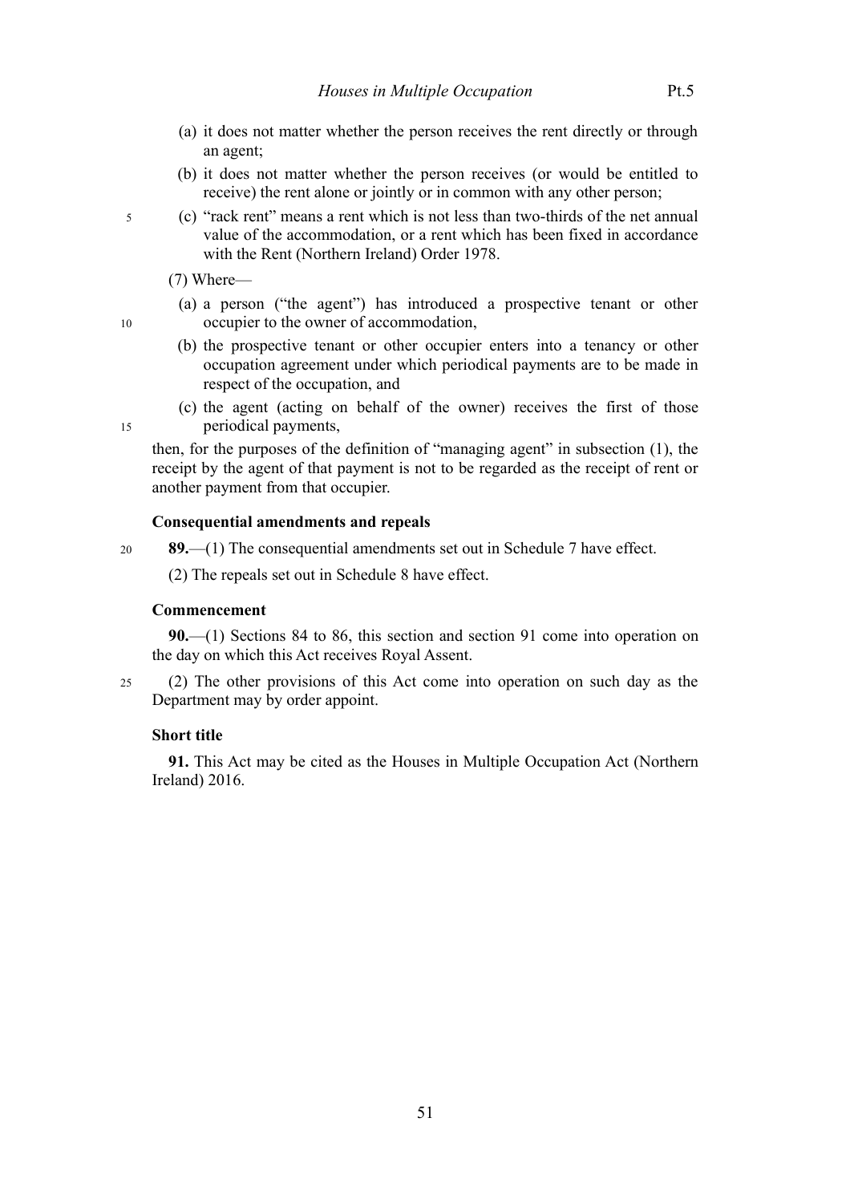(a) it does not matter whether the person receives the rent directly or through an agent;

(b) it does not matter whether the person receives (or would be entitled to receive) the rent alone or jointly or in common with any other person;

(c) "rack rent" means a rent which is not less than two-thirds of the net annual value of the accommodation, or a rent which has been fixed in accordance with the Rent (Northern Ireland) Order 1978.

(7) Where—

(a) a person ("the agent") has introduced a prospective tenant or other occupier to the owner of accommodation,

(b) the prospective tenant or other occupier enters into a tenancy or other occupation agreement under which periodical payments are to be made in respect of the occupation, and

(c) the agent (acting on behalf of the owner) receives the first of those periodical payments,

then, for the purposes of the definition of "managing agent" in subsection (1), the receipt by the agent of that payment is not to be regarded as the receipt of rent or another payment from that occupier.

### Consequential amendments and repeals

**89.**—(1) The consequential amendments set out in Schedule 7 have effect.

(2) The repeals set out in Schedule 8 have effect.

### Commencement

**90.**—(1) Sections 84 to 86, this section and section 91 come into operation on the day on which this Act receives Royal Assent.

(2) The other provisions of this Act come into operation on such day as the Department may by order appoint.

### Short title

**91.** This Act may be cited as the Houses in Multiple Occupation Act (Northern Ireland) 2016.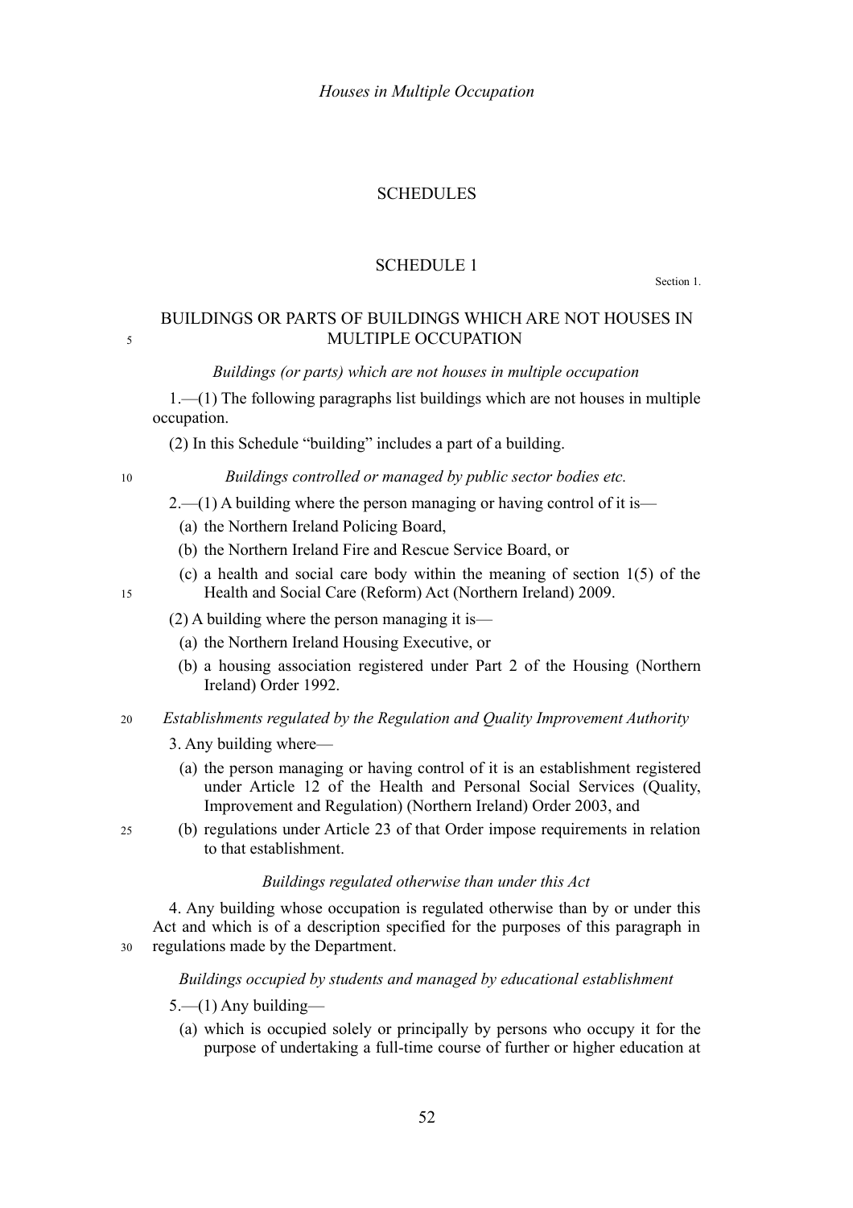# SCHEDULES

## SCHEDULE 1

Section 1.

### BUILDINGS OR PARTS OF BUILDINGS WHICH ARE NOT HOUSES IN MULTIPLE OCCUPATION

*Buildings (or parts) which are not houses in multiple occupation*

1.—(1) The following paragraphs list buildings which are not houses in multiple occupation.

(2) In this Schedule "building" includes a part of a building.

*Buildings controlled or managed by public sector bodies etc.*

2.—(1) A building where the person managing or having control of it is—

(a) the Northern Ireland Policing Board,

(b) the Northern Ireland Fire and Rescue Service Board, or

(c) a health and social care body within the meaning of section 1(5) of the Health and Social Care (Reform) Act (Northern Ireland) 2009.

(2) A building where the person managing it is—

(a) the Northern Ireland Housing Executive, or

(b) a housing association registered under Part 2 of the Housing (Northern Ireland) Order 1992.

*Establishments regulated by the Regulation and Quality Improvement Authority*

3. Any building where—

(a) the person managing or having control of it is an establishment registered under Article 12 of the Health and Personal Social Services (Quality, Improvement and Regulation) (Northern Ireland) Order 2003, and

(b) regulations under Article 23 of that Order impose requirements in relation to that establishment.

*Buildings regulated otherwise than under this Act*

4. Any building whose occupation is regulated otherwise than by or under this Act and which is of a description specified for the purposes of this paragraph in regulations made by the Department.

*Buildings occupied by students and managed by educational establishment*

5.—(1) Any building—

(a) which is occupied solely or principally by persons who occupy it for the purpose of undertaking a full-time course of further or higher education at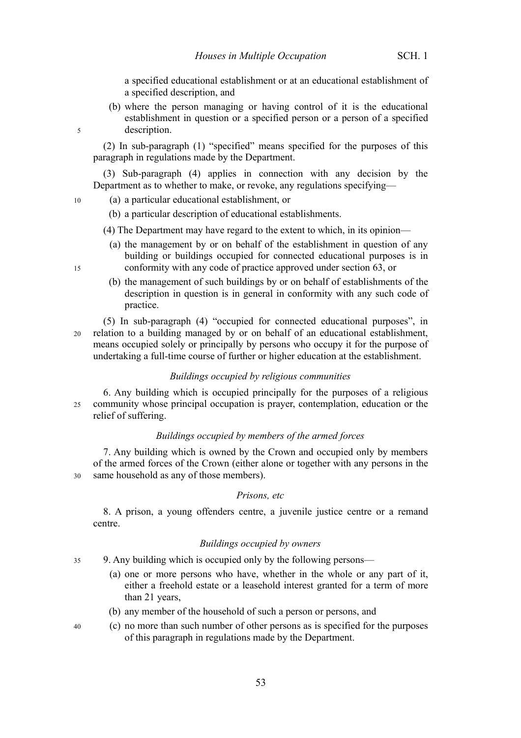a specified educational establishment or at an educational establishment of a specified description, and

(b) where the person managing or having control of it is the educational establishment in question or a specified person or a person of a specified description.

(2) In sub-paragraph (1) "specified" means specified for the purposes of this paragraph in regulations made by the Department.

(3) Sub-paragraph (4) applies in connection with any decision by the Department as to whether to make, or revoke, any regulations specifying—

(a) a particular educational establishment, or

(b) a particular description of educational establishments.

(4) The Department may have regard to the extent to which, in its opinion—

(a) the management by or on behalf of the establishment in question of any building or buildings occupied for connected educational purposes is in conformity with any code of practice approved under section 63, or

(b) the management of such buildings by or on behalf of establishments of the description in question is in general in conformity with any such code of practice.

(5) In sub-paragraph (4) "occupied for connected educational purposes", in relation to a building managed by or on behalf of an educational establishment, means occupied solely or principally by persons who occupy it for the purpose of undertaking a full-time course of further or higher education at the establishment.

*Buildings occupied by religious communities*

6. Any building which is occupied principally for the purposes of a religious community whose principal occupation is prayer, contemplation, education or the relief of suffering.

*Buildings occupied by members of the armed forces*

7. Any building which is owned by the Crown and occupied only by members of the armed forces of the Crown (either alone or together with any persons in the same household as any of those members).

*Prisons, etc*

8. A prison, a young offenders centre, a juvenile justice centre or a remand centre.

*Buildings occupied by owners*

9. Any building which is occupied only by the following persons—

(a) one or more persons who have, whether in the whole or any part of it, either a freehold estate or a leasehold interest granted for a term of more than 21 years,

(b) any member of the household of such a person or persons, and

(c) no more than such number of other persons as is specified for the purposes of this paragraph in regulations made by the Department.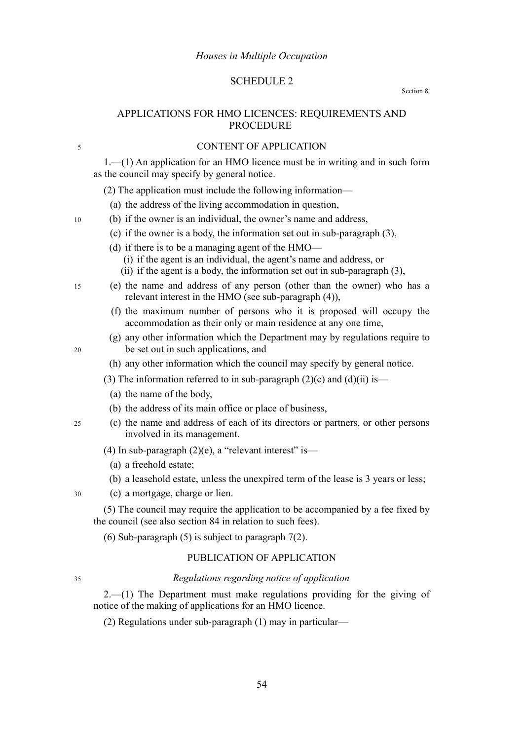# SCHEDULE 2

Section 8.

## APPLICATIONS FOR HMO LICENCES: REQUIREMENTS AND PROCEDURE

### CONTENT OF APPLICATION

1.—(1) An application for an HMO licence must be in writing and in such form as the council may specify by general notice.

(2) The application must include the following information—

(a) the address of the living accommodation in question,

(b) if the owner is an individual, the owner's name and address,

(c) if the owner is a body, the information set out in sub-paragraph (3),

(d) if there is to be a managing agent of the HMO—

(i) if the agent is an individual, the agent's name and address, or

(ii) if the agent is a body, the information set out in sub-paragraph (3),

(e) the name and address of any person (other than the owner) who has a relevant interest in the HMO (see sub-paragraph (4)),

(f) the maximum number of persons who it is proposed will occupy the accommodation as their only or main residence at any one time,

(g) any other information which the Department may by regulations require to be set out in such applications, and

(h) any other information which the council may specify by general notice.

(3) The information referred to in sub-paragraph (2)(c) and (d)(ii) is—

(a) the name of the body,

(b) the address of its main office or place of business,

(c) the name and address of each of its directors or partners, or other persons involved in its management.

(4) In sub-paragraph (2)(e), a "relevant interest" is—

(a) a freehold estate;

(b) a leasehold estate, unless the unexpired term of the lease is 3 years or less;

(c) a mortgage, charge or lien.

(5) The council may require the application to be accompanied by a fee fixed by the council (see also section 84 in relation to such fees).

(6) Sub-paragraph (5) is subject to paragraph 7(2).

### PUBLICATION OF APPLICATION

*Regulations regarding notice of application*

2.—(1) The Department must make regulations providing for the giving of notice of the making of applications for an HMO licence.

(2) Regulations under sub-paragraph (1) may in particular—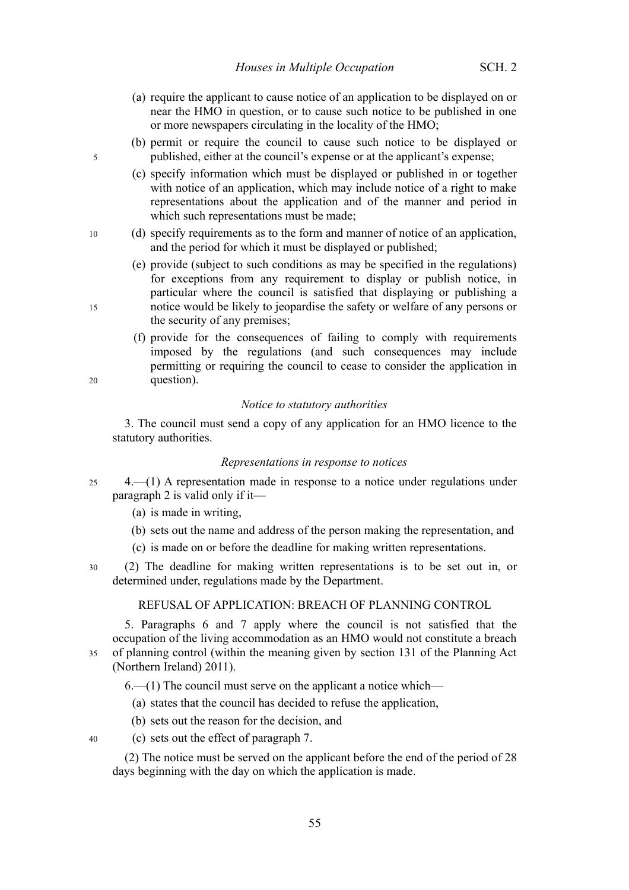(a) require the applicant to cause notice of an application to be displayed on or near the HMO in question, or to cause such notice to be published in one or more newspapers circulating in the locality of the HMO;

(b) permit or require the council to cause such notice to be displayed or published, either at the council's expense or at the applicant's expense;

(c) specify information which must be displayed or published in or together with notice of an application, which may include notice of a right to make representations about the application and of the manner and period in which such representations must be made;

(d) specify requirements as to the form and manner of notice of an application, and the period for which it must be displayed or published;

(e) provide (subject to such conditions as may be specified in the regulations) for exceptions from any requirement to display or publish notice, in particular where the council is satisfied that displaying or publishing a notice would be likely to jeopardise the safety or welfare of any persons or the security of any premises;

(f) provide for the consequences of failing to comply with requirements imposed by the regulations (and such consequences may include permitting or requiring the council to cease to consider the application in question).

*Notice to statutory authorities*

3. The council must send a copy of any application for an HMO licence to the statutory authorities.

*Representations in response to notices*

4.—(1) A representation made in response to a notice under regulations under paragraph 2 is valid only if it—

(a) is made in writing,

(b) sets out the name and address of the person making the representation, and

(c) is made on or before the deadline for making written representations.

(2) The deadline for making written representations is to be set out in, or determined under, regulations made by the Department.

REFUSAL OF APPLICATION: BREACH OF PLANNING CONTROL

5. Paragraphs 6 and 7 apply where the council is not satisfied that the occupation of the living accommodation as an HMO would not constitute a breach of planning control (within the meaning given by section 131 of the Planning Act (Northern Ireland) 2011).

6.—(1) The council must serve on the applicant a notice which—

(a) states that the council has decided to refuse the application,

(b) sets out the reason for the decision, and

(c) sets out the effect of paragraph 7.

(2) The notice must be served on the applicant before the end of the period of 28 days beginning with the day on which the application is made.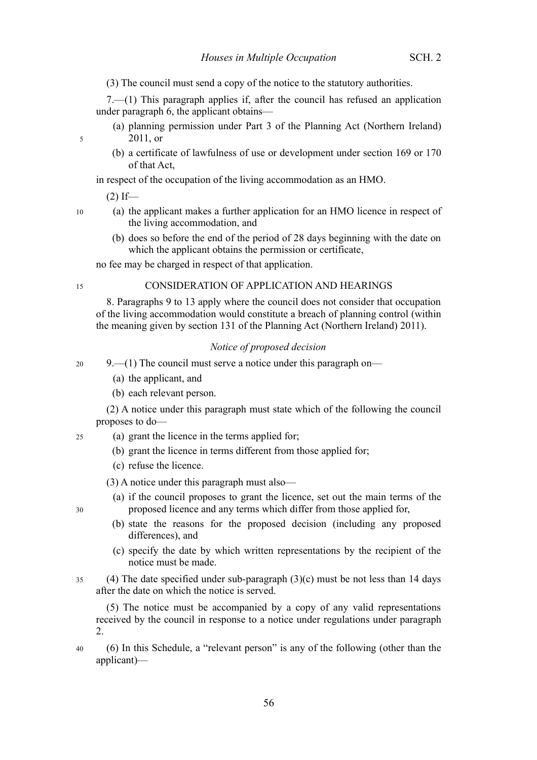(3) The council must send a copy of the notice to the statutory authorities.

7.—(1) This paragraph applies if, after the council has refused an application under paragraph 6, the applicant obtains—

(a) planning permission under Part 3 of the Planning Act (Northern Ireland) 2011, or

(b) a certificate of lawfulness of use or development under section 169 or 170 of that Act,

in respect of the occupation of the living accommodation as an HMO.

(2) If—

(a) the applicant makes a further application for an HMO licence in respect of the living accommodation, and

(b) does so before the end of the period of 28 days beginning with the date on which the applicant obtains the permission or certificate,

no fee may be charged in respect of that application.

## CONSIDERATION OF APPLICATION AND HEARINGS

8. Paragraphs 9 to 13 apply where the council does not consider that occupation of the living accommodation would constitute a breach of planning control (within the meaning given by section 131 of the Planning Act (Northern Ireland) 2011).

### *Notice of proposed decision*

9.—(1) The council must serve a notice under this paragraph on—

(a) the applicant, and

(b) each relevant person.

(2) A notice under this paragraph must state which of the following the council proposes to do—

(a) grant the licence in the terms applied for;

(b) grant the licence in terms different from those applied for;

(c) refuse the licence.

(3) A notice under this paragraph must also—

(a) if the council proposes to grant the licence, set out the main terms of the proposed licence and any terms which differ from those applied for,

(b) state the reasons for the proposed decision (including any proposed differences), and

(c) specify the date by which written representations by the recipient of the notice must be made.

(4) The date specified under sub-paragraph (3)(c) must be not less than 14 days after the date on which the notice is served.

(5) The notice must be accompanied by a copy of any valid representations received by the council in response to a notice under regulations under paragraph 2.

(6) In this Schedule, a "relevant person" is any of the following (other than the applicant)—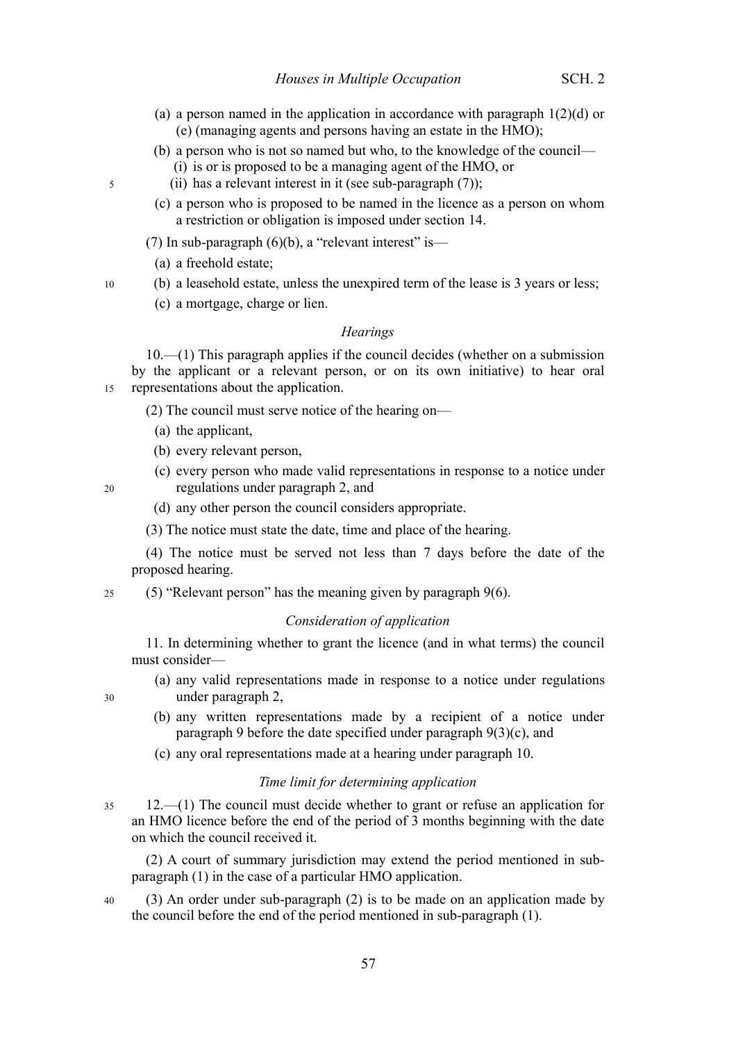(a) a person named in the application in accordance with paragraph 1(2)(d) or (e) (managing agents and persons having an estate in the HMO);

(b) a person who is not so named but who, to the knowledge of the council—

(i) is or is proposed to be a managing agent of the HMO, or

(ii) has a relevant interest in it (see sub-paragraph (7));

(c) a person who is proposed to be named in the licence as a person on whom a restriction or obligation is imposed under section 14.

(7) In sub-paragraph (6)(b), a "relevant interest" is—

(a) a freehold estate;

(b) a leasehold estate, unless the unexpired term of the lease is 3 years or less;

(c) a mortgage, charge or lien.

*Hearings*

10.—(1) This paragraph applies if the council decides (whether on a submission by the applicant or a relevant person, or on its own initiative) to hear oral representations about the application.

(2) The council must serve notice of the hearing on—

(a) the applicant,

(b) every relevant person,

(c) every person who made valid representations in response to a notice under regulations under paragraph 2, and

(d) any other person the council considers appropriate.

(3) The notice must state the date, time and place of the hearing.

(4) The notice must be served not less than 7 days before the date of the proposed hearing.

(5) "Relevant person" has the meaning given by paragraph 9(6).

*Consideration of application*

11. In determining whether to grant the licence (and in what terms) the council must consider—

(a) any valid representations made in response to a notice under regulations under paragraph 2,

(b) any written representations made by a recipient of a notice under paragraph 9 before the date specified under paragraph 9(3)(c), and

(c) any oral representations made at a hearing under paragraph 10.

*Time limit for determining application*

12.—(1) The council must decide whether to grant or refuse an application for an HMO licence before the end of the period of 3 months beginning with the date on which the council received it.

(2) A court of summary jurisdiction may extend the period mentioned in sub-paragraph (1) in the case of a particular HMO application.

(3) An order under sub-paragraph (2) is to be made on an application made by the council before the end of the period mentioned in sub-paragraph (1).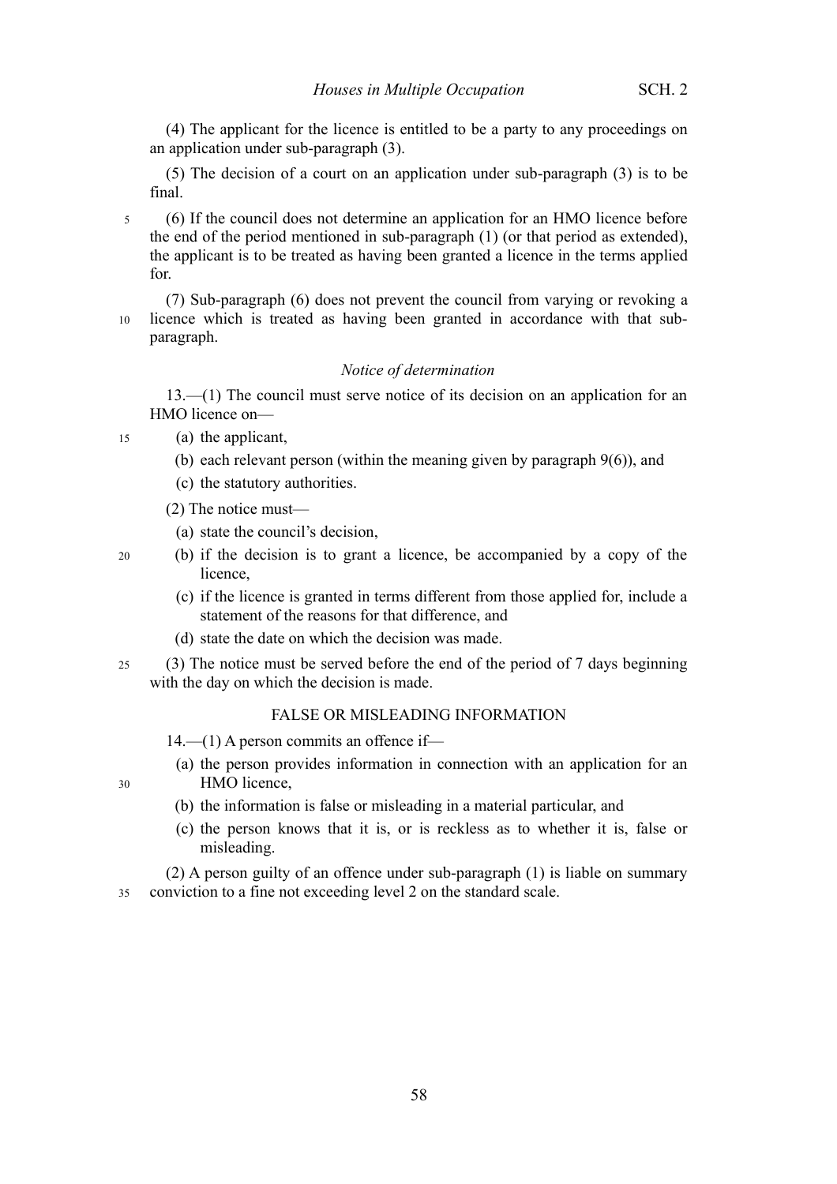(4) The applicant for the licence is entitled to be a party to any proceedings on an application under sub-paragraph (3).

(5) The decision of a court on an application under sub-paragraph (3) is to be final.

(6) If the council does not determine an application for an HMO licence before the end of the period mentioned in sub-paragraph (1) (or that period as extended), the applicant is to be treated as having been granted a licence in the terms applied for.

(7) Sub-paragraph (6) does not prevent the council from varying or revoking a licence which is treated as having been granted in accordance with that sub-paragraph.

*Notice of determination*

13.—(1) The council must serve notice of its decision on an application for an HMO licence on—

(a) the applicant,

(b) each relevant person (within the meaning given by paragraph 9(6)), and

(c) the statutory authorities.

(2) The notice must—

(a) state the council's decision,

(b) if the decision is to grant a licence, be accompanied by a copy of the licence,

(c) if the licence is granted in terms different from those applied for, include a statement of the reasons for that difference, and

(d) state the date on which the decision was made.

(3) The notice must be served before the end of the period of 7 days beginning with the day on which the decision is made.

## FALSE OR MISLEADING INFORMATION

14.—(1) A person commits an offence if—

(a) the person provides information in connection with an application for an HMO licence,

(b) the information is false or misleading in a material particular, and

(c) the person knows that it is, or is reckless as to whether it is, false or misleading.

(2) A person guilty of an offence under sub-paragraph (1) is liable on summary conviction to a fine not exceeding level 2 on the standard scale.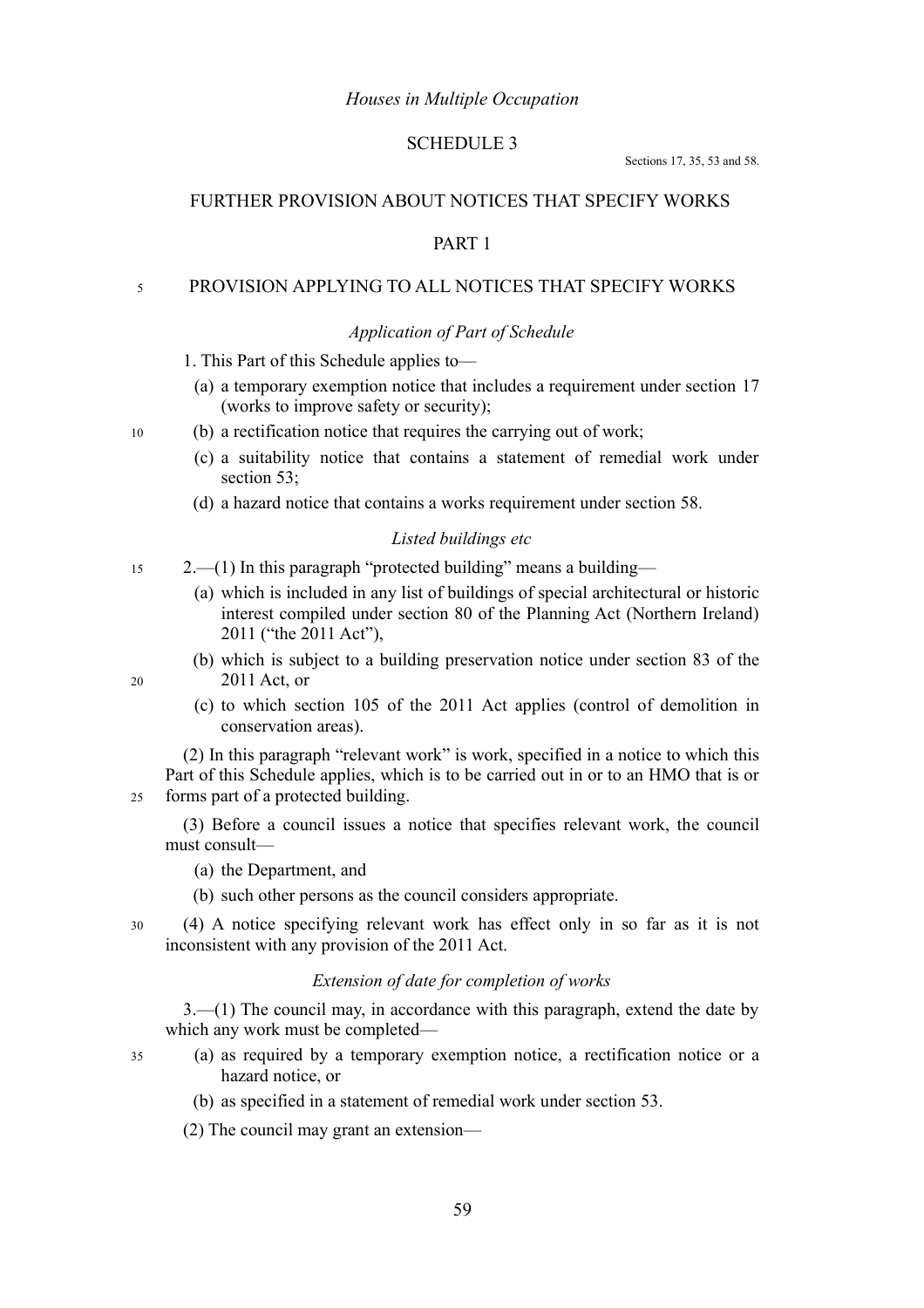*Houses in Multiple Occupation*

SCHEDULE 3

Sections 17, 35, 53 and 58.

FURTHER PROVISION ABOUT NOTICES THAT SPECIFY WORKS

PART 1

PROVISION APPLYING TO ALL NOTICES THAT SPECIFY WORKS

*Application of Part of Schedule*

1. This Part of this Schedule applies to—

(a) a temporary exemption notice that includes a requirement under section 17 (works to improve safety or security);

(b) a rectification notice that requires the carrying out of work;

(c) a suitability notice that contains a statement of remedial work under section 53;

(d) a hazard notice that contains a works requirement under section 58.

*Listed buildings etc*

2.—(1) In this paragraph "protected building" means a building—

(a) which is included in any list of buildings of special architectural or historic interest compiled under section 80 of the Planning Act (Northern Ireland) 2011 ("the 2011 Act"),

(b) which is subject to a building preservation notice under section 83 of the 2011 Act, or

(c) to which section 105 of the 2011 Act applies (control of demolition in conservation areas).

(2) In this paragraph "relevant work" is work, specified in a notice to which this Part of this Schedule applies, which is to be carried out in or to an HMO that is or forms part of a protected building.

(3) Before a council issues a notice that specifies relevant work, the council must consult—

(a) the Department, and

(b) such other persons as the council considers appropriate.

(4) A notice specifying relevant work has effect only in so far as it is not inconsistent with any provision of the 2011 Act.

*Extension of date for completion of works*

3.—(1) The council may, in accordance with this paragraph, extend the date by which any work must be completed—

(a) as required by a temporary exemption notice, a rectification notice or a hazard notice, or

(b) as specified in a statement of remedial work under section 53.

(2) The council may grant an extension—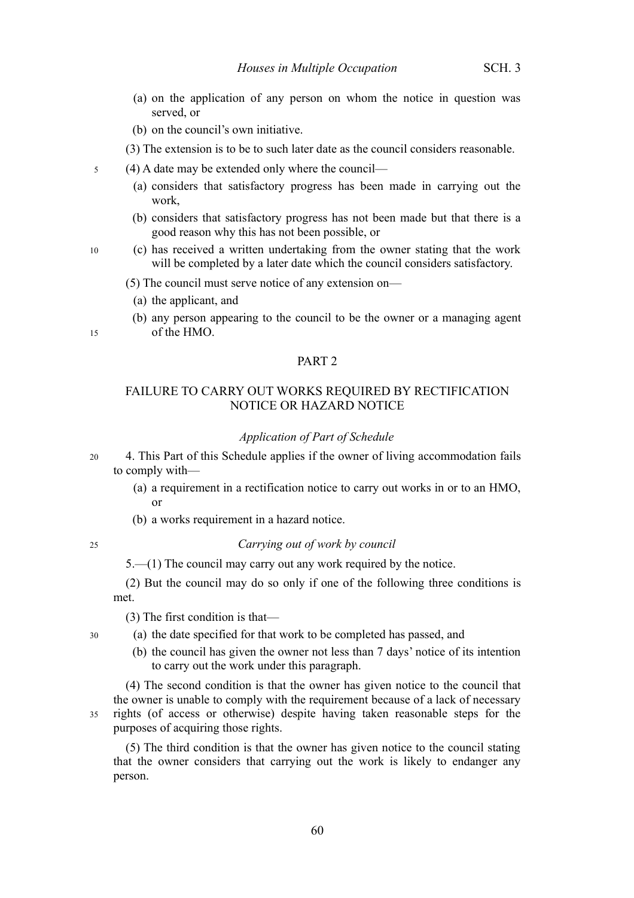(a) on the application of any person on whom the notice in question was served, or

(b) on the council's own initiative.

(3) The extension is to be to such later date as the council considers reasonable.

(4) A date may be extended only where the council—

(a) considers that satisfactory progress has been made in carrying out the work,

(b) considers that satisfactory progress has not been made but that there is a good reason why this has not been possible, or

(c) has received a written undertaking from the owner stating that the work will be completed by a later date which the council considers satisfactory.

(5) The council must serve notice of any extension on—

(a) the applicant, and

(b) any person appearing to the council to be the owner or a managing agent of the HMO.

## PART 2

## FAILURE TO CARRY OUT WORKS REQUIRED BY RECTIFICATION NOTICE OR HAZARD NOTICE

### *Application of Part of Schedule*

4. This Part of this Schedule applies if the owner of living accommodation fails to comply with—

(a) a requirement in a rectification notice to carry out works in or to an HMO, or

(b) a works requirement in a hazard notice.

### *Carrying out of work by council*

5.—(1) The council may carry out any work required by the notice.

(2) But the council may do so only if one of the following three conditions is met.

(3) The first condition is that—

(a) the date specified for that work to be completed has passed, and

(b) the council has given the owner not less than 7 days' notice of its intention to carry out the work under this paragraph.

(4) The second condition is that the owner has given notice to the council that the owner is unable to comply with the requirement because of a lack of necessary rights (of access or otherwise) despite having taken reasonable steps for the purposes of acquiring those rights.

(5) The third condition is that the owner has given notice to the council stating that the owner considers that carrying out the work is likely to endanger any person.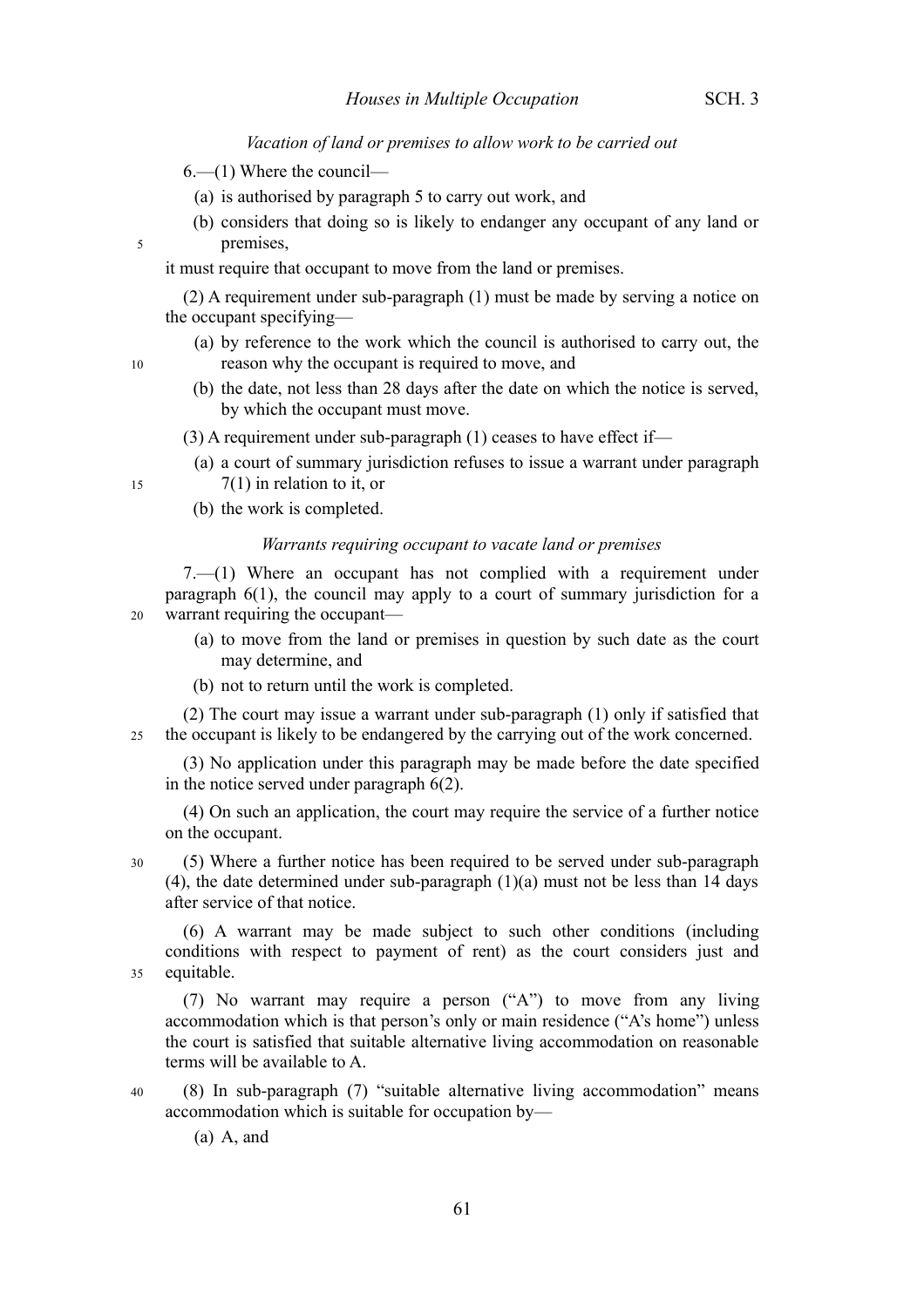*Vacation of land or premises to allow work to be carried out*

6.—(1) Where the council—

(a) is authorised by paragraph 5 to carry out work, and

(b) considers that doing so is likely to endanger any occupant of any land or premises,

it must require that occupant to move from the land or premises.

(2) A requirement under sub-paragraph (1) must be made by serving a notice on the occupant specifying—

(a) by reference to the work which the council is authorised to carry out, the reason why the occupant is required to move, and

(b) the date, not less than 28 days after the date on which the notice is served, by which the occupant must move.

(3) A requirement under sub-paragraph (1) ceases to have effect if—

(a) a court of summary jurisdiction refuses to issue a warrant under paragraph 7(1) in relation to it, or

(b) the work is completed.

*Warrants requiring occupant to vacate land or premises*

7.—(1) Where an occupant has not complied with a requirement under paragraph 6(1), the council may apply to a court of summary jurisdiction for a warrant requiring the occupant—

(a) to move from the land or premises in question by such date as the court may determine, and

(b) not to return until the work is completed.

(2) The court may issue a warrant under sub-paragraph (1) only if satisfied that the occupant is likely to be endangered by the carrying out of the work concerned.

(3) No application under this paragraph may be made before the date specified in the notice served under paragraph 6(2).

(4) On such an application, the court may require the service of a further notice on the occupant.

(5) Where a further notice has been required to be served under sub-paragraph (4), the date determined under sub-paragraph (1)(a) must not be less than 14 days after service of that notice.

(6) A warrant may be made subject to such other conditions (including conditions with respect to payment of rent) as the court considers just and equitable.

(7) No warrant may require a person ("A") to move from any living accommodation which is that person's only or main residence ("A's home") unless the court is satisfied that suitable alternative living accommodation on reasonable terms will be available to A.

(8) In sub-paragraph (7) "suitable alternative living accommodation" means accommodation which is suitable for occupation by—

(a) A, and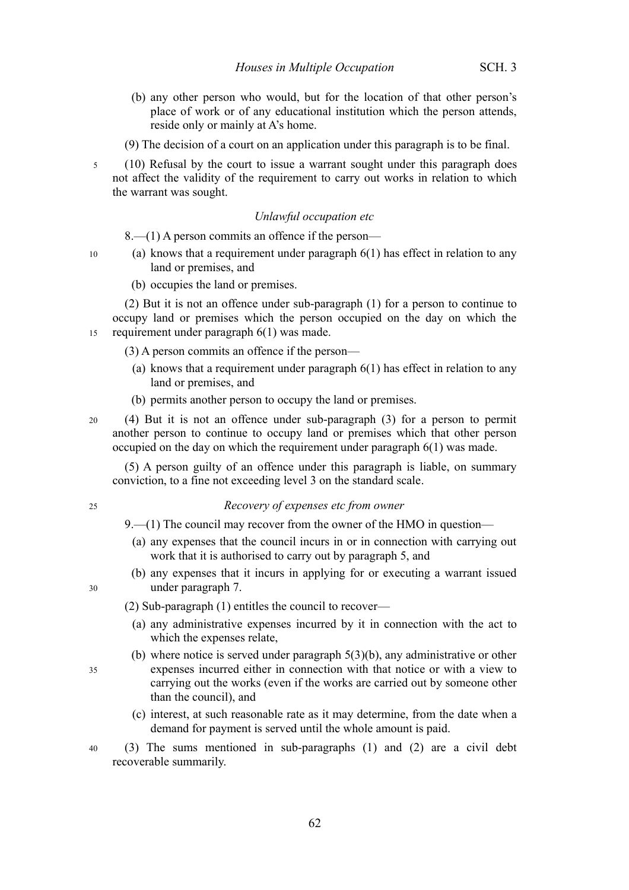(b) any other person who would, but for the location of that other person's place of work or of any educational institution which the person attends, reside only or mainly at A's home.

(9) The decision of a court on an application under this paragraph is to be final.

(10) Refusal by the court to issue a warrant sought under this paragraph does not affect the validity of the requirement to carry out works in relation to which the warrant was sought.

### *Unlawful occupation etc*

8.—(1) A person commits an offence if the person—

(a) knows that a requirement under paragraph 6(1) has effect in relation to any land or premises, and

(b) occupies the land or premises.

(2) But it is not an offence under sub-paragraph (1) for a person to continue to occupy land or premises which the person occupied on the day on which the requirement under paragraph 6(1) was made.

(3) A person commits an offence if the person—

(a) knows that a requirement under paragraph 6(1) has effect in relation to any land or premises, and

(b) permits another person to occupy the land or premises.

(4) But it is not an offence under sub-paragraph (3) for a person to permit another person to continue to occupy land or premises which that other person occupied on the day on which the requirement under paragraph 6(1) was made.

(5) A person guilty of an offence under this paragraph is liable, on summary conviction, to a fine not exceeding level 3 on the standard scale.

### *Recovery of expenses etc from owner*

9.—(1) The council may recover from the owner of the HMO in question—

(a) any expenses that the council incurs in or in connection with carrying out work that it is authorised to carry out by paragraph 5, and

(b) any expenses that it incurs in applying for or executing a warrant issued under paragraph 7.

(2) Sub-paragraph (1) entitles the council to recover—

(a) any administrative expenses incurred by it in connection with the act to which the expenses relate,

(b) where notice is served under paragraph 5(3)(b), any administrative or other expenses incurred either in connection with that notice or with a view to carrying out the works (even if the works are carried out by someone other than the council), and

(c) interest, at such reasonable rate as it may determine, from the date when a demand for payment is served until the whole amount is paid.

(3) The sums mentioned in sub-paragraphs (1) and (2) are a civil debt recoverable summarily.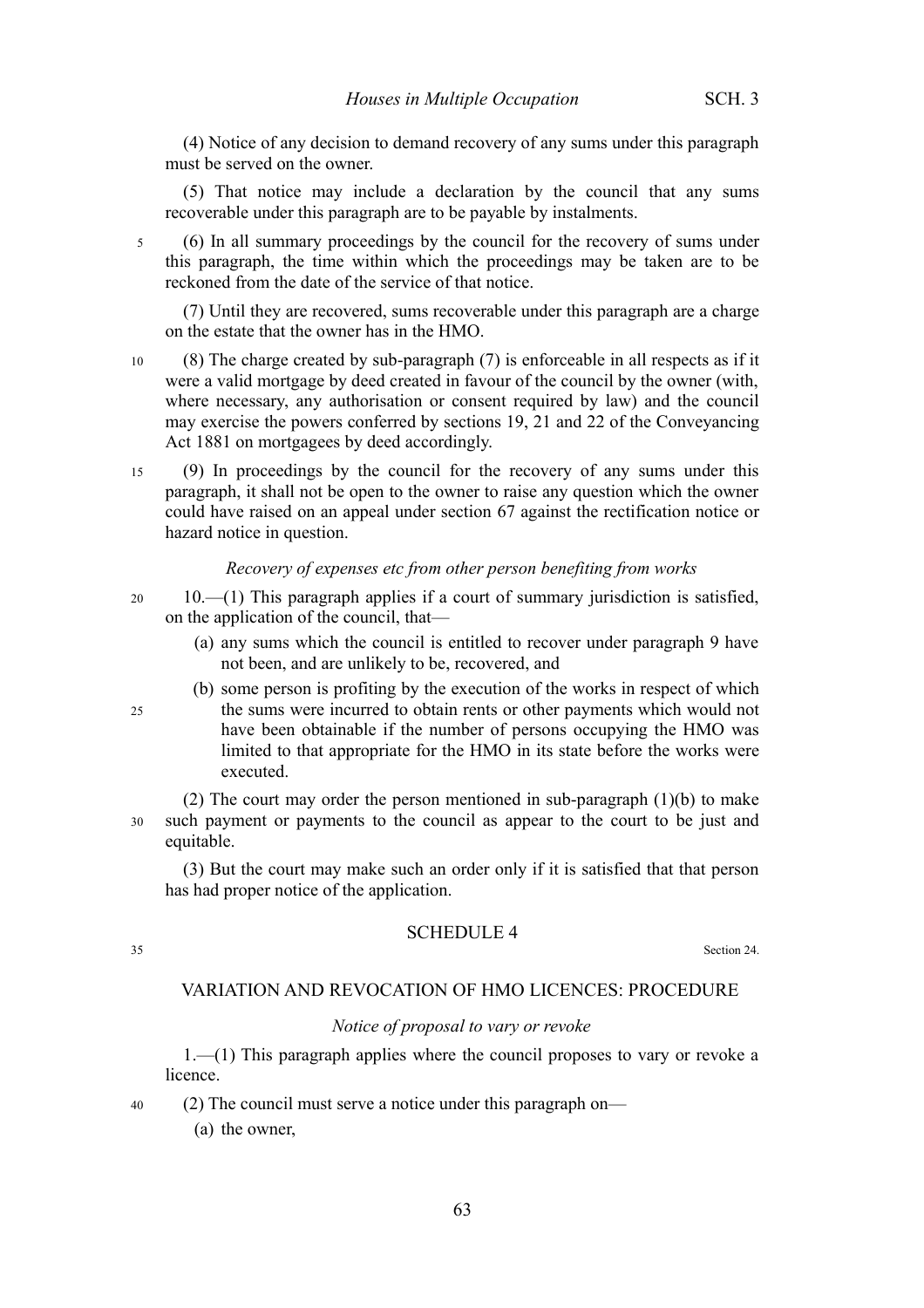(4) Notice of any decision to demand recovery of any sums under this paragraph must be served on the owner.

(5) That notice may include a declaration by the council that any sums recoverable under this paragraph are to be payable by instalments.

(6) In all summary proceedings by the council for the recovery of sums under this paragraph, the time within which the proceedings may be taken are to be reckoned from the date of the service of that notice.

(7) Until they are recovered, sums recoverable under this paragraph are a charge on the estate that the owner has in the HMO.

(8) The charge created by sub-paragraph (7) is enforceable in all respects as if it were a valid mortgage by deed created in favour of the council by the owner (with, where necessary, any authorisation or consent required by law) and the council may exercise the powers conferred by sections 19, 21 and 22 of the Conveyancing Act 1881 on mortgagees by deed accordingly.

(9) In proceedings by the council for the recovery of any sums under this paragraph, it shall not be open to the owner to raise any question which the owner could have raised on an appeal under section 67 against the rectification notice or hazard notice in question.

*Recovery of expenses etc from other person benefiting from works*

10.—(1) This paragraph applies if a court of summary jurisdiction is satisfied, on the application of the council, that—

(a) any sums which the council is entitled to recover under paragraph 9 have not been, and are unlikely to be, recovered, and

(b) some person is profiting by the execution of the works in respect of which the sums were incurred to obtain rents or other payments which would not have been obtainable if the number of persons occupying the HMO was limited to that appropriate for the HMO in its state before the works were executed.

(2) The court may order the person mentioned in sub-paragraph (1)(b) to make such payment or payments to the council as appear to the court to be just and equitable.

(3) But the court may make such an order only if it is satisfied that that person has had proper notice of the application.

## SCHEDULE 4

Section 24.

## VARIATION AND REVOCATION OF HMO LICENCES: PROCEDURE

*Notice of proposal to vary or revoke*

1.—(1) This paragraph applies where the council proposes to vary or revoke a licence.

(2) The council must serve a notice under this paragraph on—

(a) the owner,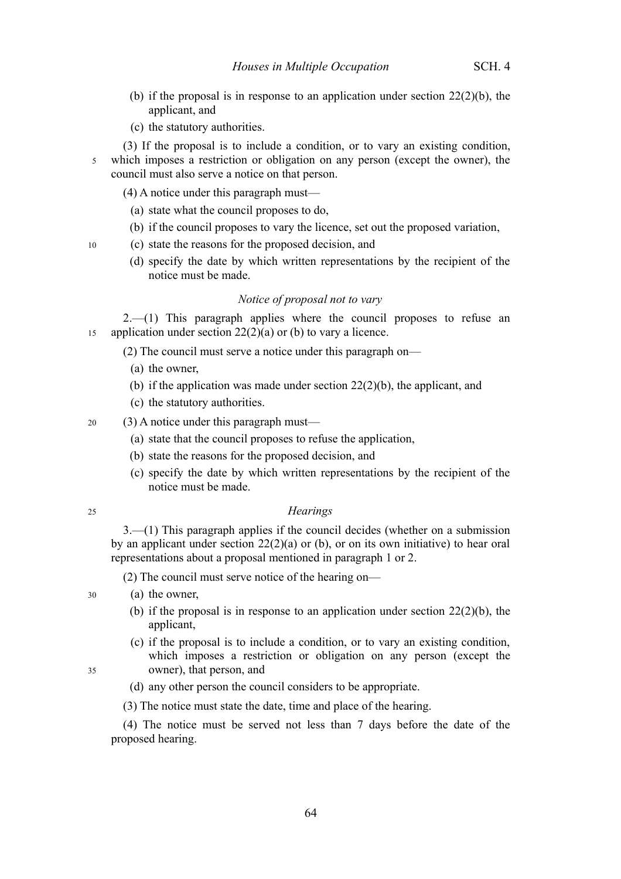(b) if the proposal is in response to an application under section 22(2)(b), the applicant, and

(c) the statutory authorities.

(3) If the proposal is to include a condition, or to vary an existing condition, which imposes a restriction or obligation on any person (except the owner), the council must also serve a notice on that person.

(4) A notice under this paragraph must—

(a) state what the council proposes to do,

(b) if the council proposes to vary the licence, set out the proposed variation,

(c) state the reasons for the proposed decision, and

(d) specify the date by which written representations by the recipient of the notice must be made.

*Notice of proposal not to vary*

2.—(1) This paragraph applies where the council proposes to refuse an application under section 22(2)(a) or (b) to vary a licence.

(2) The council must serve a notice under this paragraph on—

(a) the owner,

(b) if the application was made under section 22(2)(b), the applicant, and

(c) the statutory authorities.

(3) A notice under this paragraph must—

(a) state that the council proposes to refuse the application,

(b) state the reasons for the proposed decision, and

(c) specify the date by which written representations by the recipient of the notice must be made.

*Hearings*

3.—(1) This paragraph applies if the council decides (whether on a submission by an applicant under section 22(2)(a) or (b), or on its own initiative) to hear oral representations about a proposal mentioned in paragraph 1 or 2.

(2) The council must serve notice of the hearing on—

(a) the owner,

(b) if the proposal is in response to an application under section 22(2)(b), the applicant,

(c) if the proposal is to include a condition, or to vary an existing condition, which imposes a restriction or obligation on any person (except the owner), that person, and

(d) any other person the council considers to be appropriate.

(3) The notice must state the date, time and place of the hearing.

(4) The notice must be served not less than 7 days before the date of the proposed hearing.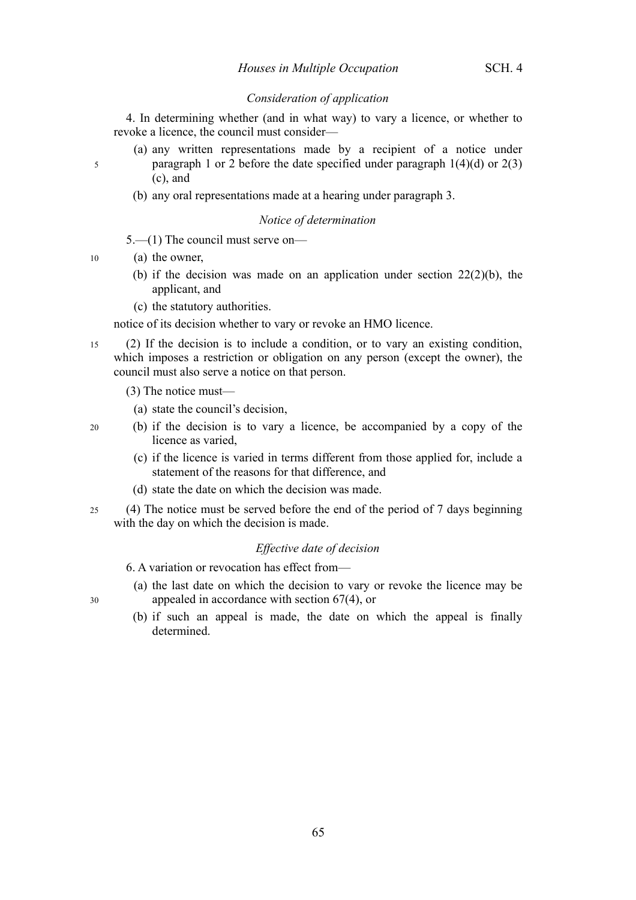*Consideration of application*

4. In determining whether (and in what way) to vary a licence, or whether to revoke a licence, the council must consider—

(a) any written representations made by a recipient of a notice under paragraph 1 or 2 before the date specified under paragraph 1(4)(d) or 2(3)(c), and

(b) any oral representations made at a hearing under paragraph 3.

*Notice of determination*

5.—(1) The council must serve on—

(a) the owner,

(b) if the decision was made on an application under section 22(2)(b), the applicant, and

(c) the statutory authorities.

notice of its decision whether to vary or revoke an HMO licence.

(2) If the decision is to include a condition, or to vary an existing condition, which imposes a restriction or obligation on any person (except the owner), the council must also serve a notice on that person.

(3) The notice must—

(a) state the council's decision,

(b) if the decision is to vary a licence, be accompanied by a copy of the licence as varied,

(c) if the licence is varied in terms different from those applied for, include a statement of the reasons for that difference, and

(d) state the date on which the decision was made.

(4) The notice must be served before the end of the period of 7 days beginning with the day on which the decision is made.

*Effective date of decision*

6. A variation or revocation has effect from—

(a) the last date on which the decision to vary or revoke the licence may be appealed in accordance with section 67(4), or

(b) if such an appeal is made, the date on which the appeal is finally determined.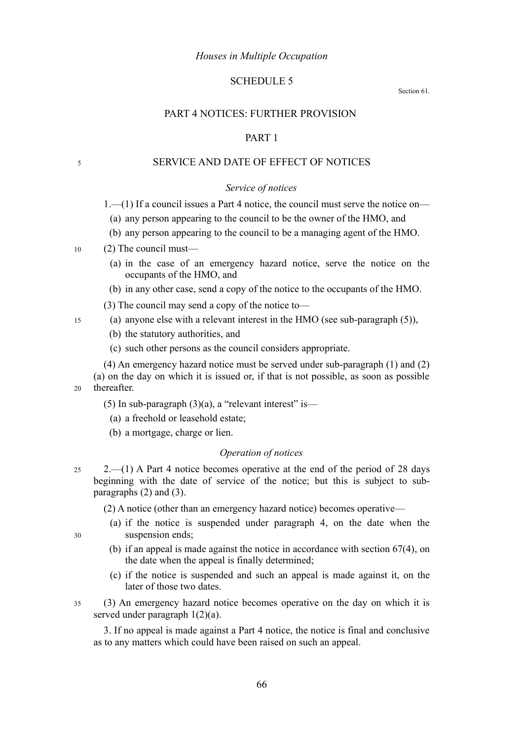*Houses in Multiple Occupation*

# SCHEDULE 5

Section 61.

## PART 4 NOTICES: FURTHER PROVISION

## PART 1

## SERVICE AND DATE OF EFFECT OF NOTICES

### *Service of notices*

1.—(1) If a council issues a Part 4 notice, the council must serve the notice on—

(a) any person appearing to the council to be the owner of the HMO, and

(b) any person appearing to the council to be a managing agent of the HMO.

(2) The council must—

(a) in the case of an emergency hazard notice, serve the notice on the occupants of the HMO, and

(b) in any other case, send a copy of the notice to the occupants of the HMO.

(3) The council may send a copy of the notice to—

(a) anyone else with a relevant interest in the HMO (see sub-paragraph (5)),

(b) the statutory authorities, and

(c) such other persons as the council considers appropriate.

(4) An emergency hazard notice must be served under sub-paragraph (1) and (2)(a) on the day on which it is issued or, if that is not possible, as soon as possible thereafter.

(5) In sub-paragraph (3)(a), a "relevant interest" is—

(a) a freehold or leasehold estate;

(b) a mortgage, charge or lien.

### *Operation of notices*

2.—(1) A Part 4 notice becomes operative at the end of the period of 28 days beginning with the date of service of the notice; but this is subject to sub-paragraphs (2) and (3).

(2) A notice (other than an emergency hazard notice) becomes operative—

(a) if the notice is suspended under paragraph 4, on the date when the suspension ends;

(b) if an appeal is made against the notice in accordance with section 67(4), on the date when the appeal is finally determined;

(c) if the notice is suspended and such an appeal is made against it, on the later of those two dates.

(3) An emergency hazard notice becomes operative on the day on which it is served under paragraph 1(2)(a).

3. If no appeal is made against a Part 4 notice, the notice is final and conclusive as to any matters which could have been raised on such an appeal.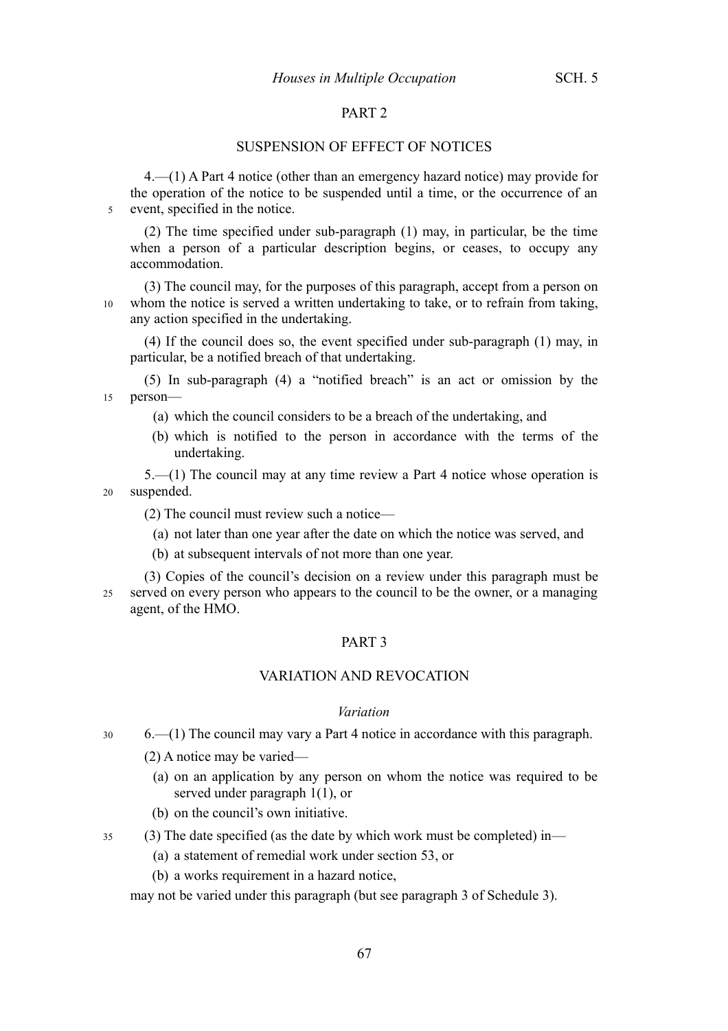## PART 2

### SUSPENSION OF EFFECT OF NOTICES

4.—(1) A Part 4 notice (other than an emergency hazard notice) may provide for the operation of the notice to be suspended until a time, or the occurrence of an event, specified in the notice.

(2) The time specified under sub-paragraph (1) may, in particular, be the time when a person of a particular description begins, or ceases, to occupy any accommodation.

(3) The council may, for the purposes of this paragraph, accept from a person on whom the notice is served a written undertaking to take, or to refrain from taking, any action specified in the undertaking.

(4) If the council does so, the event specified under sub-paragraph (1) may, in particular, be a notified breach of that undertaking.

(5) In sub-paragraph (4) a "notified breach" is an act or omission by the person—

- (a) which the council considers to be a breach of the undertaking, and
- (b) which is notified to the person in accordance with the terms of the undertaking.

5.—(1) The council may at any time review a Part 4 notice whose operation is suspended.

(2) The council must review such a notice—

- (a) not later than one year after the date on which the notice was served, and
- (b) at subsequent intervals of not more than one year.

(3) Copies of the council's decision on a review under this paragraph must be served on every person who appears to the council to be the owner, or a managing agent, of the HMO.

## PART 3

### VARIATION AND REVOCATION

*Variation*

6.—(1) The council may vary a Part 4 notice in accordance with this paragraph.

(2) A notice may be varied—

- (a) on an application by any person on whom the notice was required to be served under paragraph 1(1), or
- (b) on the council's own initiative.

(3) The date specified (as the date by which work must be completed) in—

- (a) a statement of remedial work under section 53, or
- (b) a works requirement in a hazard notice,

may not be varied under this paragraph (but see paragraph 3 of Schedule 3).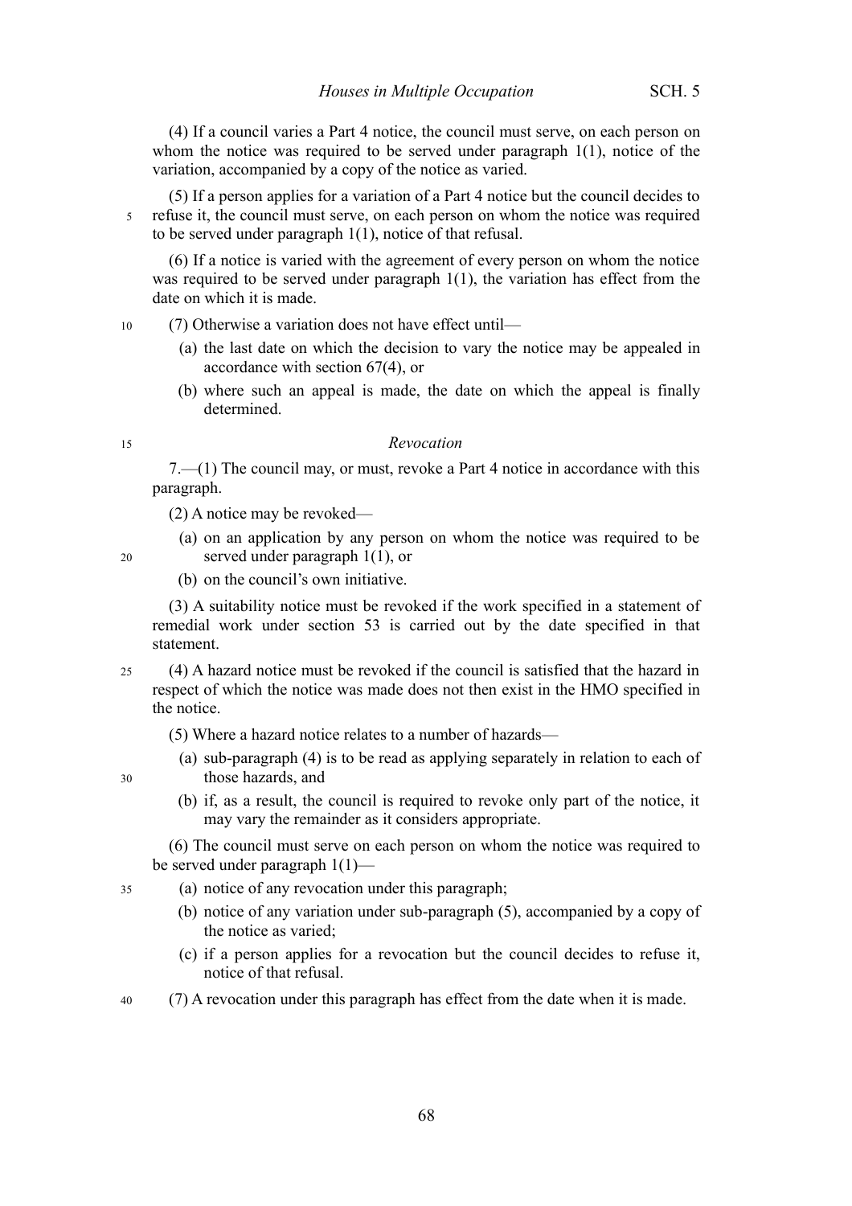(4) If a council varies a Part 4 notice, the council must serve, on each person on whom the notice was required to be served under paragraph 1(1), notice of the variation, accompanied by a copy of the notice as varied.

(5) If a person applies for a variation of a Part 4 notice but the council decides to refuse it, the council must serve, on each person on whom the notice was required to be served under paragraph 1(1), notice of that refusal.

(6) If a notice is varied with the agreement of every person on whom the notice was required to be served under paragraph 1(1), the variation has effect from the date on which it is made.

(7) Otherwise a variation does not have effect until—

(a) the last date on which the decision to vary the notice may be appealed in accordance with section 67(4), or

(b) where such an appeal is made, the date on which the appeal is finally determined.

*Revocation*

7.—(1) The council may, or must, revoke a Part 4 notice in accordance with this paragraph.

(2) A notice may be revoked—

(a) on an application by any person on whom the notice was required to be served under paragraph 1(1), or

(b) on the council's own initiative.

(3) A suitability notice must be revoked if the work specified in a statement of remedial work under section 53 is carried out by the date specified in that statement.

(4) A hazard notice must be revoked if the council is satisfied that the hazard in respect of which the notice was made does not then exist in the HMO specified in the notice.

(5) Where a hazard notice relates to a number of hazards—

(a) sub-paragraph (4) is to be read as applying separately in relation to each of those hazards, and

(b) if, as a result, the council is required to revoke only part of the notice, it may vary the remainder as it considers appropriate.

(6) The council must serve on each person on whom the notice was required to be served under paragraph 1(1)—

(a) notice of any revocation under this paragraph;

(b) notice of any variation under sub-paragraph (5), accompanied by a copy of the notice as varied;

(c) if a person applies for a revocation but the council decides to refuse it, notice of that refusal.

(7) A revocation under this paragraph has effect from the date when it is made.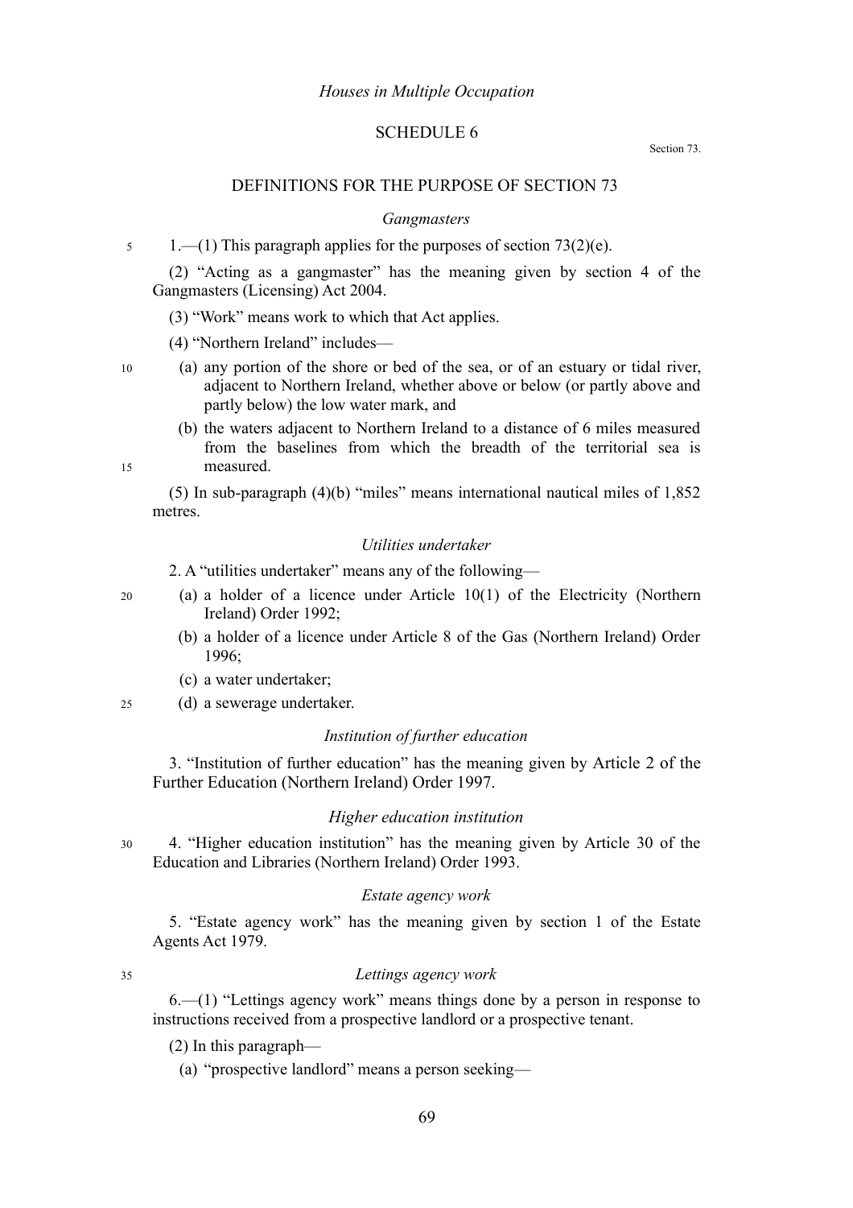*Houses in Multiple Occupation*

# SCHEDULE 6

Section 73.

## DEFINITIONS FOR THE PURPOSE OF SECTION 73

### *Gangmasters*

1.—(1) This paragraph applies for the purposes of section 73(2)(e).

(2) "Acting as a gangmaster" has the meaning given by section 4 of the Gangmasters (Licensing) Act 2004.

(3) "Work" means work to which that Act applies.

(4) "Northern Ireland" includes—

(a) any portion of the shore or bed of the sea, or of an estuary or tidal river, adjacent to Northern Ireland, whether above or below (or partly above and partly below) the low water mark, and

(b) the waters adjacent to Northern Ireland to a distance of 6 miles measured from the baselines from which the breadth of the territorial sea is measured.

(5) In sub-paragraph (4)(b) "miles" means international nautical miles of 1,852 metres.

### *Utilities undertaker*

2. A "utilities undertaker" means any of the following—

(a) a holder of a licence under Article 10(1) of the Electricity (Northern Ireland) Order 1992;

(b) a holder of a licence under Article 8 of the Gas (Northern Ireland) Order 1996;

(c) a water undertaker;

(d) a sewerage undertaker.

### *Institution of further education*

3. "Institution of further education" has the meaning given by Article 2 of the Further Education (Northern Ireland) Order 1997.

### *Higher education institution*

4. "Higher education institution" has the meaning given by Article 30 of the Education and Libraries (Northern Ireland) Order 1993.

### *Estate agency work*

5. "Estate agency work" has the meaning given by section 1 of the Estate Agents Act 1979.

### *Lettings agency work*

6.—(1) "Lettings agency work" means things done by a person in response to instructions received from a prospective landlord or a prospective tenant.

(2) In this paragraph—

(a) "prospective landlord" means a person seeking—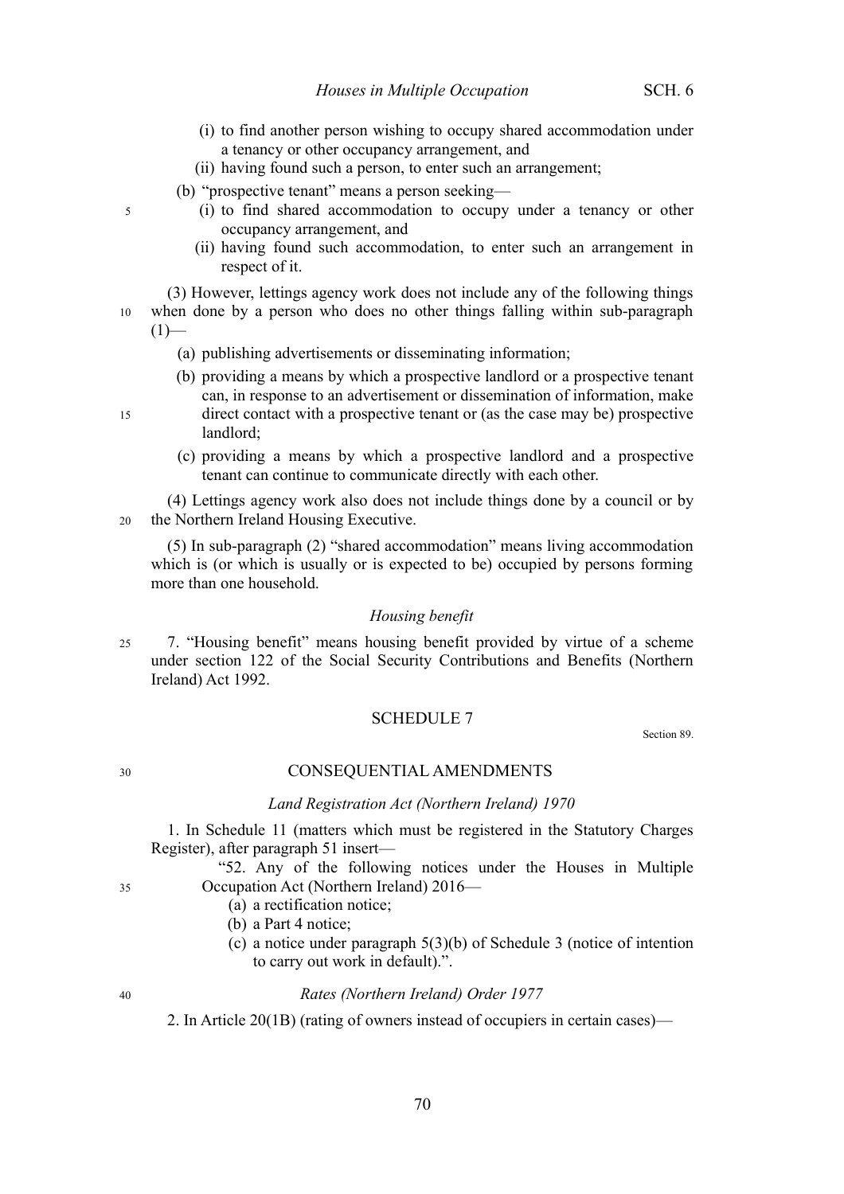(i) to find another person wishing to occupy shared accommodation under a tenancy or other occupancy arrangement, and

(ii) having found such a person, to enter such an arrangement;

(b) "prospective tenant" means a person seeking—

(i) to find shared accommodation to occupy under a tenancy or other occupancy arrangement, and

(ii) having found such accommodation, to enter such an arrangement in respect of it.

(3) However, lettings agency work does not include any of the following things when done by a person who does no other things falling within sub-paragraph (1)—

(a) publishing advertisements or disseminating information;

(b) providing a means by which a prospective landlord or a prospective tenant can, in response to an advertisement or dissemination of information, make direct contact with a prospective tenant or (as the case may be) prospective landlord;

(c) providing a means by which a prospective landlord and a prospective tenant can continue to communicate directly with each other.

(4) Lettings agency work also does not include things done by a council or by the Northern Ireland Housing Executive.

(5) In sub-paragraph (2) "shared accommodation" means living accommodation which is (or which is usually or is expected to be) occupied by persons forming more than one household.

*Housing benefit*

7. "Housing benefit" means housing benefit provided by virtue of a scheme under section 122 of the Social Security Contributions and Benefits (Northern Ireland) Act 1992.

## SCHEDULE 7

Section 89.

## CONSEQUENTIAL AMENDMENTS

*Land Registration Act (Northern Ireland) 1970*

1. In Schedule 11 (matters which must be registered in the Statutory Charges Register), after paragraph 51 insert—

"52. Any of the following notices under the Houses in Multiple Occupation Act (Northern Ireland) 2016—

(a) a rectification notice;

(b) a Part 4 notice;

(c) a notice under paragraph 5(3)(b) of Schedule 3 (notice of intention to carry out work in default).".

*Rates (Northern Ireland) Order 1977*

2. In Article 20(1B) (rating of owners instead of occupiers in certain cases)—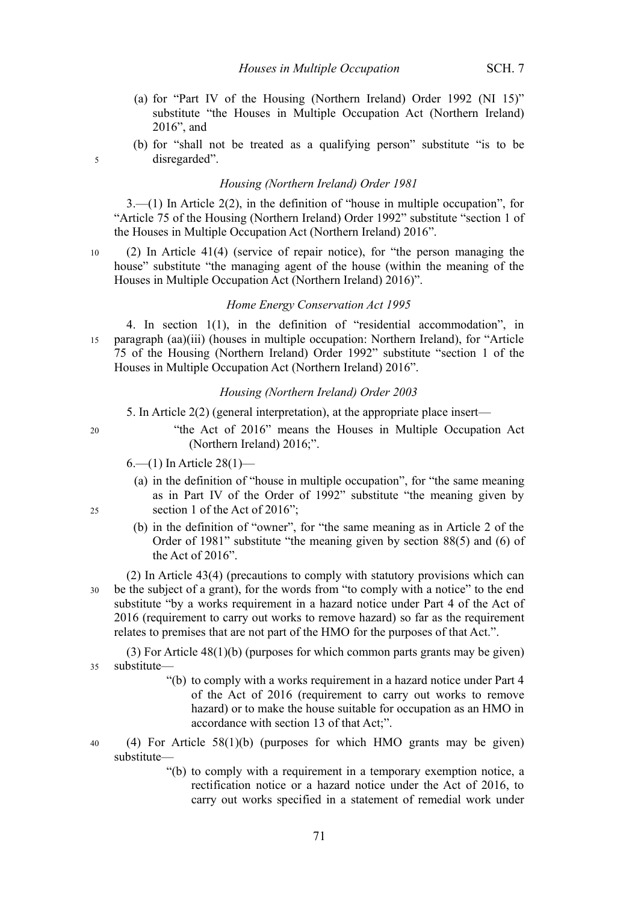(a) for "Part IV of the Housing (Northern Ireland) Order 1992 (NI 15)" substitute "the Houses in Multiple Occupation Act (Northern Ireland) 2016", and

(b) for "shall not be treated as a qualifying person" substitute "is to be disregarded".

*Housing (Northern Ireland) Order 1981*

3.—(1) In Article 2(2), in the definition of "house in multiple occupation", for "Article 75 of the Housing (Northern Ireland) Order 1992" substitute "section 1 of the Houses in Multiple Occupation Act (Northern Ireland) 2016".

(2) In Article 41(4) (service of repair notice), for "the person managing the house" substitute "the managing agent of the house (within the meaning of the Houses in Multiple Occupation Act (Northern Ireland) 2016)".

*Home Energy Conservation Act 1995*

4. In section 1(1), in the definition of "residential accommodation", in paragraph (aa)(iii) (houses in multiple occupation: Northern Ireland), for "Article 75 of the Housing (Northern Ireland) Order 1992" substitute "section 1 of the Houses in Multiple Occupation Act (Northern Ireland) 2016".

*Housing (Northern Ireland) Order 2003*

5. In Article 2(2) (general interpretation), at the appropriate place insert—

> "the Act of 2016" means the Houses in Multiple Occupation Act (Northern Ireland) 2016;".

6.—(1) In Article 28(1)—

(a) in the definition of "house in multiple occupation", for "the same meaning as in Part IV of the Order of 1992" substitute "the meaning given by section 1 of the Act of 2016";

(b) in the definition of "owner", for "the same meaning as in Article 2 of the Order of 1981" substitute "the meaning given by section 88(5) and (6) of the Act of 2016".

(2) In Article 43(4) (precautions to comply with statutory provisions which can be the subject of a grant), for the words from "to comply with a notice" to the end substitute "by a works requirement in a hazard notice under Part 4 of the Act of 2016 (requirement to carry out works to remove hazard) so far as the requirement relates to premises that are not part of the HMO for the purposes of that Act.".

(3) For Article 48(1)(b) (purposes for which common parts grants may be given) substitute—

> "(b) to comply with a works requirement in a hazard notice under Part 4 of the Act of 2016 (requirement to carry out works to remove hazard) or to make the house suitable for occupation as an HMO in accordance with section 13 of that Act;".

(4) For Article 58(1)(b) (purposes for which HMO grants may be given) substitute—

> "(b) to comply with a requirement in a temporary exemption notice, a rectification notice or a hazard notice under the Act of 2016, to carry out works specified in a statement of remedial work under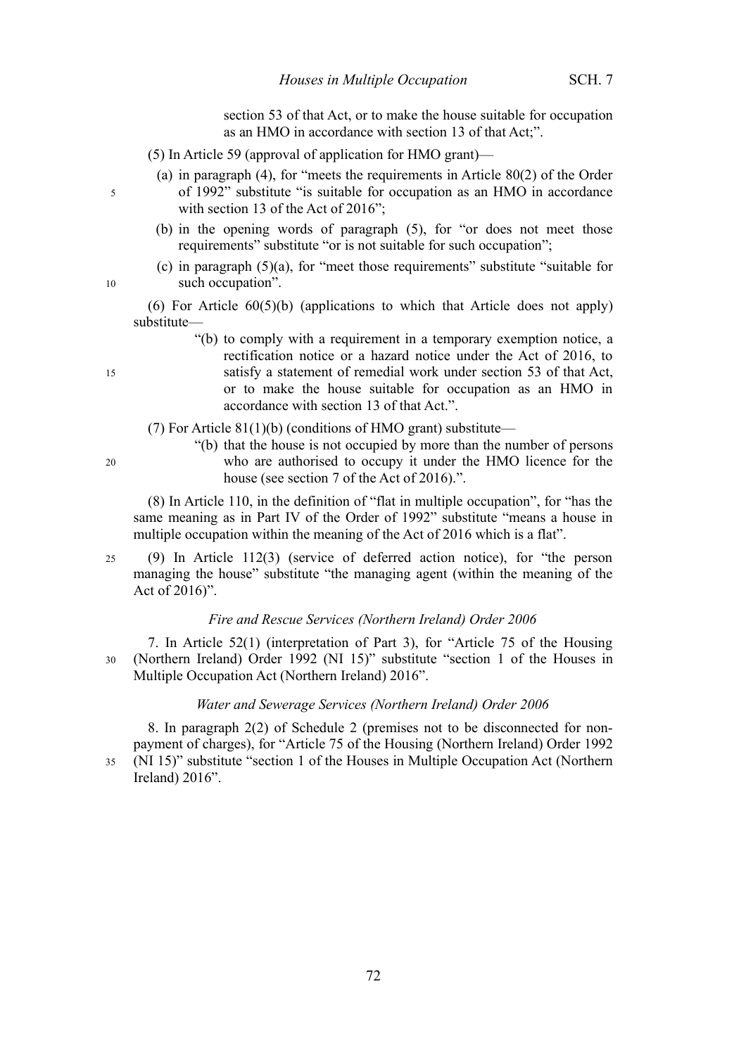section 53 of that Act, or to make the house suitable for occupation as an HMO in accordance with section 13 of that Act;".

(5) In Article 59 (approval of application for HMO grant)—

(a) in paragraph (4), for "meets the requirements in Article 80(2) of the Order of 1992" substitute "is suitable for occupation as an HMO in accordance with section 13 of the Act of 2016";

(b) in the opening words of paragraph (5), for "or does not meet those requirements" substitute "or is not suitable for such occupation";

(c) in paragraph (5)(a), for "meet those requirements" substitute "suitable for such occupation".

(6) For Article 60(5)(b) (applications to which that Article does not apply) substitute—

"(b) to comply with a requirement in a temporary exemption notice, a rectification notice or a hazard notice under the Act of 2016, to satisfy a statement of remedial work under section 53 of that Act, or to make the house suitable for occupation as an HMO in accordance with section 13 of that Act.".

(7) For Article 81(1)(b) (conditions of HMO grant) substitute—

"(b) that the house is not occupied by more than the number of persons who are authorised to occupy it under the HMO licence for the house (see section 7 of the Act of 2016).".

(8) In Article 110, in the definition of "flat in multiple occupation", for "has the same meaning as in Part IV of the Order of 1992" substitute "means a house in multiple occupation within the meaning of the Act of 2016 which is a flat".

(9) In Article 112(3) (service of deferred action notice), for "the person managing the house" substitute "the managing agent (within the meaning of the Act of 2016)".

*Fire and Rescue Services (Northern Ireland) Order 2006*

7. In Article 52(1) (interpretation of Part 3), for "Article 75 of the Housing (Northern Ireland) Order 1992 (NI 15)" substitute "section 1 of the Houses in Multiple Occupation Act (Northern Ireland) 2016".

*Water and Sewerage Services (Northern Ireland) Order 2006*

8. In paragraph 2(2) of Schedule 2 (premises not to be disconnected for non-payment of charges), for "Article 75 of the Housing (Northern Ireland) Order 1992 (NI 15)" substitute "section 1 of the Houses in Multiple Occupation Act (Northern Ireland) 2016".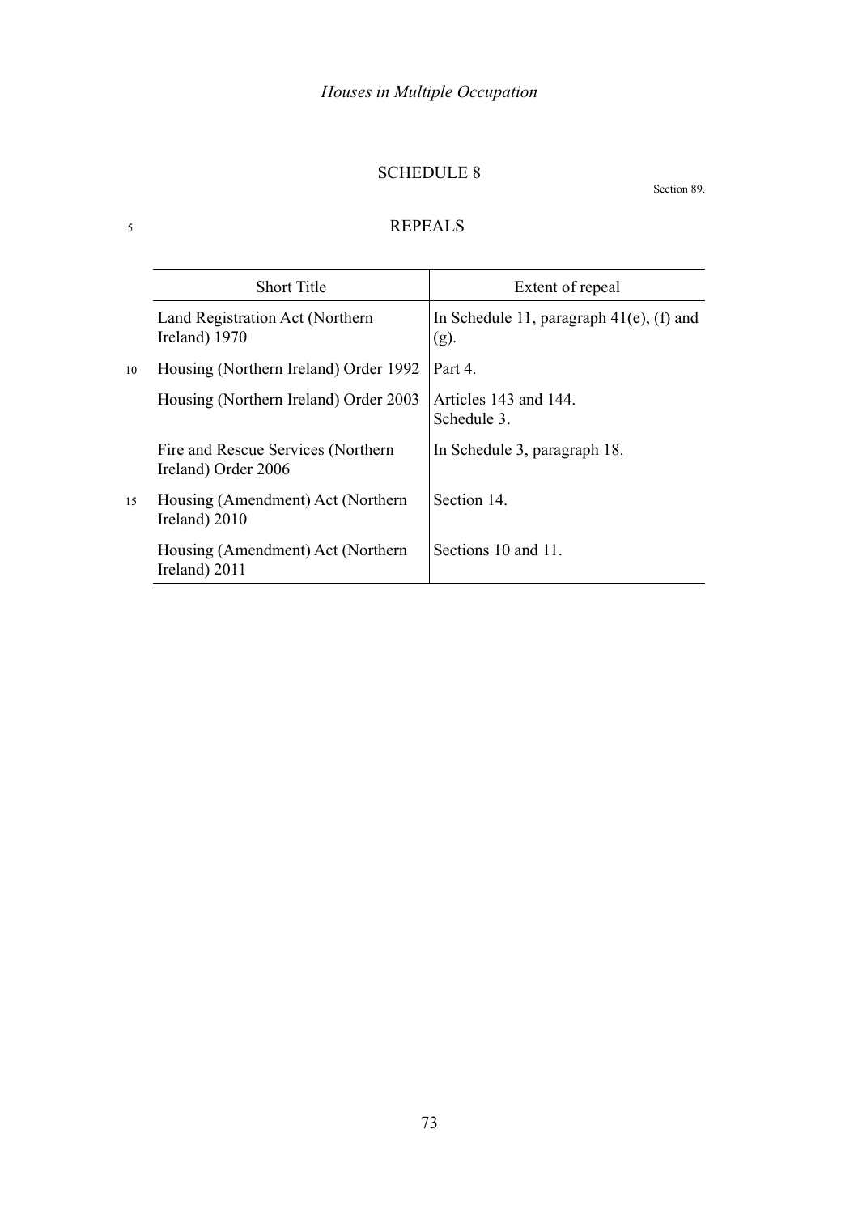## SCHEDULE 8

Section 89.

## REPEALS

| Short Title | Extent of repeal |
|---|---|
| Land Registration Act (Northern Ireland) 1970 | In Schedule 11, paragraph 41(e), (f) and (g). |
| Housing (Northern Ireland) Order 1992 | Part 4. |
| Housing (Northern Ireland) Order 2003 | Articles 143 and 144. Schedule 3. |
| Fire and Rescue Services (Northern Ireland) Order 2006 | In Schedule 3, paragraph 18. |
| Housing (Amendment) Act (Northern Ireland) 2010 | Section 14. |
| Housing (Amendment) Act (Northern Ireland) 2011 | Sections 10 and 11. |